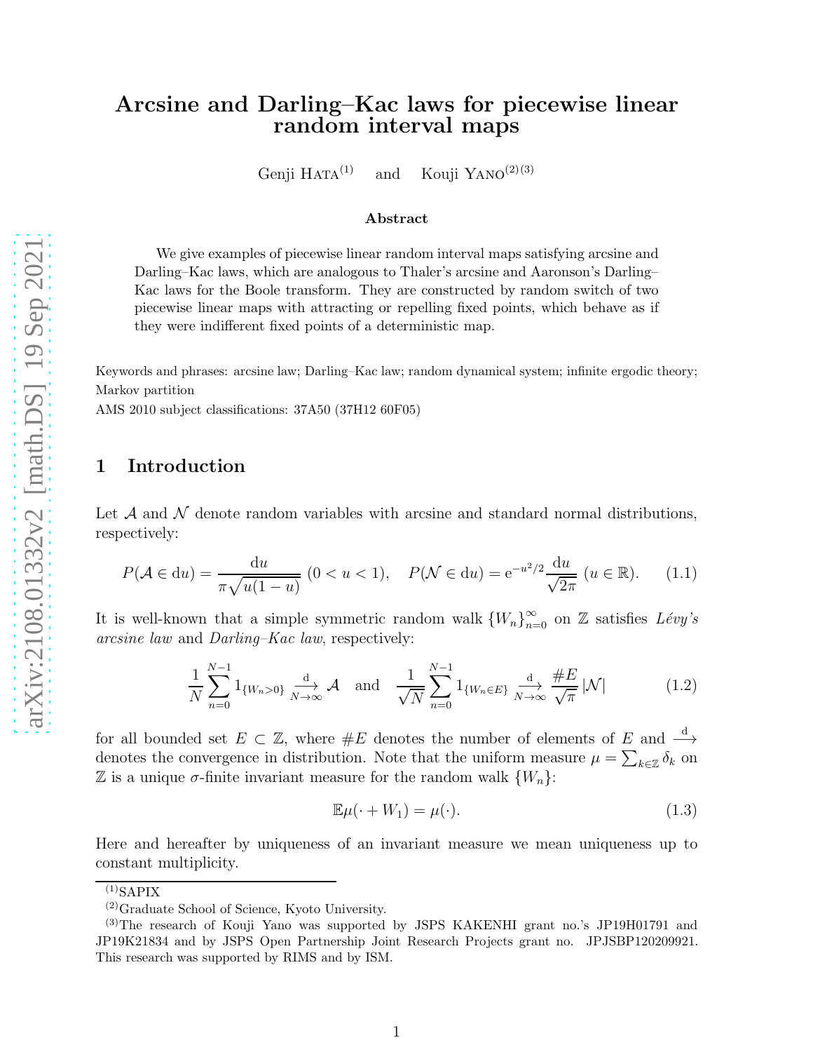# Arcsine and Darling–Kac laws for piecewise linear random interval maps

Genji HATA[(1)] and Kouji YANO[(2)(3)]

### Abstract

We give examples of piecewise linear random interval maps satisfying arcsine and Darling–Kac laws, which are analogous to Thaler's arcsine and Aaronson's Darling–Kac laws for the Boole transform. They are constructed by random switch of two piecewise linear maps with attracting or repelling fixed points, which behave as if they were indifferent fixed points of a deterministic map.

Keywords and phrases: arcsine law; Darling–Kac law; random dynamical system; infinite ergodic theory; Markov partition

AMS 2010 subject classifications: 37A50 (37H12 60F05)

## 1 Introduction

Let $\mathcal{A}$ and $\mathcal{N}$ denote random variables with arcsine and standard normal distributions, respectively:

$$P(\mathcal{A} \in \mathrm{d}u) = \frac{\mathrm{d}u}{\pi\sqrt{u(1-u)}} \ (0 < u < 1), \quad P(\mathcal{N} \in \mathrm{d}u) = \mathrm{e}^{-u^2/2}\frac{\mathrm{d}u}{\sqrt{2\pi}} \ (u \in \mathbb{R}). \tag{1.1}$$

It is well-known that a simple symmetric random walk $\{W_n\}_{n=0}^{\infty}$ on $\mathbb{Z}$ satisfies *Lévy's arcsine law* and *Darling–Kac law*, respectively:

$$\frac{1}{N}\sum_{n=0}^{N-1} 1_{\{W_n > 0\}} \xrightarrow[N\to\infty]{\mathrm{d}} \mathcal{A} \quad \text{and} \quad \frac{1}{\sqrt{N}}\sum_{n=0}^{N-1} 1_{\{W_n \in E\}} \xrightarrow[N\to\infty]{\mathrm{d}} \frac{\#E}{\sqrt{\pi}}\,|\mathcal{N}| \tag{1.2}$$

for all bounded set $E \subset \mathbb{Z}$, where $\#E$ denotes the number of elements of $E$ and $\xrightarrow{\mathrm{d}}$ denotes the convergence in distribution. Note that the uniform measure $\mu = \sum_{k\in\mathbb{Z}} \delta_k$ on $\mathbb{Z}$ is a unique $\sigma$-finite invariant measure for the random walk $\{W_n\}$:

$$\mathbb{E}\mu(\cdot + W_1) = \mu(\cdot). \tag{1.3}$$

Here and hereafter by uniqueness of an invariant measure we mean uniqueness up to constant multiplicity.

---

[(1)] SAPIX

[(2)] Graduate School of Science, Kyoto University.

[(3)] The research of Kouji Yano was supported by JSPS KAKENHI grant no.'s JP19H01791 and JP19K21834 and by JSPS Open Partnership Joint Research Projects grant no. JPJSBP120209921. This research was supported by RIMS and by ISM.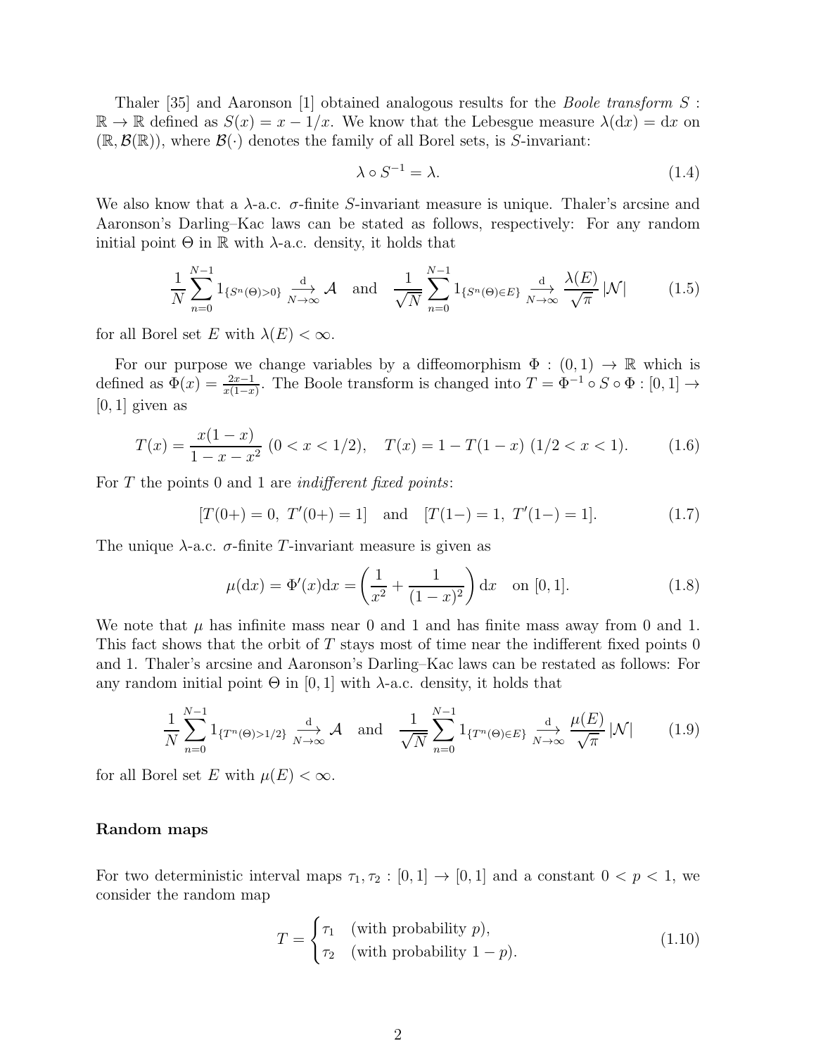Thaler [35] and Aaronson [1] obtained analogous results for the *Boole transform* $S : \mathbb{R} \to \mathbb{R}$ defined as $S(x) = x - 1/x$. We know that the Lebesgue measure $\lambda(\mathrm{d}x) = \mathrm{d}x$ on $(\mathbb{R}, \mathcal{B}(\mathbb{R}))$, where $\mathcal{B}(\cdot)$ denotes the family of all Borel sets, is $S$-invariant:

$$\lambda \circ S^{-1} = \lambda. \tag{1.4}$$

We also know that a $\lambda$-a.c. $\sigma$-finite $S$-invariant measure is unique. Thaler's arcsine and Aaronson's Darling–Kac laws can be stated as follows, respectively: For any random initial point $\Theta$ in $\mathbb{R}$ with $\lambda$-a.c. density, it holds that

$$\frac{1}{N} \sum_{n=0}^{N-1} 1_{\{S^n(\Theta) > 0\}} \xrightarrow[N\to\infty]{\mathrm{d}} \mathcal{A} \quad \text{and} \quad \frac{1}{\sqrt{N}} \sum_{n=0}^{N-1} 1_{\{S^n(\Theta) \in E\}} \xrightarrow[N\to\infty]{\mathrm{d}} \frac{\lambda(E)}{\sqrt{\pi}} |\mathcal{N}| \tag{1.5}$$

for all Borel set $E$ with $\lambda(E) < \infty$.

For our purpose we change variables by a diffeomorphism $\Phi : (0,1) \to \mathbb{R}$ which is defined as $\Phi(x) = \frac{2x-1}{x(1-x)}$. The Boole transform is changed into $T = \Phi^{-1} \circ S \circ \Phi : [0,1] \to [0,1]$ given as

$$T(x) = \frac{x(1-x)}{1-x-x^2} \ (0 < x < 1/2), \quad T(x) = 1 - T(1-x) \ (1/2 < x < 1). \tag{1.6}$$

For $T$ the points 0 and 1 are *indifferent fixed points*:

$$[T(0+) = 0, \ T'(0+) = 1] \quad \text{and} \quad [T(1-) = 1, \ T'(1-) = 1]. \tag{1.7}$$

The unique $\lambda$-a.c. $\sigma$-finite $T$-invariant measure is given as

$$\mu(\mathrm{d}x) = \Phi'(x)\mathrm{d}x = \left( \frac{1}{x^2} + \frac{1}{(1-x)^2} \right) \mathrm{d}x \quad \text{on } [0,1]. \tag{1.8}$$

We note that $\mu$ has infinite mass near 0 and 1 and has finite mass away from 0 and 1. This fact shows that the orbit of $T$ stays most of time near the indifferent fixed points 0 and 1. Thaler's arcsine and Aaronson's Darling–Kac laws can be restated as follows: For any random initial point $\Theta$ in $[0,1]$ with $\lambda$-a.c. density, it holds that

$$\frac{1}{N} \sum_{n=0}^{N-1} 1_{\{T^n(\Theta) > 1/2\}} \xrightarrow[N\to\infty]{\mathrm{d}} \mathcal{A} \quad \text{and} \quad \frac{1}{\sqrt{N}} \sum_{n=0}^{N-1} 1_{\{T^n(\Theta) \in E\}} \xrightarrow[N\to\infty]{\mathrm{d}} \frac{\mu(E)}{\sqrt{\pi}} |\mathcal{N}| \tag{1.9}$$

for all Borel set $E$ with $\mu(E) < \infty$.

**Random maps**

For two deterministic interval maps $\tau_1, \tau_2 : [0,1] \to [0,1]$ and a constant $0 < p < 1$, we consider the random map

$$T = \begin{cases} \tau_1 & \text{(with probability } p), \\ \tau_2 & \text{(with probability } 1-p). \end{cases} \tag{1.10}$$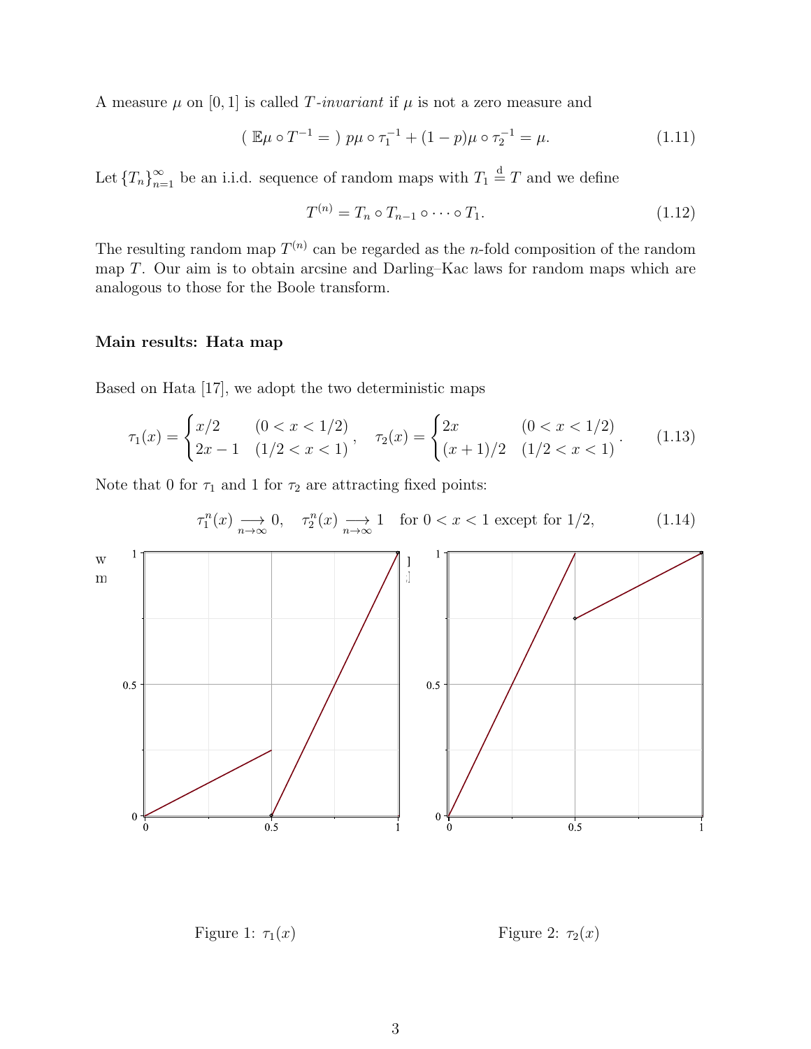A measure $\mu$ on $[0,1]$ is called $T$-*invariant* if $\mu$ is not a zero measure and

$$( \ \mathbb{E}\mu \circ T^{-1} = \ ) \ p\mu \circ \tau_1^{-1} + (1-p)\mu \circ \tau_2^{-1} = \mu. \tag{1.11}$$

Let $\{T_n\}_{n=1}^{\infty}$ be an i.i.d. sequence of random maps with $T_1 \overset{\mathrm{d}}{=} T$ and we define

$$T^{(n)} = T_n \circ T_{n-1} \circ \cdots \circ T_1. \tag{1.12}$$

The resulting random map $T^{(n)}$ can be regarded as the $n$-fold composition of the random map $T$. Our aim is to obtain arcsine and Darling–Kac laws for random maps which are analogous to those for the Boole transform.

**Main results: Hata map**

Based on Hata [17], we adopt the two deterministic maps

$$\tau_1(x) = \begin{cases} x/2 & (0 < x < 1/2) \\ 2x - 1 & (1/2 < x < 1) \end{cases}, \quad \tau_2(x) = \begin{cases} 2x & (0 < x < 1/2) \\ (x+1)/2 & (1/2 < x < 1) \end{cases}. \tag{1.13}$$

Note that 0 for $\tau_1$ and 1 for $\tau_2$ are attracting fixed points:

$$\tau_1^n(x) \underset{n\to\infty}{\longrightarrow} 0, \quad \tau_2^n(x) \underset{n\to\infty}{\longrightarrow} 1 \quad \text{for } 0 < x < 1 \text{ except for } 1/2, \tag{1.14}$$

Figure 1: $\tau_1(x)$

Figure 2: $\tau_2(x)$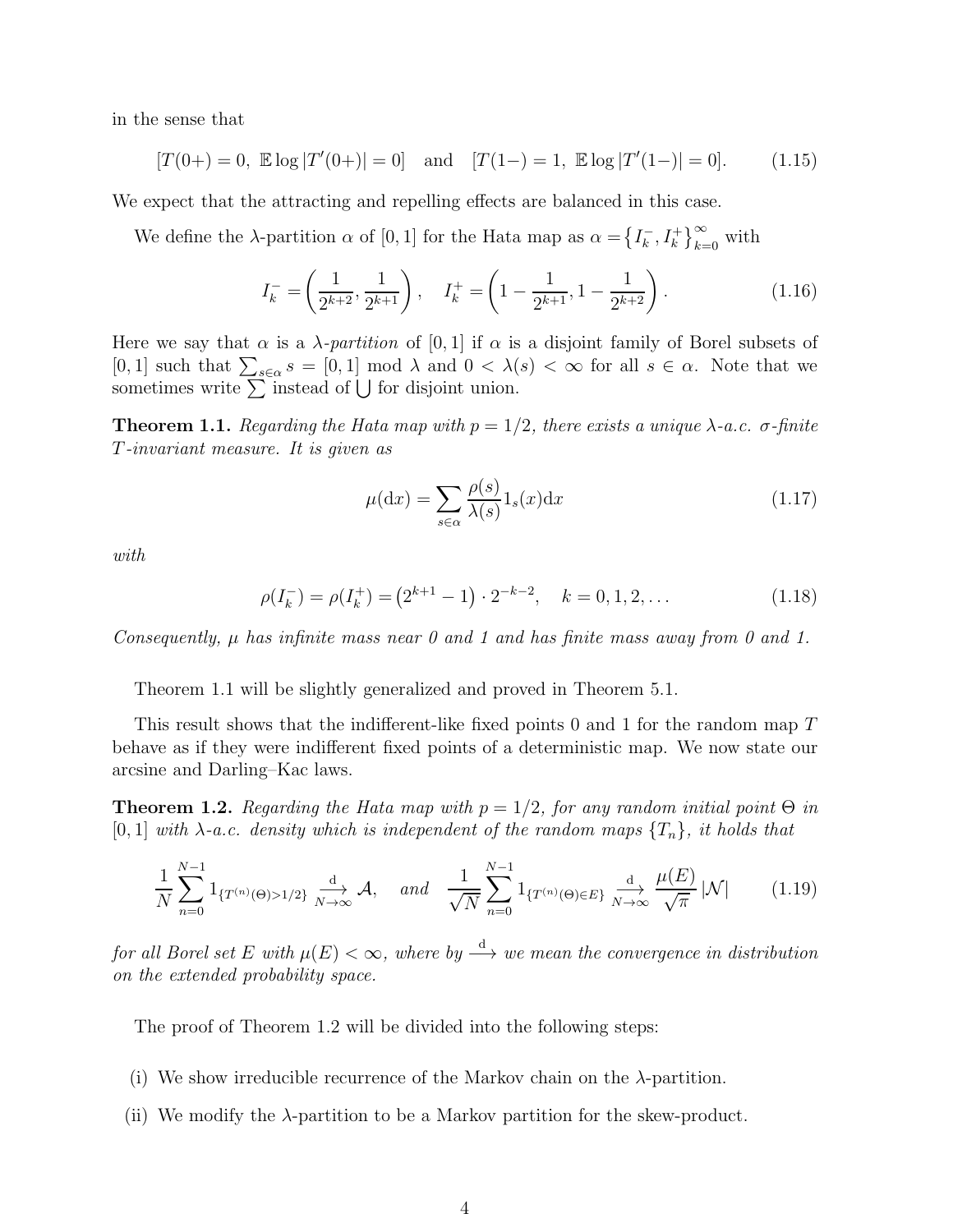in the sense that

$$[T(0+) = 0,\ \mathbb{E} \log |T'(0+)| = 0] \quad \text{and} \quad [T(1-) = 1,\ \mathbb{E} \log |T'(1-)| = 0]. \tag{1.15}$$

We expect that the attracting and repelling effects are balanced in this case.

We define the $\lambda$-partition $\alpha$ of $[0, 1]$ for the Hata map as $\alpha = \{I_k^-, I_k^+\}_{k=0}^\infty$ with

$$I_k^- = \left( \frac{1}{2^{k+2}}, \frac{1}{2^{k+1}} \right), \quad I_k^+ = \left( 1 - \frac{1}{2^{k+1}}, 1 - \frac{1}{2^{k+2}} \right). \tag{1.16}$$

Here we say that $\alpha$ is a *$\lambda$-partition* of $[0, 1]$ if $\alpha$ is a disjoint family of Borel subsets of $[0, 1]$ such that $\sum_{s \in \alpha} s = [0, 1] \bmod \lambda$ and $0 < \lambda(s) < \infty$ for all $s \in \alpha$. Note that we sometimes write $\sum$ instead of $\bigcup$ for disjoint union.

**Theorem 1.1.** *Regarding the Hata map with $p = 1/2$, there exists a unique $\lambda$-a.c. $\sigma$-finite $T$-invariant measure. It is given as*

$$\mu(\mathrm{d}x) = \sum_{s \in \alpha} \frac{\rho(s)}{\lambda(s)} 1_s(x) \mathrm{d}x \tag{1.17}$$

*with*

$$\rho(I_k^-) = \rho(I_k^+) = \left(2^{k+1} - 1\right) \cdot 2^{-k-2}, \quad k = 0, 1, 2, \ldots \tag{1.18}$$

*Consequently, $\mu$ has infinite mass near 0 and 1 and has finite mass away from 0 and 1.*

Theorem 1.1 will be slightly generalized and proved in Theorem 5.1.

This result shows that the indifferent-like fixed points 0 and 1 for the random map $T$ behave as if they were indifferent fixed points of a deterministic map. We now state our arcsine and Darling–Kac laws.

**Theorem 1.2.** *Regarding the Hata map with $p = 1/2$, for any random initial point $\Theta$ in $[0, 1]$ with $\lambda$-a.c. density which is independent of the random maps $\{T_n\}$, it holds that*

$$\frac{1}{N} \sum_{n=0}^{N-1} 1_{\{T^{(n)}(\Theta) > 1/2\}} \xrightarrow[N \to \infty]{\mathrm{d}} \mathcal{A}, \quad \text{and} \quad \frac{1}{\sqrt{N}} \sum_{n=0}^{N-1} 1_{\{T^{(n)}(\Theta) \in E\}} \xrightarrow[N \to \infty]{\mathrm{d}} \frac{\mu(E)}{\sqrt{\pi}} |\mathcal{N}| \tag{1.19}$$

*for all Borel set $E$ with $\mu(E) < \infty$, where by $\xrightarrow{\mathrm{d}}$ we mean the convergence in distribution on the extended probability space.*

The proof of Theorem 1.2 will be divided into the following steps:

(i) We show irreducible recurrence of the Markov chain on the $\lambda$-partition.

(ii) We modify the $\lambda$-partition to be a Markov partition for the skew-product.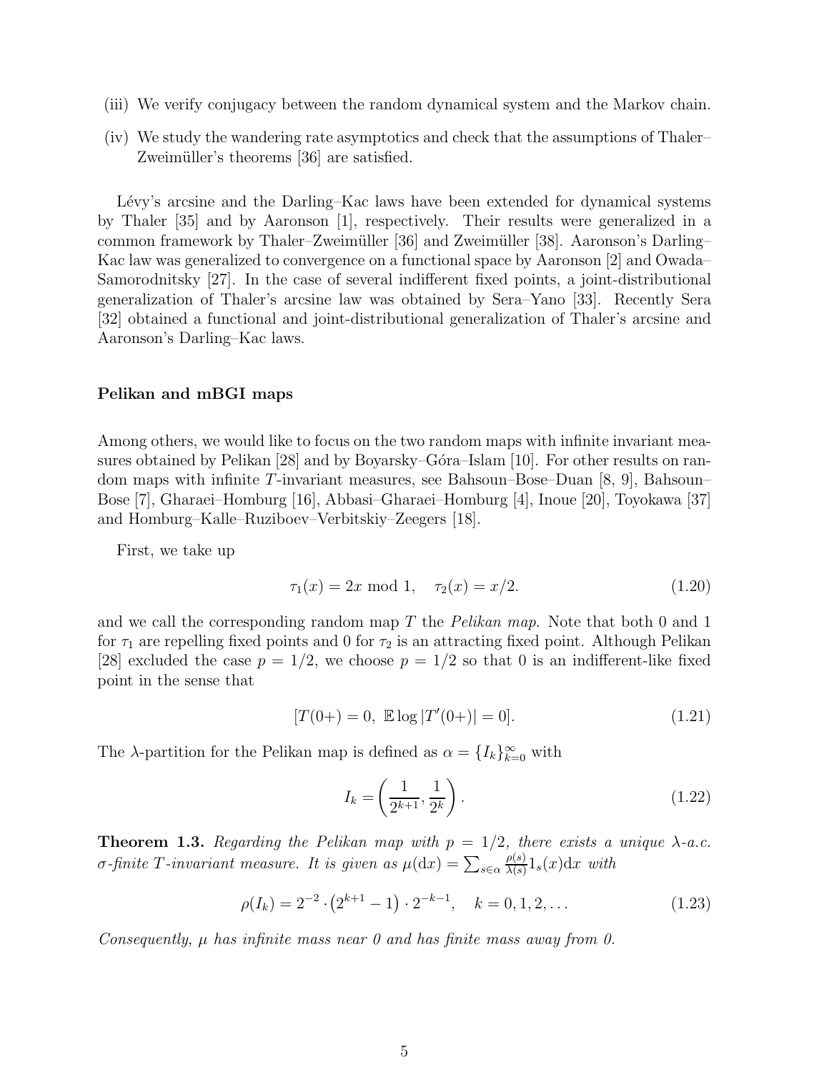(iii) We verify conjugacy between the random dynamical system and the Markov chain.

(iv) We study the wandering rate asymptotics and check that the assumptions of Thaler–Zweimüller's theorems [36] are satisfied.

Lévy's arcsine and the Darling–Kac laws have been extended for dynamical systems by Thaler [35] and by Aaronson [1], respectively. Their results were generalized in a common framework by Thaler–Zweimüller [36] and Zweimüller [38]. Aaronson's Darling–Kac law was generalized to convergence on a functional space by Aaronson [2] and Owada–Samorodnitsky [27]. In the case of several indifferent fixed points, a joint-distributional generalization of Thaler's arcsine law was obtained by Sera–Yano [33]. Recently Sera [32] obtained a functional and joint-distributional generalization of Thaler's arcsine and Aaronson's Darling–Kac laws.

### Pelikan and mBGI maps

Among others, we would like to focus on the two random maps with infinite invariant measures obtained by Pelikan [28] and by Boyarsky–Góra–Islam [10]. For other results on random maps with infinite $T$-invariant measures, see Bahsoun–Bose–Duan [8, 9], Bahsoun–Bose [7], Gharaei–Homburg [16], Abbasi–Gharaei–Homburg [4], Inoue [20], Toyokawa [37] and Homburg–Kalle–Ruziboev–Verbitskiy–Zeegers [18].

First, we take up

$$\tau_1(x) = 2x \bmod 1, \quad \tau_2(x) = x/2. \tag{1.20}$$

and we call the corresponding random map $T$ the *Pelikan map.* Note that both 0 and 1 for $\tau_1$ are repelling fixed points and 0 for $\tau_2$ is an attracting fixed point. Although Pelikan [28] excluded the case $p = 1/2$, we choose $p = 1/2$ so that 0 is an indifferent-like fixed point in the sense that

$$[T(0+) = 0, \ \mathbb{E}\log|T'(0+)| = 0]. \tag{1.21}$$

The $\lambda$-partition for the Pelikan map is defined as $\alpha = \{I_k\}_{k=0}^{\infty}$ with

$$I_k = \left(\frac{1}{2^{k+1}}, \frac{1}{2^k}\right). \tag{1.22}$$

**Theorem 1.3.** *Regarding the Pelikan map with $p = 1/2$, there exists a unique $\lambda$-a.c. $\sigma$-finite $T$-invariant measure. It is given as $\mu(\mathrm{d}x) = \sum_{s\in\alpha} \frac{\rho(s)}{\lambda(s)} 1_s(x)\mathrm{d}x$ with*

$$\rho(I_k) = 2^{-2} \cdot \left(2^{k+1} - 1\right) \cdot 2^{-k-1}, \quad k = 0, 1, 2, \ldots \tag{1.23}$$

*Consequently, $\mu$ has infinite mass near 0 and has finite mass away from 0.*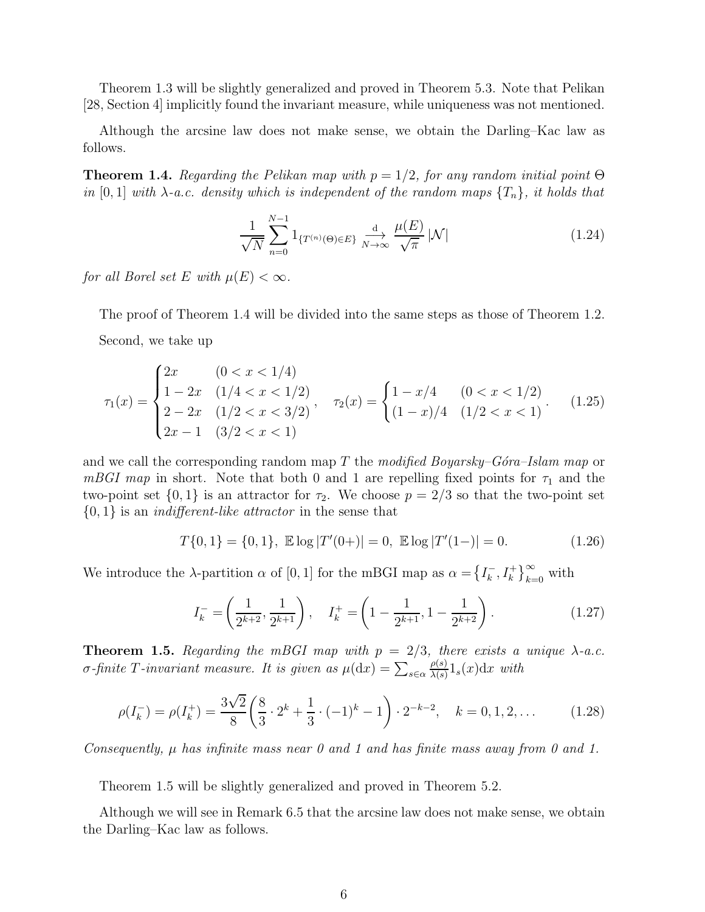Theorem 1.3 will be slightly generalized and proved in Theorem 5.3. Note that Pelikan [28, Section 4] implicitly found the invariant measure, while uniqueness was not mentioned.

Although the arcsine law does not make sense, we obtain the Darling–Kac law as follows.

**Theorem 1.4.** *Regarding the Pelikan map with $p = 1/2$, for any random initial point $\Theta$ in $[0, 1]$ with $\lambda$-a.c. density which is independent of the random maps $\{T_n\}$, it holds that*

$$\frac{1}{\sqrt{N}} \sum_{n=0}^{N-1} 1_{\{T^{(n)}(\Theta) \in E\}} \xrightarrow[N\to\infty]{\mathrm{d}} \frac{\mu(E)}{\sqrt{\pi}} |\mathcal{N}| \tag{1.24}$$

*for all Borel set $E$ with $\mu(E) < \infty$.*

The proof of Theorem 1.4 will be divided into the same steps as those of Theorem 1.2.

Second, we take up

$$\tau_1(x) = \begin{cases} 2x & (0 < x < 1/4) \\ 1 - 2x & (1/4 < x < 1/2) \\ 2 - 2x & (1/2 < x < 3/2) \\ 2x - 1 & (3/2 < x < 1) \end{cases}, \quad \tau_2(x) = \begin{cases} 1 - x/4 & (0 < x < 1/2) \\ (1 - x)/4 & (1/2 < x < 1) \end{cases}. \tag{1.25}$$

and we call the corresponding random map $T$ the *modified Boyarsky–Góra–Islam map* or *mBGI map* in short. Note that both 0 and 1 are repelling fixed points for $\tau_1$ and the two-point set $\{0, 1\}$ is an attractor for $\tau_2$. We choose $p = 2/3$ so that the two-point set $\{0, 1\}$ is an *indifferent-like attractor* in the sense that

$$T\{0, 1\} = \{0, 1\}, \ \mathbb{E} \log |T'(0+)| = 0, \ \mathbb{E} \log |T'(1-)| = 0. \tag{1.26}$$

We introduce the $\lambda$-partition $\alpha$ of $[0, 1]$ for the mBGI map as $\alpha = \{I_k^-, I_k^+\}_{k=0}^\infty$ with

$$I_k^- = \left( \frac{1}{2^{k+2}}, \frac{1}{2^{k+1}} \right), \quad I_k^+ = \left( 1 - \frac{1}{2^{k+1}}, 1 - \frac{1}{2^{k+2}} \right). \tag{1.27}$$

**Theorem 1.5.** *Regarding the mBGI map with $p = 2/3$, there exists a unique $\lambda$-a.c. $\sigma$-finite $T$-invariant measure. It is given as $\mu(\mathrm{d}x) = \sum_{s\in\alpha} \frac{\rho(s)}{\lambda(s)} 1_s(x)\mathrm{d}x$ with*

$$\rho(I_k^-) = \rho(I_k^+) = \frac{3\sqrt{2}}{8} \left( \frac{8}{3} \cdot 2^k + \frac{1}{3} \cdot (-1)^k - 1 \right) \cdot 2^{-k-2}, \quad k = 0, 1, 2, \ldots \tag{1.28}$$

*Consequently, $\mu$ has infinite mass near 0 and 1 and has finite mass away from 0 and 1.*

Theorem 1.5 will be slightly generalized and proved in Theorem 5.2.

Although we will see in Remark 6.5 that the arcsine law does not make sense, we obtain the Darling–Kac law as follows.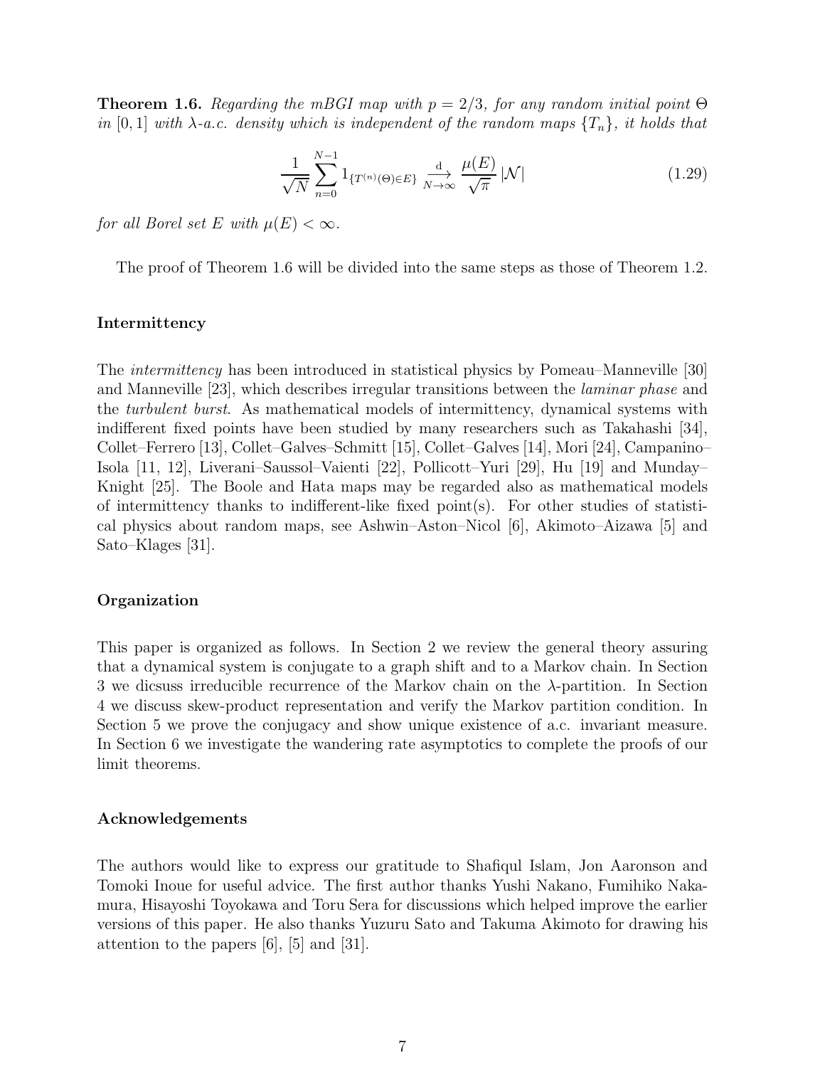**Theorem 1.6.** *Regarding the mBGI map with $p = 2/3$, for any random initial point $\Theta$ in $[0, 1]$ with $\lambda$-a.c. density which is independent of the random maps $\{T_n\}$, it holds that*

$$\frac{1}{\sqrt{N}} \sum_{n=0}^{N-1} 1_{\{T^{(n)}(\Theta) \in E\}} \underset{N\to\infty}{\overset{\mathrm{d}}{\longrightarrow}} \frac{\mu(E)}{\sqrt{\pi}} |\mathcal{N}| \tag{1.29}$$

*for all Borel set $E$ with $\mu(E) < \infty$.*

The proof of Theorem 1.6 will be divided into the same steps as those of Theorem 1.2.

### Intermittency

The *intermittency* has been introduced in statistical physics by Pomeau–Manneville [30] and Manneville [23], which describes irregular transitions between the *laminar phase* and the *turbulent burst*. As mathematical models of intermittency, dynamical systems with indifferent fixed points have been studied by many researchers such as Takahashi [34], Collet–Ferrero [13], Collet–Galves–Schmitt [15], Collet–Galves [14], Mori [24], Campanino–Isola [11, 12], Liverani–Saussol–Vaienti [22], Pollicott–Yuri [29], Hu [19] and Munday–Knight [25]. The Boole and Hata maps may be regarded also as mathematical models of intermittency thanks to indifferent-like fixed point(s). For other studies of statistical physics about random maps, see Ashwin–Aston–Nicol [6], Akimoto–Aizawa [5] and Sato–Klages [31].

### Organization

This paper is organized as follows. In Section 2 we review the general theory assuring that a dynamical system is conjugate to a graph shift and to a Markov chain. In Section 3 we dicsuss irreducible recurrence of the Markov chain on the $\lambda$-partition. In Section 4 we discuss skew-product representation and verify the Markov partition condition. In Section 5 we prove the conjugacy and show unique existence of a.c. invariant measure. In Section 6 we investigate the wandering rate asymptotics to complete the proofs of our limit theorems.

### Acknowledgements

The authors would like to express our gratitude to Shafiqul Islam, Jon Aaronson and Tomoki Inoue for useful advice. The first author thanks Yushi Nakano, Fumihiko Nakamura, Hisayoshi Toyokawa and Toru Sera for discussions which helped improve the earlier versions of this paper. He also thanks Yuzuru Sato and Takuma Akimoto for drawing his attention to the papers [6], [5] and [31].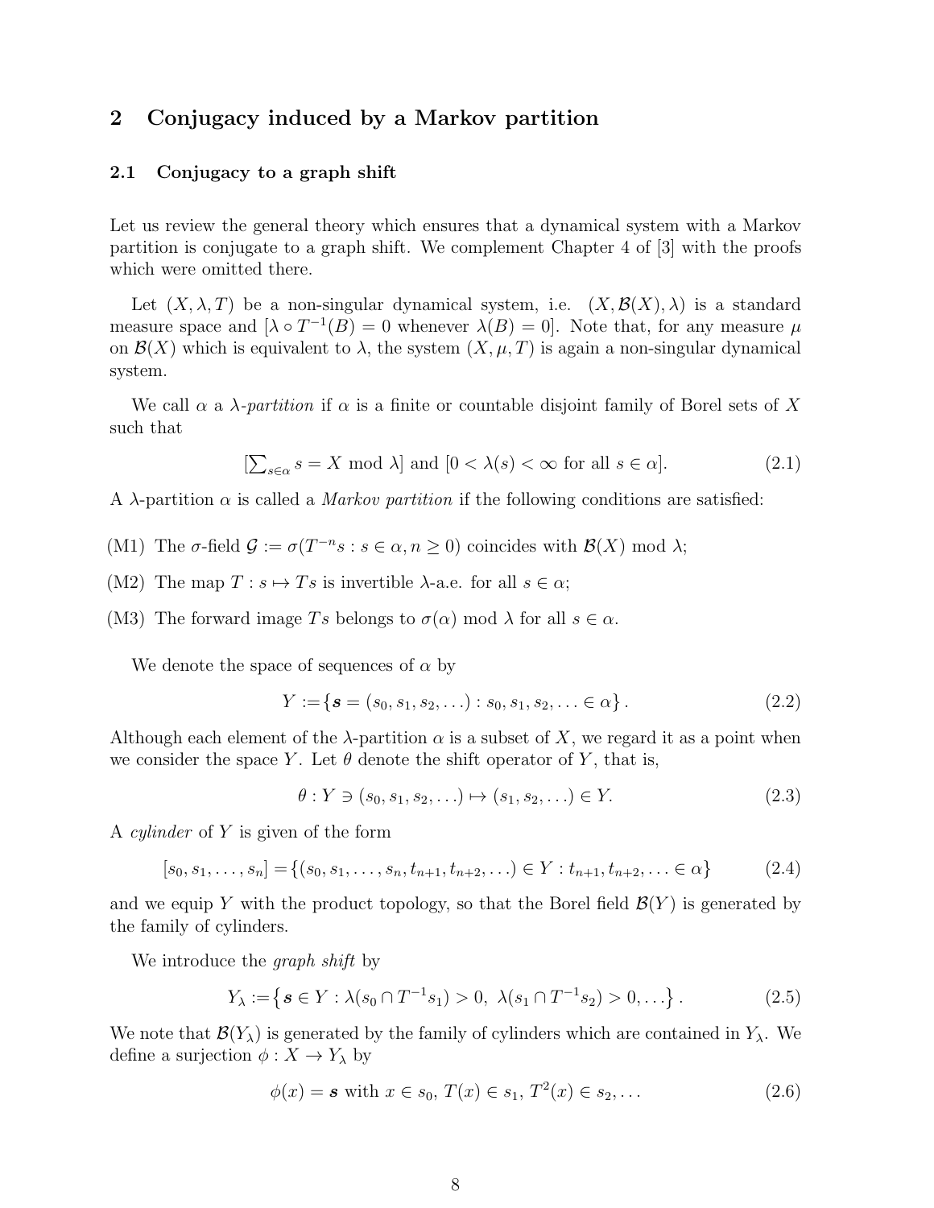## 2 Conjugacy induced by a Markov partition

### 2.1 Conjugacy to a graph shift

Let us review the general theory which ensures that a dynamical system with a Markov partition is conjugate to a graph shift. We complement Chapter 4 of [3] with the proofs which were omitted there.

Let $(X, \lambda, T)$ be a non-singular dynamical system, i.e. $(X, \mathcal{B}(X), \lambda)$ is a standard measure space and $[\lambda \circ T^{-1}(B) = 0$ whenever $\lambda(B) = 0]$. Note that, for any measure $\mu$ on $\mathcal{B}(X)$ which is equivalent to $\lambda$, the system $(X, \mu, T)$ is again a non-singular dynamical system.

We call $\alpha$ a *$\lambda$-partition* if $\alpha$ is a finite or countable disjoint family of Borel sets of $X$ such that

$$[\textstyle\sum_{s \in \alpha} s = X \bmod \lambda] \text{ and } [0 < \lambda(s) < \infty \text{ for all } s \in \alpha]. \tag{2.1}$$

A $\lambda$-partition $\alpha$ is called a *Markov partition* if the following conditions are satisfied:

(M1) The $\sigma$-field $\mathcal{G} := \sigma(T^{-n}s : s \in \alpha, n \geq 0)$ coincides with $\mathcal{B}(X) \bmod \lambda$;

(M2) The map $T : s \mapsto Ts$ is invertible $\lambda$-a.e. for all $s \in \alpha$;

(M3) The forward image $Ts$ belongs to $\sigma(\alpha) \bmod \lambda$ for all $s \in \alpha$.

We denote the space of sequences of $\alpha$ by

$$Y := \{ \boldsymbol{s} = (s_0, s_1, s_2, \ldots) : s_0, s_1, s_2, \ldots \in \alpha \}. \tag{2.2}$$

Although each element of the $\lambda$-partition $\alpha$ is a subset of $X$, we regard it as a point when we consider the space $Y$. Let $\theta$ denote the shift operator of $Y$, that is,

$$\theta : Y \ni (s_0, s_1, s_2, \ldots) \mapsto (s_1, s_2, \ldots) \in Y. \tag{2.3}$$

A *cylinder* of $Y$ is given of the form

$$[s_0, s_1, \ldots, s_n] = \{(s_0, s_1, \ldots, s_n, t_{n+1}, t_{n+2}, \ldots) \in Y : t_{n+1}, t_{n+2}, \ldots \in \alpha\} \tag{2.4}$$

and we equip $Y$ with the product topology, so that the Borel field $\mathcal{B}(Y)$ is generated by the family of cylinders.

We introduce the *graph shift* by

$$Y_\lambda := \{ \boldsymbol{s} \in Y : \lambda(s_0 \cap T^{-1}s_1) > 0, \ \lambda(s_1 \cap T^{-1}s_2) > 0, \ldots \}. \tag{2.5}$$

We note that $\mathcal{B}(Y_\lambda)$ is generated by the family of cylinders which are contained in $Y_\lambda$. We define a surjection $\phi : X \to Y_\lambda$ by

$$\phi(x) = \boldsymbol{s} \text{ with } x \in s_0, \, T(x) \in s_1, \, T^2(x) \in s_2, \ldots \tag{2.6}$$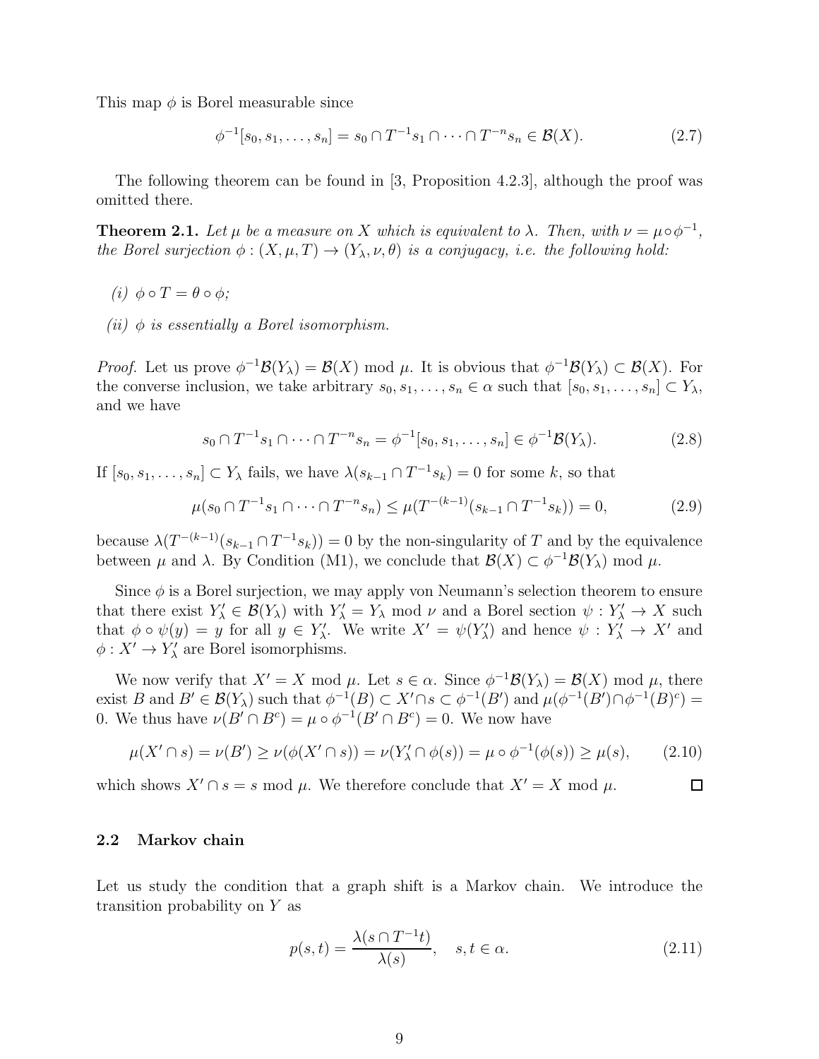This map $\phi$ is Borel measurable since

$$\phi^{-1}[s_0, s_1, \dots, s_n] = s_0 \cap T^{-1}s_1 \cap \cdots \cap T^{-n}s_n \in \mathcal{B}(X). \tag{2.7}$$

The following theorem can be found in [3, Proposition 4.2.3], although the proof was omitted there.

**Theorem 2.1.** *Let $\mu$ be a measure on $X$ which is equivalent to $\lambda$. Then, with $\nu = \mu \circ \phi^{-1}$, the Borel surjection $\phi : (X, \mu, T) \to (Y_\lambda, \nu, \theta)$ is a conjugacy, i.e. the following hold:*

*(i) $\phi \circ T = \theta \circ \phi$;*

*(ii) $\phi$ is essentially a Borel isomorphism.*

*Proof.* Let us prove $\phi^{-1}\mathcal{B}(Y_\lambda) = \mathcal{B}(X)$ mod $\mu$. It is obvious that $\phi^{-1}\mathcal{B}(Y_\lambda) \subset \mathcal{B}(X)$. For the converse inclusion, we take arbitrary $s_0, s_1, \dots, s_n \in \alpha$ such that $[s_0, s_1, \dots, s_n] \subset Y_\lambda$, and we have

$$s_0 \cap T^{-1}s_1 \cap \cdots \cap T^{-n}s_n = \phi^{-1}[s_0, s_1, \dots, s_n] \in \phi^{-1}\mathcal{B}(Y_\lambda). \tag{2.8}$$

If $[s_0, s_1, \dots, s_n] \subset Y_\lambda$ fails, we have $\lambda(s_{k-1} \cap T^{-1}s_k) = 0$ for some $k$, so that

$$\mu(s_0 \cap T^{-1}s_1 \cap \cdots \cap T^{-n}s_n) \le \mu(T^{-(k-1)}(s_{k-1} \cap T^{-1}s_k)) = 0, \tag{2.9}$$

because $\lambda(T^{-(k-1)}(s_{k-1} \cap T^{-1}s_k)) = 0$ by the non-singularity of $T$ and by the equivalence between $\mu$ and $\lambda$. By Condition (M1), we conclude that $\mathcal{B}(X) \subset \phi^{-1}\mathcal{B}(Y_\lambda)$ mod $\mu$.

Since $\phi$ is a Borel surjection, we may apply von Neumann's selection theorem to ensure that there exist $Y'_\lambda \in \mathcal{B}(Y_\lambda)$ with $Y'_\lambda = Y_\lambda$ mod $\nu$ and a Borel section $\psi : Y'_\lambda \to X$ such that $\phi \circ \psi(y) = y$ for all $y \in Y'_\lambda$. We write $X' = \psi(Y'_\lambda)$ and hence $\psi : Y'_\lambda \to X'$ and $\phi : X' \to Y'_\lambda$ are Borel isomorphisms.

We now verify that $X' = X$ mod $\mu$. Let $s \in \alpha$. Since $\phi^{-1}\mathcal{B}(Y_\lambda) = \mathcal{B}(X)$ mod $\mu$, there exist $B$ and $B' \in \mathcal{B}(Y_\lambda)$ such that $\phi^{-1}(B) \subset X' \cap s \subset \phi^{-1}(B')$ and $\mu(\phi^{-1}(B') \cap \phi^{-1}(B)^c) = 0$. We thus have $\nu(B' \cap B^c) = \mu \circ \phi^{-1}(B' \cap B^c) = 0$. We now have

$$\mu(X' \cap s) = \nu(B') \ge \nu(\phi(X' \cap s)) = \nu(Y'_\lambda \cap \phi(s)) = \mu \circ \phi^{-1}(\phi(s)) \ge \mu(s), \tag{2.10}$$

which shows $X' \cap s = s$ mod $\mu$. We therefore conclude that $X' = X$ mod $\mu$. $\square$

## 2.2 Markov chain

Let us study the condition that a graph shift is a Markov chain. We introduce the transition probability on $Y$ as

$$p(s,t) = \frac{\lambda(s \cap T^{-1}t)}{\lambda(s)}, \quad s, t \in \alpha. \tag{2.11}$$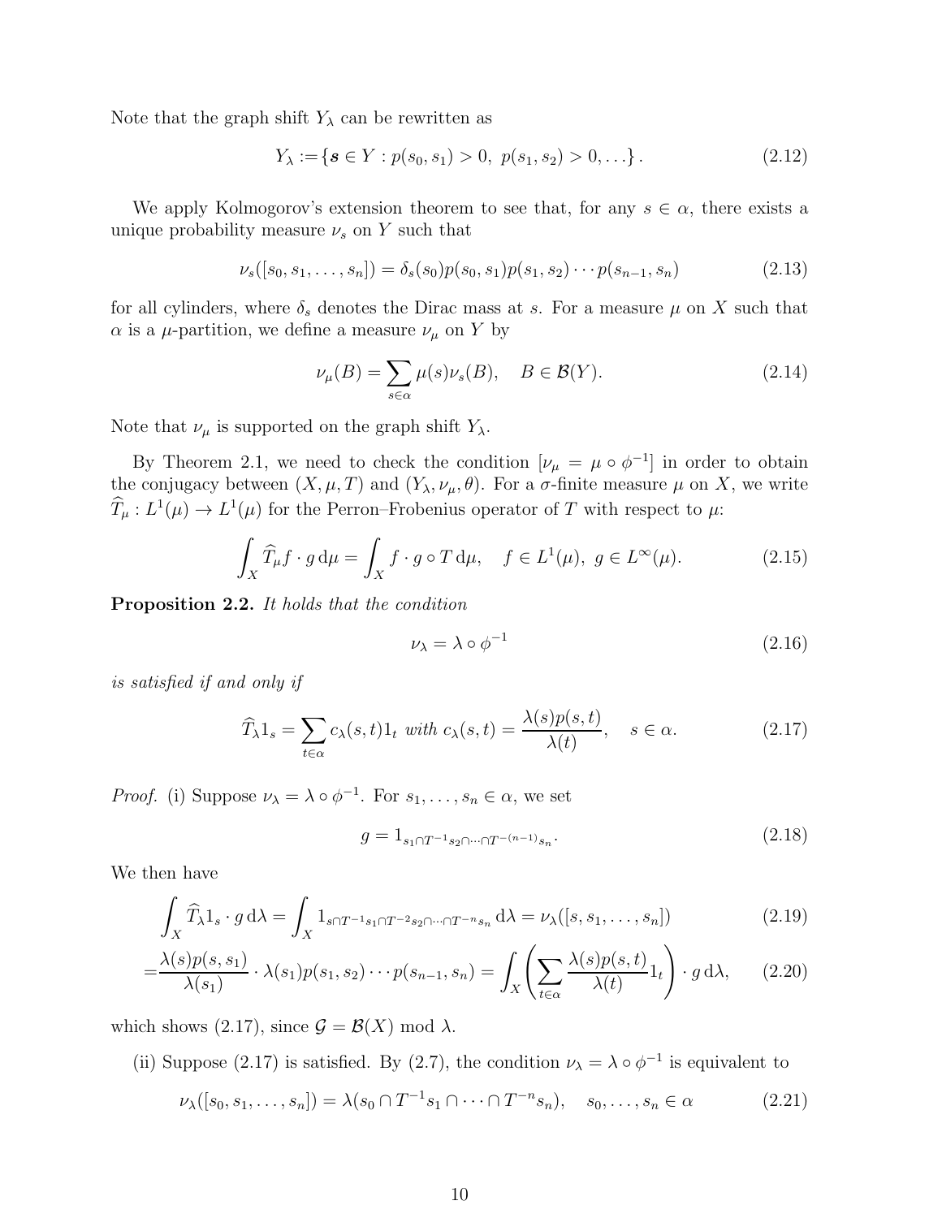Note that the graph shift $Y_\lambda$ can be rewritten as

$$Y_\lambda := \{ \boldsymbol{s} \in Y : p(s_0, s_1) > 0,\ p(s_1, s_2) > 0, \ldots \}. \tag{2.12}$$

We apply Kolmogorov's extension theorem to see that, for any $s \in \alpha$, there exists a unique probability measure $\nu_s$ on $Y$ such that

$$\nu_s([s_0, s_1, \ldots, s_n]) = \delta_s(s_0) p(s_0, s_1) p(s_1, s_2) \cdots p(s_{n-1}, s_n) \tag{2.13}$$

for all cylinders, where $\delta_s$ denotes the Dirac mass at $s$. For a measure $\mu$ on $X$ such that $\alpha$ is a $\mu$-partition, we define a measure $\nu_\mu$ on $Y$ by

$$\nu_\mu(B) = \sum_{s \in \alpha} \mu(s) \nu_s(B), \quad B \in \mathcal{B}(Y). \tag{2.14}$$

Note that $\nu_\mu$ is supported on the graph shift $Y_\lambda$.

By Theorem 2.1, we need to check the condition $[\nu_\mu = \mu \circ \phi^{-1}]$ in order to obtain the conjugacy between $(X, \mu, T)$ and $(Y_\lambda, \nu_\mu, \theta)$. For a $\sigma$-finite measure $\mu$ on $X$, we write $\widehat{T}_\mu : L^1(\mu) \to L^1(\mu)$ for the Perron–Frobenius operator of $T$ with respect to $\mu$:

$$\int_X \widehat{T}_\mu f \cdot g \, \mathrm{d}\mu = \int_X f \cdot g \circ T \, \mathrm{d}\mu, \quad f \in L^1(\mu),\ g \in L^\infty(\mu). \tag{2.15}$$

**Proposition 2.2.** *It holds that the condition*

$$\nu_\lambda = \lambda \circ \phi^{-1} \tag{2.16}$$

*is satisfied if and only if*

$$\widehat{T}_\lambda 1_s = \sum_{t \in \alpha} c_\lambda(s, t) 1_t \text{ with } c_\lambda(s, t) = \frac{\lambda(s) p(s, t)}{\lambda(t)}, \quad s \in \alpha. \tag{2.17}$$

*Proof.* (i) Suppose $\nu_\lambda = \lambda \circ \phi^{-1}$. For $s_1, \ldots, s_n \in \alpha$, we set

$$g = 1_{s_1 \cap T^{-1} s_2 \cap \cdots \cap T^{-(n-1)} s_n}. \tag{2.18}$$

We then have

$$\int_X \widehat{T}_\lambda 1_s \cdot g \, \mathrm{d}\lambda = \int_X 1_{s \cap T^{-1} s_1 \cap T^{-2} s_2 \cap \cdots \cap T^{-n} s_n} \, \mathrm{d}\lambda = \nu_\lambda([s, s_1, \ldots, s_n]) \tag{2.19}$$

$$= \frac{\lambda(s) p(s, s_1)}{\lambda(s_1)} \cdot \lambda(s_1) p(s_1, s_2) \cdots p(s_{n-1}, s_n) = \int_X \left( \sum_{t \in \alpha} \frac{\lambda(s) p(s, t)}{\lambda(t)} 1_t \right) \cdot g \, \mathrm{d}\lambda, \tag{2.20}$$

which shows (2.17), since $\mathcal{G} = \mathcal{B}(X) \bmod \lambda$.

(ii) Suppose (2.17) is satisfied. By (2.7), the condition $\nu_\lambda = \lambda \circ \phi^{-1}$ is equivalent to

$$\nu_\lambda([s_0, s_1, \ldots, s_n]) = \lambda(s_0 \cap T^{-1} s_1 \cap \cdots \cap T^{-n} s_n), \quad s_0, \ldots, s_n \in \alpha \tag{2.21}$$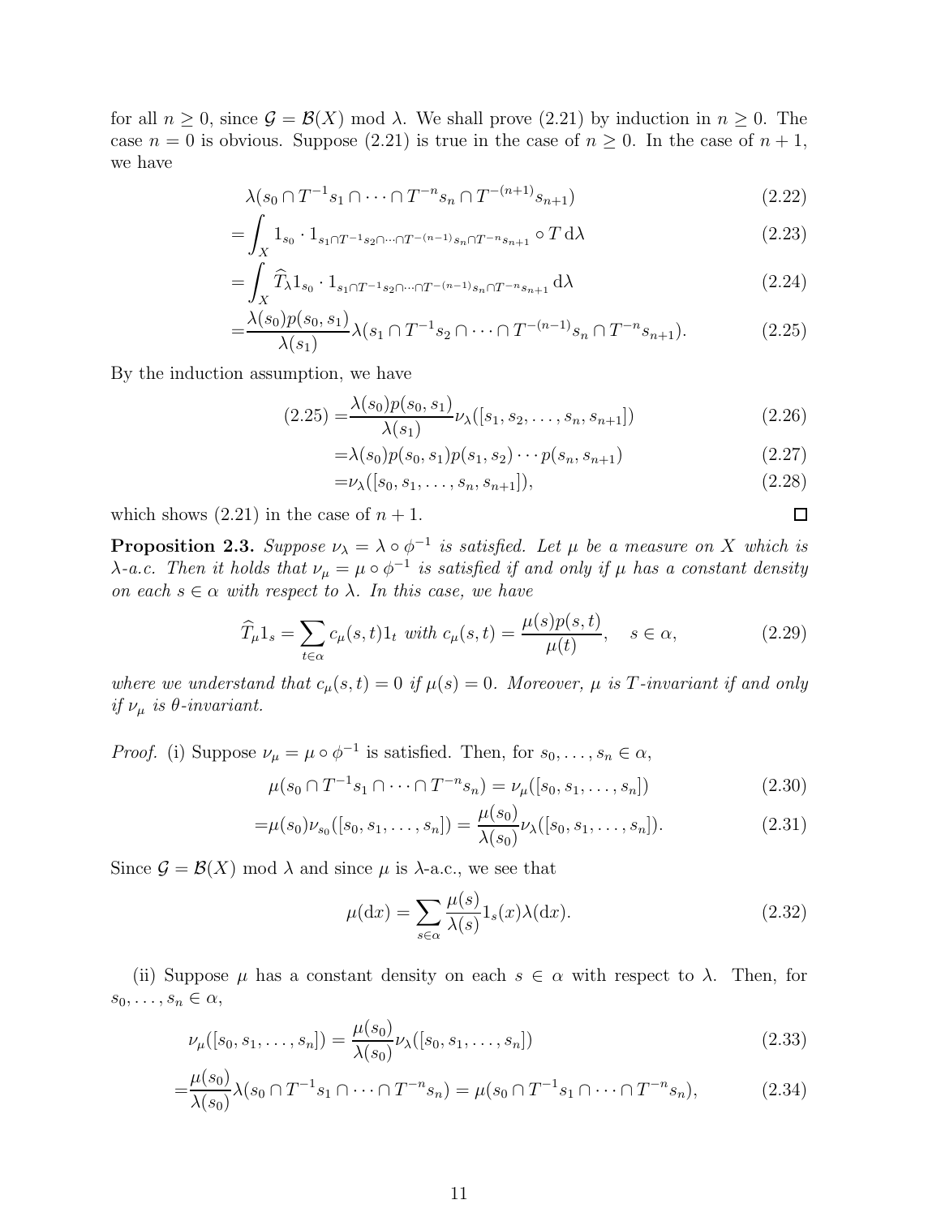for all $n \geq 0$, since $\mathcal{G} = \mathcal{B}(X) \bmod \lambda$. We shall prove (2.21) by induction in $n \geq 0$. The case $n = 0$ is obvious. Suppose (2.21) is true in the case of $n \geq 0$. In the case of $n+1$, we have

$$\lambda(s_0 \cap T^{-1}s_1 \cap \cdots \cap T^{-n}s_n \cap T^{-(n+1)}s_{n+1}) \tag{2.22}$$

$$= \int_X 1_{s_0} \cdot 1_{s_1 \cap T^{-1}s_2 \cap \cdots \cap T^{-(n-1)}s_n \cap T^{-n}s_{n+1}} \circ T \, \mathrm{d}\lambda \tag{2.23}$$

$$= \int_X \widehat{T}_\lambda 1_{s_0} \cdot 1_{s_1 \cap T^{-1}s_2 \cap \cdots \cap T^{-(n-1)}s_n \cap T^{-n}s_{n+1}} \, \mathrm{d}\lambda \tag{2.24}$$

$$= \frac{\lambda(s_0)p(s_0, s_1)}{\lambda(s_1)} \lambda(s_1 \cap T^{-1}s_2 \cap \cdots \cap T^{-(n-1)}s_n \cap T^{-n}s_{n+1}). \tag{2.25}$$

By the induction assumption, we have

$$(2.25) = \frac{\lambda(s_0)p(s_0, s_1)}{\lambda(s_1)} \nu_\lambda([s_1, s_2, \ldots, s_n, s_{n+1}]) \tag{2.26}$$

$$= \lambda(s_0)p(s_0, s_1)p(s_1, s_2) \cdots p(s_n, s_{n+1}) \tag{2.27}$$

$$= \nu_\lambda([s_0, s_1, \ldots, s_n, s_{n+1}]), \tag{2.28}$$

which shows (2.21) in the case of $n+1$. □

**Proposition 2.3.** *Suppose $\nu_\lambda = \lambda \circ \phi^{-1}$ is satisfied. Let $\mu$ be a measure on $X$ which is $\lambda$-a.c. Then it holds that $\nu_\mu = \mu \circ \phi^{-1}$ is satisfied if and only if $\mu$ has a constant density on each $s \in \alpha$ with respect to $\lambda$. In this case, we have*

$$\widehat{T}_\mu 1_s = \sum_{t \in \alpha} c_\mu(s, t) 1_t \text{ with } c_\mu(s, t) = \frac{\mu(s)p(s, t)}{\mu(t)}, \quad s \in \alpha, \tag{2.29}$$

*where we understand that $c_\mu(s, t) = 0$ if $\mu(s) = 0$. Moreover, $\mu$ is $T$-invariant if and only if $\nu_\mu$ is $\theta$-invariant.*

*Proof.* (i) Suppose $\nu_\mu = \mu \circ \phi^{-1}$ is satisfied. Then, for $s_0, \ldots, s_n \in \alpha$,

$$\mu(s_0 \cap T^{-1}s_1 \cap \cdots \cap T^{-n}s_n) = \nu_\mu([s_0, s_1, \ldots, s_n]) \tag{2.30}$$

$$= \mu(s_0)\nu_{s_0}([s_0, s_1, \ldots, s_n]) = \frac{\mu(s_0)}{\lambda(s_0)} \nu_\lambda([s_0, s_1, \ldots, s_n]). \tag{2.31}$$

Since $\mathcal{G} = \mathcal{B}(X) \bmod \lambda$ and since $\mu$ is $\lambda$-a.c., we see that

$$\mu(\mathrm{d}x) = \sum_{s \in \alpha} \frac{\mu(s)}{\lambda(s)} 1_s(x) \lambda(\mathrm{d}x). \tag{2.32}$$

(ii) Suppose $\mu$ has a constant density on each $s \in \alpha$ with respect to $\lambda$. Then, for $s_0, \ldots, s_n \in \alpha$,

$$\nu_\mu([s_0, s_1, \ldots, s_n]) = \frac{\mu(s_0)}{\lambda(s_0)} \nu_\lambda([s_0, s_1, \ldots, s_n]) \tag{2.33}$$

$$= \frac{\mu(s_0)}{\lambda(s_0)} \lambda(s_0 \cap T^{-1}s_1 \cap \cdots \cap T^{-n}s_n) = \mu(s_0 \cap T^{-1}s_1 \cap \cdots \cap T^{-n}s_n), \tag{2.34}$$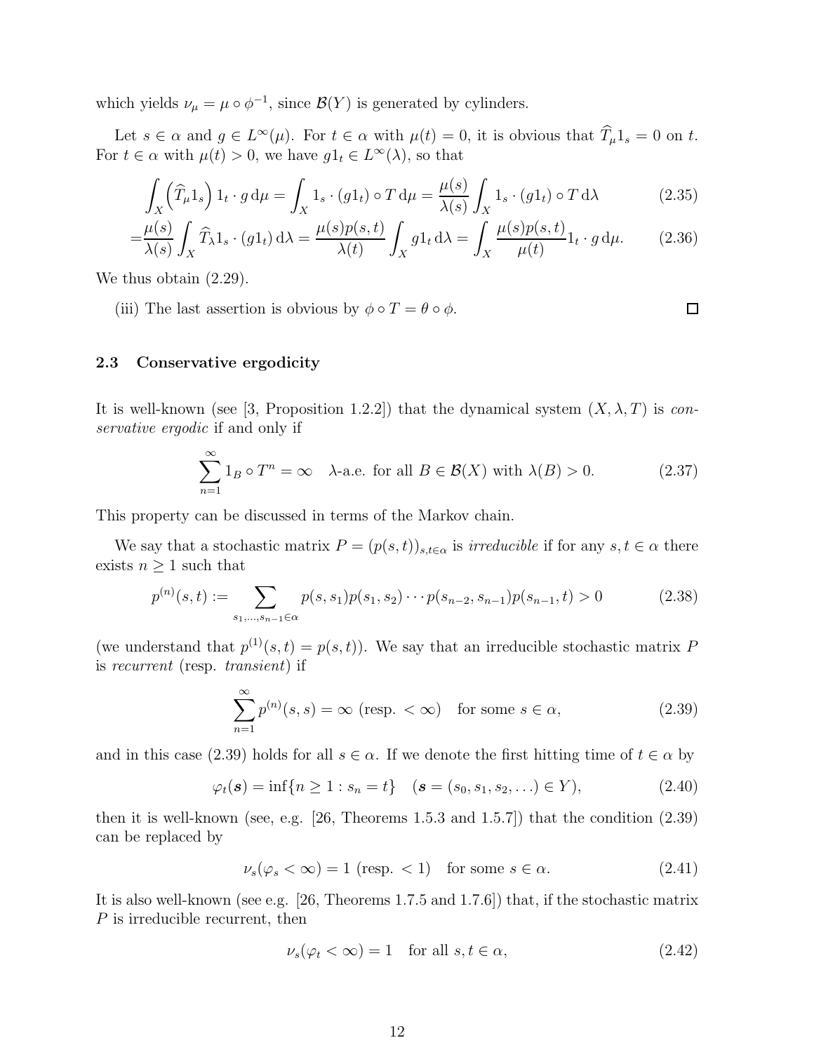which yields $\nu_\mu = \mu \circ \phi^{-1}$, since $\mathcal{B}(Y)$ is generated by cylinders.

Let $s \in \alpha$ and $g \in L^\infty(\mu)$. For $t \in \alpha$ with $\mu(t) = 0$, it is obvious that $\widehat{T}_\mu 1_s = 0$ on $t$. For $t \in \alpha$ with $\mu(t) > 0$, we have $g 1_t \in L^\infty(\lambda)$, so that

$$\int_X \left( \widehat{T}_\mu 1_s \right) 1_t \cdot g \, \mathrm{d}\mu = \int_X 1_s \cdot (g 1_t) \circ T \, \mathrm{d}\mu = \frac{\mu(s)}{\lambda(s)} \int_X 1_s \cdot (g 1_t) \circ T \, \mathrm{d}\lambda \tag{2.35}$$

$$= \frac{\mu(s)}{\lambda(s)} \int_X \widehat{T}_\lambda 1_s \cdot (g 1_t) \, \mathrm{d}\lambda = \frac{\mu(s) p(s,t)}{\lambda(t)} \int_X g 1_t \, \mathrm{d}\lambda = \int_X \frac{\mu(s) p(s,t)}{\mu(t)} 1_t \cdot g \, \mathrm{d}\mu. \tag{2.36}$$

We thus obtain (2.29).

(iii) The last assertion is obvious by $\phi \circ T = \theta \circ \phi$. □

### 2.3 Conservative ergodicity

It is well-known (see [3, Proposition 1.2.2]) that the dynamical system $(X, \lambda, T)$ is *conservative ergodic* if and only if

$$\sum_{n=1}^{\infty} 1_B \circ T^n = \infty \quad \lambda\text{-a.e. for all } B \in \mathcal{B}(X) \text{ with } \lambda(B) > 0. \tag{2.37}$$

This property can be discussed in terms of the Markov chain.

We say that a stochastic matrix $P = (p(s,t))_{s,t \in \alpha}$ is *irreducible* if for any $s, t \in \alpha$ there exists $n \geq 1$ such that

$$p^{(n)}(s,t) := \sum_{s_1, \ldots, s_{n-1} \in \alpha} p(s, s_1) p(s_1, s_2) \cdots p(s_{n-2}, s_{n-1}) p(s_{n-1}, t) > 0 \tag{2.38}$$

(we understand that $p^{(1)}(s,t) = p(s,t)$). We say that an irreducible stochastic matrix $P$ is *recurrent* (resp. *transient*) if

$$\sum_{n=1}^{\infty} p^{(n)}(s,s) = \infty \text{ (resp. } < \infty) \quad \text{for some } s \in \alpha, \tag{2.39}$$

and in this case (2.39) holds for all $s \in \alpha$. If we denote the first hitting time of $t \in \alpha$ by

$$\varphi_t(\boldsymbol{s}) = \inf\{n \geq 1 : s_n = t\} \quad (\boldsymbol{s} = (s_0, s_1, s_2, \ldots) \in Y), \tag{2.40}$$

then it is well-known (see, e.g. [26, Theorems 1.5.3 and 1.5.7]) that the condition (2.39) can be replaced by

$$\nu_s(\varphi_s < \infty) = 1 \text{ (resp. } < 1) \quad \text{for some } s \in \alpha. \tag{2.41}$$

It is also well-known (see e.g. [26, Theorems 1.7.5 and 1.7.6]) that, if the stochastic matrix $P$ is irreducible recurrent, then

$$\nu_s(\varphi_t < \infty) = 1 \quad \text{for all } s, t \in \alpha, \tag{2.42}$$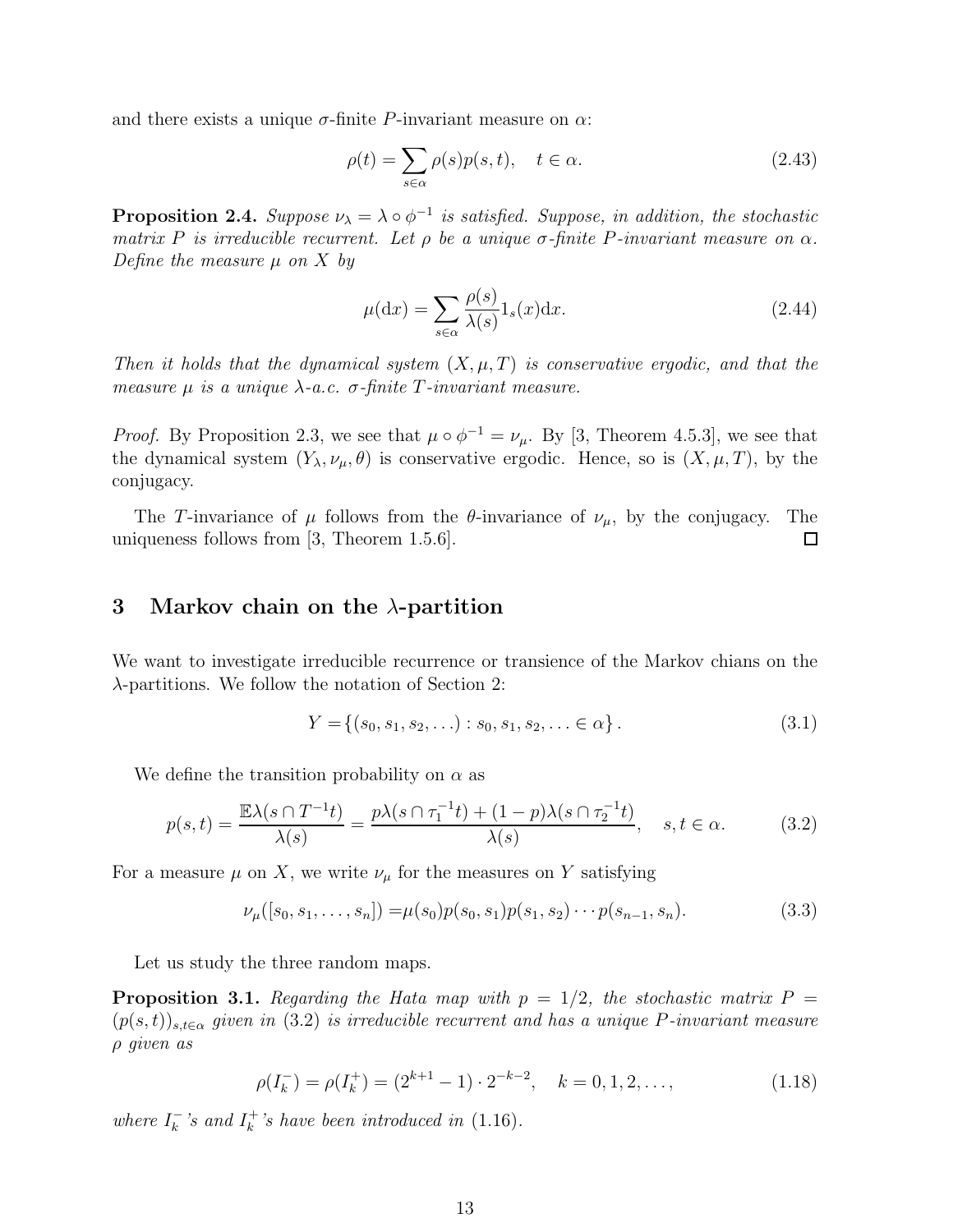and there exists a unique $\sigma$-finite $P$-invariant measure on $\alpha$:

$$\rho(t) = \sum_{s \in \alpha} \rho(s) p(s,t), \quad t \in \alpha. \tag{2.43}$$

**Proposition 2.4.** *Suppose $\nu_\lambda = \lambda \circ \phi^{-1}$ is satisfied. Suppose, in addition, the stochastic matrix $P$ is irreducible recurrent. Let $\rho$ be a unique $\sigma$-finite $P$-invariant measure on $\alpha$. Define the measure $\mu$ on $X$ by*

$$\mu(\mathrm{d}x) = \sum_{s \in \alpha} \frac{\rho(s)}{\lambda(s)} 1_s(x) \mathrm{d}x. \tag{2.44}$$

*Then it holds that the dynamical system $(X, \mu, T)$ is conservative ergodic, and that the measure $\mu$ is a unique $\lambda$-a.c. $\sigma$-finite $T$-invariant measure.*

*Proof.* By Proposition 2.3, we see that $\mu \circ \phi^{-1} = \nu_\mu$. By [3, Theorem 4.5.3], we see that the dynamical system $(Y_\lambda, \nu_\mu, \theta)$ is conservative ergodic. Hence, so is $(X, \mu, T)$, by the conjugacy.

The $T$-invariance of $\mu$ follows from the $\theta$-invariance of $\nu_\mu$, by the conjugacy. The uniqueness follows from [3, Theorem 1.5.6]. □

## 3 Markov chain on the $\lambda$-partition

We want to investigate irreducible recurrence or transience of the Markov chians on the $\lambda$-partitions. We follow the notation of Section 2:

$$Y = \{(s_0, s_1, s_2, \ldots) : s_0, s_1, s_2, \ldots \in \alpha\}. \tag{3.1}$$

We define the transition probability on $\alpha$ as

$$p(s,t) = \frac{\mathbb{E}\lambda(s \cap T^{-1}t)}{\lambda(s)} = \frac{p\lambda(s \cap \tau_1^{-1}t) + (1-p)\lambda(s \cap \tau_2^{-1}t)}{\lambda(s)}, \quad s,t \in \alpha. \tag{3.2}$$

For a measure $\mu$ on $X$, we write $\nu_\mu$ for the measures on $Y$ satisfying

$$\nu_\mu([s_0, s_1, \ldots, s_n]) = \mu(s_0) p(s_0, s_1) p(s_1, s_2) \cdots p(s_{n-1}, s_n). \tag{3.3}$$

Let us study the three random maps.

**Proposition 3.1.** *Regarding the Hata map with $p = 1/2$, the stochastic matrix $P = (p(s,t))_{s,t \in \alpha}$ given in (3.2) is irreducible recurrent and has a unique $P$-invariant measure $\rho$ given as*

$$\rho(I_k^-) = \rho(I_k^+) = (2^{k+1} - 1) \cdot 2^{-k-2}, \quad k = 0, 1, 2, \ldots, \tag{1.18}$$

*where $I_k^-$'s and $I_k^+$'s have been introduced in (1.16).*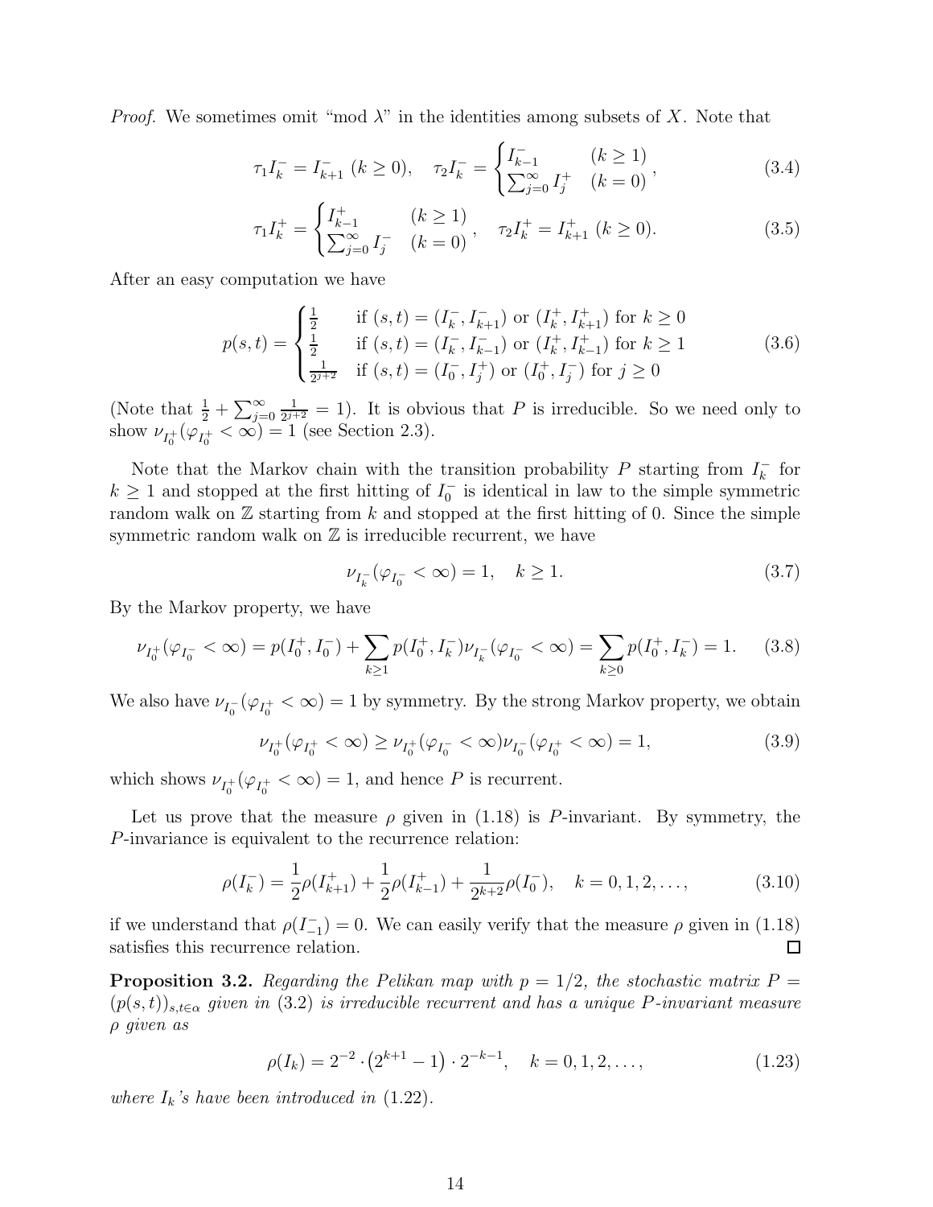*Proof.* We sometimes omit "mod $\lambda$" in the identities among subsets of $X$. Note that

$$\tau_1 I_k^- = I_{k+1}^- \ (k \geq 0), \quad \tau_2 I_k^- = \begin{cases} I_{k-1}^- & (k \geq 1) \\ \sum_{j=0}^{\infty} I_j^+ & (k = 0) \end{cases}, \tag{3.4}$$

$$\tau_1 I_k^+ = \begin{cases} I_{k-1}^+ & (k \geq 1) \\ \sum_{j=0}^{\infty} I_j^- & (k = 0) \end{cases}, \quad \tau_2 I_k^+ = I_{k+1}^+ \ (k \geq 0). \tag{3.5}$$

After an easy computation we have

$$p(s,t) = \begin{cases} \frac{1}{2} & \text{if } (s,t) = (I_k^-, I_{k+1}^-) \text{ or } (I_k^+, I_{k+1}^+) \text{ for } k \geq 0 \\ \frac{1}{2} & \text{if } (s,t) = (I_k^-, I_{k-1}^-) \text{ or } (I_k^+, I_{k-1}^+) \text{ for } k \geq 1 \\ \frac{1}{2^{j+2}} & \text{if } (s,t) = (I_0^-, I_j^+) \text{ or } (I_0^+, I_j^-) \text{ for } j \geq 0 \end{cases} \tag{3.6}$$

(Note that $\frac{1}{2} + \sum_{j=0}^{\infty} \frac{1}{2^{j+2}} = 1$). It is obvious that $P$ is irreducible. So we need only to show $\nu_{I_0^+}(\varphi_{I_0^+} < \infty) = 1$ (see Section 2.3).

Note that the Markov chain with the transition probability $P$ starting from $I_k^-$ for $k \geq 1$ and stopped at the first hitting of $I_0^-$ is identical in law to the simple symmetric random walk on $\mathbb{Z}$ starting from $k$ and stopped at the first hitting of 0. Since the simple symmetric random walk on $\mathbb{Z}$ is irreducible recurrent, we have

$$\nu_{I_k^-}(\varphi_{I_0^-} < \infty) = 1, \quad k \geq 1. \tag{3.7}$$

By the Markov property, we have

$$\nu_{I_0^+}(\varphi_{I_0^-} < \infty) = p(I_0^+, I_0^-) + \sum_{k \geq 1} p(I_0^+, I_k^-) \nu_{I_k^-}(\varphi_{I_0^-} < \infty) = \sum_{k \geq 0} p(I_0^+, I_k^-) = 1. \tag{3.8}$$

We also have $\nu_{I_0^-}(\varphi_{I_0^+} < \infty) = 1$ by symmetry. By the strong Markov property, we obtain

$$\nu_{I_0^+}(\varphi_{I_0^+} < \infty) \geq \nu_{I_0^+}(\varphi_{I_0^-} < \infty) \nu_{I_0^-}(\varphi_{I_0^+} < \infty) = 1, \tag{3.9}$$

which shows $\nu_{I_0^+}(\varphi_{I_0^+} < \infty) = 1$, and hence $P$ is recurrent.

Let us prove that the measure $\rho$ given in (1.18) is $P$-invariant. By symmetry, the $P$-invariance is equivalent to the recurrence relation:

$$\rho(I_k^-) = \frac{1}{2}\rho(I_{k+1}^+) + \frac{1}{2}\rho(I_{k-1}^+) + \frac{1}{2^{k+2}}\rho(I_0^-), \quad k = 0, 1, 2, \ldots, \tag{3.10}$$

if we understand that $\rho(I_{-1}^-) = 0$. We can easily verify that the measure $\rho$ given in (1.18) satisfies this recurrence relation. □

**Proposition 3.2.** *Regarding the Pelikan map with $p = 1/2$, the stochastic matrix $P = (p(s,t))_{s,t \in \alpha}$ given in (3.2) is irreducible recurrent and has a unique $P$-invariant measure $\rho$ given as*

$$\rho(I_k) = 2^{-2} \cdot \left(2^{k+1} - 1\right) \cdot 2^{-k-1}, \quad k = 0, 1, 2, \ldots, \tag{1.23}$$

*where $I_k$'s have been introduced in (1.22).*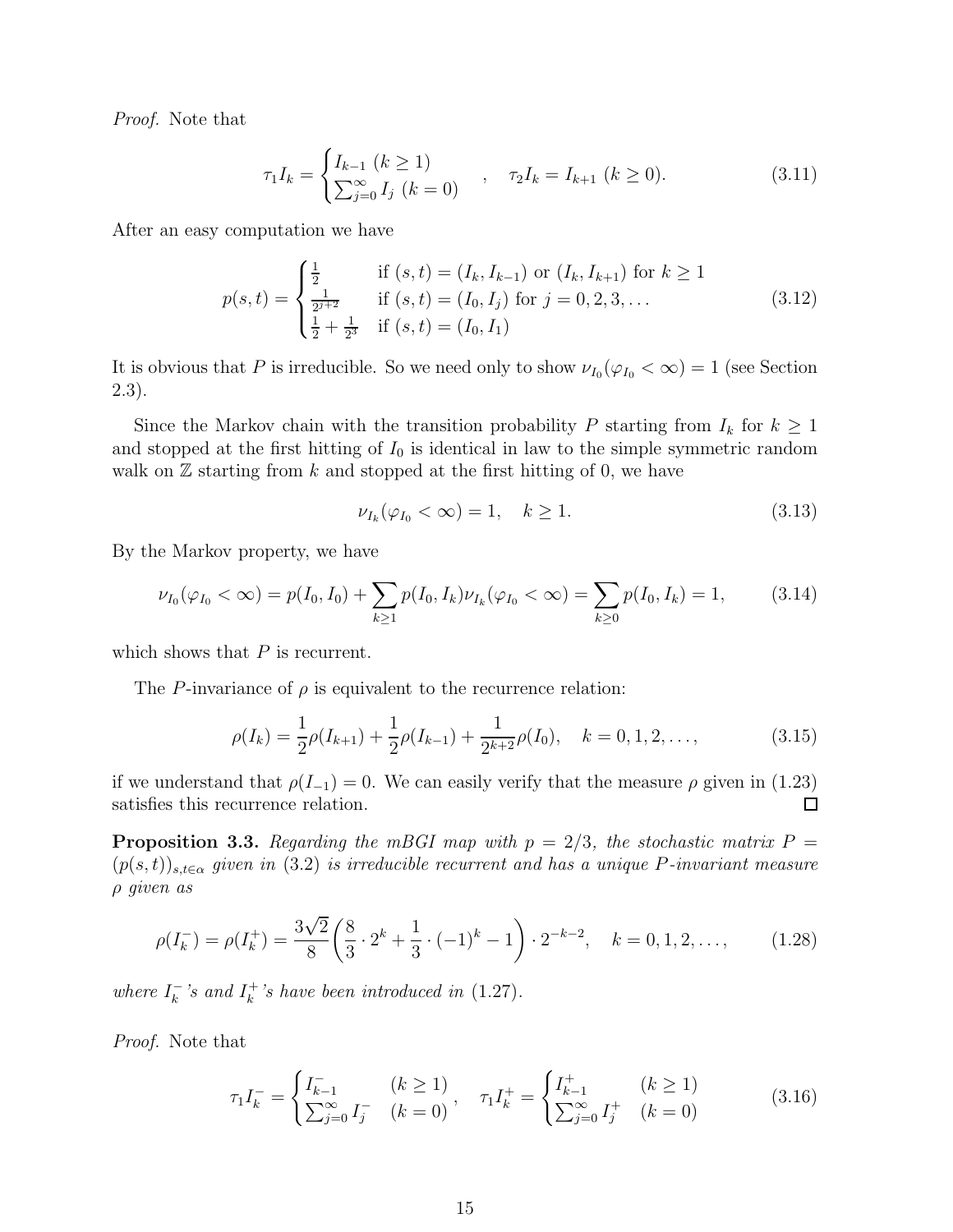*Proof.* Note that

$$\tau_1 I_k = \begin{cases} I_{k-1} \ (k \geq 1) \\ \sum_{j=0}^{\infty} I_j \ (k = 0) \end{cases} \quad , \quad \tau_2 I_k = I_{k+1} \ (k \geq 0). \tag{3.11}$$

After an easy computation we have

$$p(s,t) = \begin{cases} \frac{1}{2} & \text{if } (s,t) = (I_k, I_{k-1}) \text{ or } (I_k, I_{k+1}) \text{ for } k \geq 1 \\ \frac{1}{2^{j+2}} & \text{if } (s,t) = (I_0, I_j) \text{ for } j = 0, 2, 3, \dots \\ \frac{1}{2} + \frac{1}{2^3} & \text{if } (s,t) = (I_0, I_1) \end{cases} \tag{3.12}$$

It is obvious that $P$ is irreducible. So we need only to show $\nu_{I_0}(\varphi_{I_0} < \infty) = 1$ (see Section 2.3).

Since the Markov chain with the transition probability $P$ starting from $I_k$ for $k \geq 1$ and stopped at the first hitting of $I_0$ is identical in law to the simple symmetric random walk on $\mathbb{Z}$ starting from $k$ and stopped at the first hitting of 0, we have

$$\nu_{I_k}(\varphi_{I_0} < \infty) = 1, \quad k \geq 1. \tag{3.13}$$

By the Markov property, we have

$$\nu_{I_0}(\varphi_{I_0} < \infty) = p(I_0, I_0) + \sum_{k \geq 1} p(I_0, I_k) \nu_{I_k}(\varphi_{I_0} < \infty) = \sum_{k \geq 0} p(I_0, I_k) = 1, \tag{3.14}$$

which shows that $P$ is recurrent.

The $P$-invariance of $\rho$ is equivalent to the recurrence relation:

$$\rho(I_k) = \frac{1}{2}\rho(I_{k+1}) + \frac{1}{2}\rho(I_{k-1}) + \frac{1}{2^{k+2}}\rho(I_0), \quad k = 0, 1, 2, \dots, \tag{3.15}$$

if we understand that $\rho(I_{-1}) = 0$. We can easily verify that the measure $\rho$ given in (1.23) satisfies this recurrence relation. □

**Proposition 3.3.** *Regarding the mBGI map with $p = 2/3$, the stochastic matrix $P = (p(s,t))_{s,t \in \alpha}$ given in (3.2) is irreducible recurrent and has a unique $P$-invariant measure $\rho$ given as*

$$\rho(I_k^-) = \rho(I_k^+) = \frac{3\sqrt{2}}{8}\left(\frac{8}{3} \cdot 2^k + \frac{1}{3} \cdot (-1)^k - 1\right) \cdot 2^{-k-2}, \quad k = 0, 1, 2, \dots, \tag{1.28}$$

*where $I_k^-$'s and $I_k^+$'s have been introduced in (1.27).*

*Proof.* Note that

$$\tau_1 I_k^- = \begin{cases} I_{k-1}^- & (k \geq 1) \\ \sum_{j=0}^{\infty} I_j^- & (k = 0) \end{cases}, \quad \tau_1 I_k^+ = \begin{cases} I_{k-1}^+ & (k \geq 1) \\ \sum_{j=0}^{\infty} I_j^+ & (k = 0) \end{cases} \tag{3.16}$$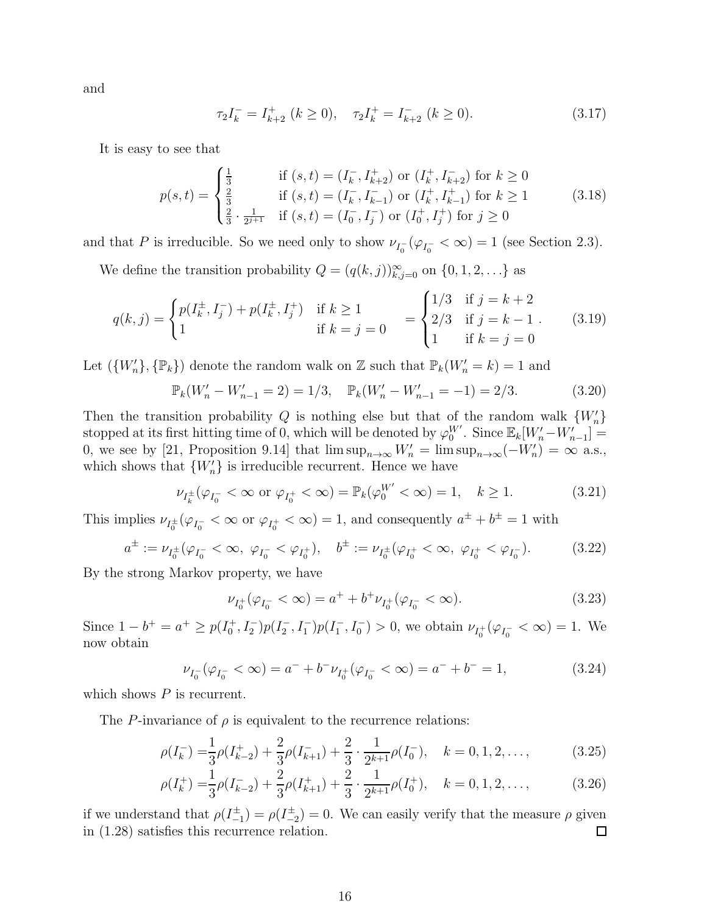and

$$\tau_2 I_k^- = I_{k+2}^+ \ (k \geq 0), \quad \tau_2 I_k^+ = I_{k+2}^- \ (k \geq 0). \tag{3.17}$$

It is easy to see that

$$p(s,t) = \begin{cases} \frac{1}{3} & \text{if } (s,t) = (I_k^-, I_{k+2}^+) \text{ or } (I_k^+, I_{k+2}^-) \text{ for } k \geq 0 \\ \frac{2}{3} & \text{if } (s,t) = (I_k^-, I_{k-1}^-) \text{ or } (I_k^+, I_{k-1}^+) \text{ for } k \geq 1 \\ \frac{2}{3} \cdot \frac{1}{2^{j+1}} & \text{if } (s,t) = (I_0^-, I_j^-) \text{ or } (I_0^+, I_j^+) \text{ for } j \geq 0 \end{cases} \tag{3.18}$$

and that $P$ is irreducible. So we need only to show $\nu_{I_0^-}(\varphi_{I_0^-} < \infty) = 1$ (see Section 2.3).

We define the transition probability $Q = (q(k,j))_{k,j=0}^\infty$ on $\{0, 1, 2, \ldots\}$ as

$$q(k,j) = \begin{cases} p(I_k^\pm, I_j^-) + p(I_k^\pm, I_j^+) & \text{if } k \geq 1 \\ 1 & \text{if } k = j = 0 \end{cases} = \begin{cases} 1/3 & \text{if } j = k+2 \\ 2/3 & \text{if } j = k-1 \\ 1 & \text{if } k = j = 0 \end{cases}. \tag{3.19}$$

Let $(\{W_n'\}, \{\mathbb{P}_k\})$ denote the random walk on $\mathbb{Z}$ such that $\mathbb{P}_k(W_n' = k) = 1$ and

$$\mathbb{P}_k(W_n' - W_{n-1}' = 2) = 1/3, \quad \mathbb{P}_k(W_n' - W_{n-1}' = -1) = 2/3. \tag{3.20}$$

Then the transition probability $Q$ is nothing else but that of the random walk $\{W_n'\}$ stopped at its first hitting time of 0, which will be denoted by $\varphi_0^{W'}$. Since $\mathbb{E}_k[W_n' - W_{n-1}'] = 0$, we see by [21, Proposition 9.14] that $\limsup_{n\to\infty} W_n' = \limsup_{n\to\infty}(-W_n') = \infty$ a.s., which shows that $\{W_n'\}$ is irreducible recurrent. Hence we have

$$\nu_{I_k^\pm}(\varphi_{I_0^-} < \infty \text{ or } \varphi_{I_0^+} < \infty) = \mathbb{P}_k(\varphi_0^{W'} < \infty) = 1, \quad k \geq 1. \tag{3.21}$$

This implies $\nu_{I_0^\pm}(\varphi_{I_0^-} < \infty \text{ or } \varphi_{I_0^+} < \infty) = 1$, and consequently $a^\pm + b^\pm = 1$ with

$$a^\pm := \nu_{I_0^\pm}(\varphi_{I_0^-} < \infty, \ \varphi_{I_0^-} < \varphi_{I_0^+}), \quad b^\pm := \nu_{I_0^\pm}(\varphi_{I_0^+} < \infty, \ \varphi_{I_0^+} < \varphi_{I_0^-}). \tag{3.22}$$

By the strong Markov property, we have

$$\nu_{I_0^+}(\varphi_{I_0^-} < \infty) = a^+ + b^+ \nu_{I_0^+}(\varphi_{I_0^-} < \infty). \tag{3.23}$$

Since $1 - b^+ = a^+ \geq p(I_0^+, I_2^-)p(I_2^-, I_1^-)p(I_1^-, I_0^-) > 0$, we obtain $\nu_{I_0^+}(\varphi_{I_0^-} < \infty) = 1$. We now obtain

$$\nu_{I_0^-}(\varphi_{I_0^-} < \infty) = a^- + b^- \nu_{I_0^+}(\varphi_{I_0^-} < \infty) = a^- + b^- = 1, \tag{3.24}$$

which shows $P$ is recurrent.

The $P$-invariance of $\rho$ is equivalent to the recurrence relations:

$$\rho(I_k^-) = \frac{1}{3}\rho(I_{k-2}^+) + \frac{2}{3}\rho(I_{k+1}^-) + \frac{2}{3} \cdot \frac{1}{2^{k+1}}\rho(I_0^-), \quad k = 0, 1, 2, \ldots, \tag{3.25}$$

$$\rho(I_k^+) = \frac{1}{3}\rho(I_{k-2}^-) + \frac{2}{3}\rho(I_{k+1}^+) + \frac{2}{3} \cdot \frac{1}{2^{k+1}}\rho(I_0^+), \quad k = 0, 1, 2, \ldots, \tag{3.26}$$

if we understand that $\rho(I_{-1}^\pm) = \rho(I_{-2}^\pm) = 0$. We can easily verify that the measure $\rho$ given in (1.28) satisfies this recurrence relation. □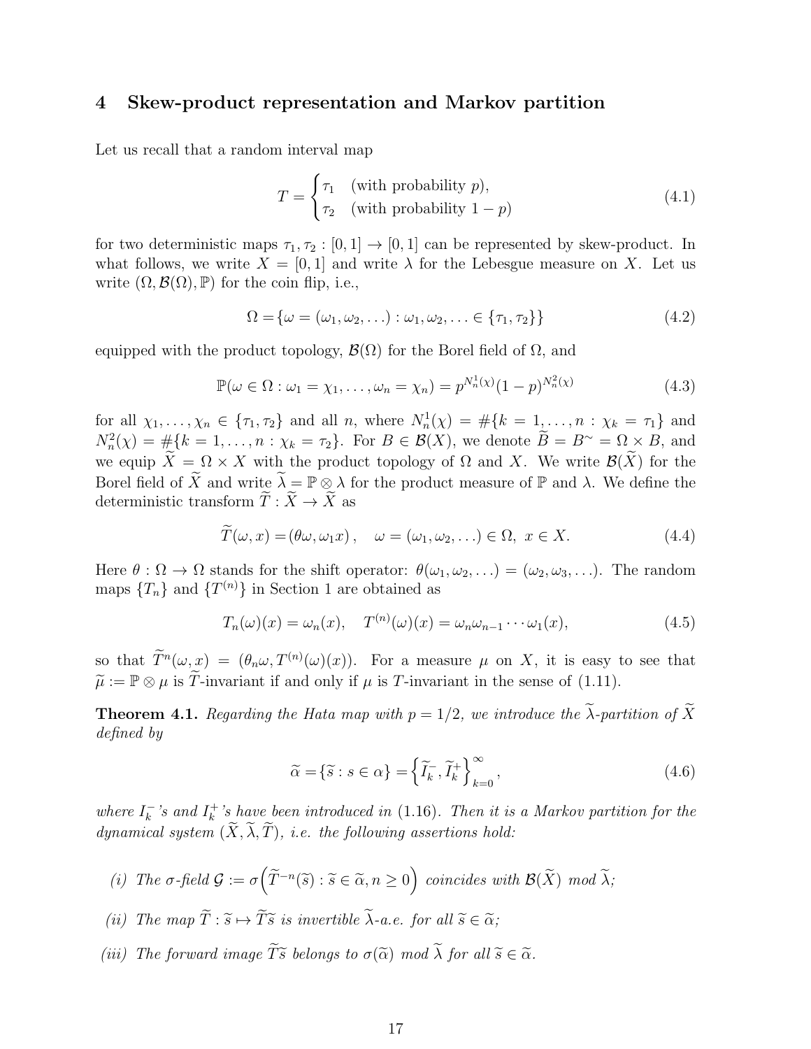## 4 Skew-product representation and Markov partition

Let us recall that a random interval map

$$T = \begin{cases} \tau_1 & \text{(with probability } p), \\ \tau_2 & \text{(with probability } 1-p) \end{cases} \tag{4.1}$$

for two deterministic maps $\tau_1, \tau_2 : [0,1] \to [0,1]$ can be represented by skew-product. In what follows, we write $X = [0,1]$ and write $\lambda$ for the Lebesgue measure on $X$. Let us write $(\Omega, \mathcal{B}(\Omega), \mathbb{P})$ for the coin flip, i.e.,

$$\Omega = \{\omega = (\omega_1, \omega_2, \ldots) : \omega_1, \omega_2, \ldots \in \{\tau_1, \tau_2\}\} \tag{4.2}$$

equipped with the product topology, $\mathcal{B}(\Omega)$ for the Borel field of $\Omega$, and

$$\mathbb{P}(\omega \in \Omega : \omega_1 = \chi_1, \ldots, \omega_n = \chi_n) = p^{N_n^1(\chi)}(1-p)^{N_n^2(\chi)} \tag{4.3}$$

for all $\chi_1, \ldots, \chi_n \in \{\tau_1, \tau_2\}$ and all $n$, where $N_n^1(\chi) = \#\{k = 1, \ldots, n : \chi_k = \tau_1\}$ and $N_n^2(\chi) = \#\{k = 1, \ldots, n : \chi_k = \tau_2\}$. For $B \in \mathcal{B}(X)$, we denote $\widetilde{B} = B^{\sim} = \Omega \times B$, and we equip $\widetilde{X} = \Omega \times X$ with the product topology of $\Omega$ and $X$. We write $\mathcal{B}(\widetilde{X})$ for the Borel field of $\widetilde{X}$ and write $\widetilde{\lambda} = \mathbb{P} \otimes \lambda$ for the product measure of $\mathbb{P}$ and $\lambda$. We define the deterministic transform $\widetilde{T} : \widetilde{X} \to \widetilde{X}$ as

$$\widetilde{T}(\omega, x) = (\theta\omega, \omega_1 x), \quad \omega = (\omega_1, \omega_2, \ldots) \in \Omega,\ x \in X. \tag{4.4}$$

Here $\theta : \Omega \to \Omega$ stands for the shift operator: $\theta(\omega_1, \omega_2, \ldots) = (\omega_2, \omega_3, \ldots)$. The random maps $\{T_n\}$ and $\{T^{(n)}\}$ in Section 1 are obtained as

$$T_n(\omega)(x) = \omega_n(x), \quad T^{(n)}(\omega)(x) = \omega_n \omega_{n-1} \cdots \omega_1(x), \tag{4.5}$$

so that $\widetilde{T}^n(\omega, x) = (\theta_n \omega, T^{(n)}(\omega)(x))$. For a measure $\mu$ on $X$, it is easy to see that $\widetilde{\mu} := \mathbb{P} \otimes \mu$ is $\widetilde{T}$-invariant if and only if $\mu$ is $T$-invariant in the sense of (1.11).

**Theorem 4.1.** *Regarding the Hata map with $p = 1/2$, we introduce the $\widetilde{\lambda}$-partition of $\widetilde{X}$ defined by*

$$\widetilde{\alpha} = \{\widetilde{s} : s \in \alpha\} = \left\{\widetilde{I}_k^-, \widetilde{I}_k^+\right\}_{k=0}^{\infty}, \tag{4.6}$$

*where $I_k^-$'s and $I_k^+$'s have been introduced in* (1.16). *Then it is a Markov partition for the dynamical system $(\widetilde{X}, \widetilde{\lambda}, \widetilde{T})$, i.e. the following assertions hold:*

*(i) The σ-field $\mathcal{G} := \sigma\Big(\widetilde{T}^{-n}(\widetilde{s}) : \widetilde{s} \in \widetilde{\alpha}, n \geq 0\Big)$ coincides with $\mathcal{B}(\widetilde{X})$ mod $\widetilde{\lambda}$;*

*(ii) The map $\widetilde{T} : \widetilde{s} \mapsto \widetilde{T}\widetilde{s}$ is invertible $\widetilde{\lambda}$-a.e. for all $\widetilde{s} \in \widetilde{\alpha}$;*

*(iii) The forward image $\widetilde{T}\widetilde{s}$ belongs to $\sigma(\widetilde{\alpha})$ mod $\widetilde{\lambda}$ for all $\widetilde{s} \in \widetilde{\alpha}$.*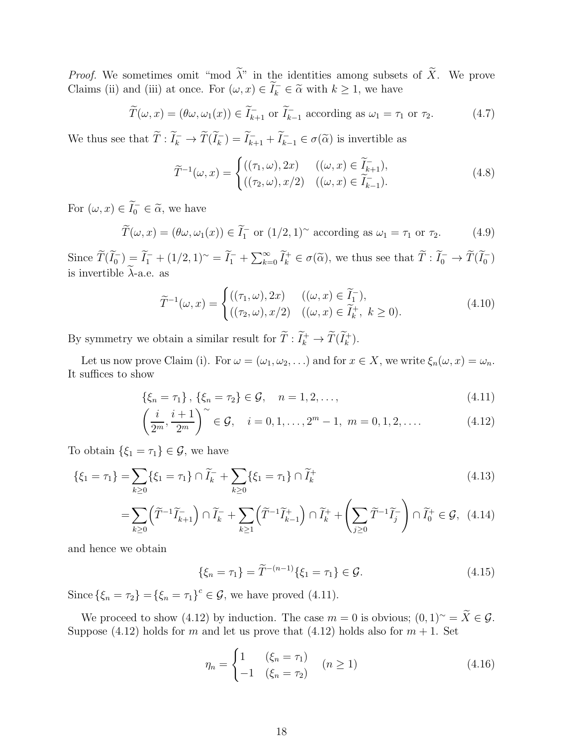*Proof.* We sometimes omit "mod $\widetilde{\lambda}$" in the identities among subsets of $\widetilde{X}$. We prove Claims (ii) and (iii) at once. For $(\omega, x) \in \widetilde{I}_k^- \in \widetilde{\alpha}$ with $k \geq 1$, we have

$$\widetilde{T}(\omega, x) = (\theta\omega, \omega_1(x)) \in \widetilde{I}_{k+1}^- \text{ or } \widetilde{I}_{k-1}^- \text{ according as } \omega_1 = \tau_1 \text{ or } \tau_2. \tag{4.7}$$

We thus see that $\widetilde{T} : \widetilde{I}_k^- \to \widetilde{T}(\widetilde{I}_k^-) = \widetilde{I}_{k+1}^- + \widetilde{I}_{k-1}^- \in \sigma(\widetilde{\alpha})$ is invertible as

$$\widetilde{T}^{-1}(\omega, x) = \begin{cases} ((\tau_1, \omega), 2x) & ((\omega, x) \in \widetilde{I}_{k+1}^-), \\ ((\tau_2, \omega), x/2) & ((\omega, x) \in \widetilde{I}_{k-1}^-). \end{cases} \tag{4.8}$$

For $(\omega, x) \in \widetilde{I}_0^- \in \widetilde{\alpha}$, we have

$$\widetilde{T}(\omega, x) = (\theta\omega, \omega_1(x)) \in \widetilde{I}_1^- \text{ or } (1/2, 1)^\sim \text{ according as } \omega_1 = \tau_1 \text{ or } \tau_2. \tag{4.9}$$

Since $\widetilde{T}(\widetilde{I}_0^-) = \widetilde{I}_1^- + (1/2, 1)^\sim = \widetilde{I}_1^- + \sum_{k=0}^\infty \widetilde{I}_k^+ \in \sigma(\widetilde{\alpha})$, we thus see that $\widetilde{T} : \widetilde{I}_0^- \to \widetilde{T}(\widetilde{I}_0^-)$ is invertible $\widetilde{\lambda}$-a.e. as

$$\widetilde{T}^{-1}(\omega, x) = \begin{cases} ((\tau_1, \omega), 2x) & ((\omega, x) \in \widetilde{I}_1^-), \\ ((\tau_2, \omega), x/2) & ((\omega, x) \in \widetilde{I}_k^+, \ k \geq 0). \end{cases} \tag{4.10}$$

By symmetry we obtain a similar result for $\widetilde{T} : \widetilde{I}_k^+ \to \widetilde{T}(\widetilde{I}_k^+)$.

Let us now prove Claim (i). For $\omega = (\omega_1, \omega_2, \ldots)$ and for $x \in X$, we write $\xi_n(\omega, x) = \omega_n$. It suffices to show

$$\{\xi_n = \tau_1\}, \{\xi_n = \tau_2\} \in \mathcal{G}, \quad n = 1, 2, \ldots, \tag{4.11}$$

$$\left( \frac{i}{2^m}, \frac{i+1}{2^m} \right)^\sim \in \mathcal{G}, \quad i = 0, 1, \ldots, 2^m - 1, \ m = 0, 1, 2, \ldots. \tag{4.12}$$

To obtain $\{\xi_1 = \tau_1\} \in \mathcal{G}$, we have

$$\{\xi_1 = \tau_1\} = \sum_{k \geq 0} \{\xi_1 = \tau_1\} \cap \widetilde{I}_k^- + \sum_{k \geq 0} \{\xi_1 = \tau_1\} \cap \widetilde{I}_k^+ \tag{4.13}$$

$$= \sum_{k \geq 0} \left( \widetilde{T}^{-1} \widetilde{I}_{k+1}^- \right) \cap \widetilde{I}_k^- + \sum_{k \geq 1} \left( \widetilde{T}^{-1} \widetilde{I}_{k-1}^+ \right) \cap \widetilde{I}_k^+ + \left( \sum_{j \geq 0} \widetilde{T}^{-1} \widetilde{I}_j^- \right) \cap \widetilde{I}_0^+ \in \mathcal{G}, \tag{4.14}$$

and hence we obtain

$$\{\xi_n = \tau_1\} = \widetilde{T}^{-(n-1)} \{\xi_1 = \tau_1\} \in \mathcal{G}. \tag{4.15}$$

Since $\{\xi_n = \tau_2\} = \{\xi_n = \tau_1\}^c \in \mathcal{G}$, we have proved (4.11).

We proceed to show (4.12) by induction. The case $m = 0$ is obvious; $(0, 1)^\sim = \widetilde{X} \in \mathcal{G}$. Suppose (4.12) holds for $m$ and let us prove that (4.12) holds also for $m + 1$. Set

$$\eta_n = \begin{cases} 1 & (\xi_n = \tau_1) \\ -1 & (\xi_n = \tau_2) \end{cases} \quad (n \geq 1) \tag{4.16}$$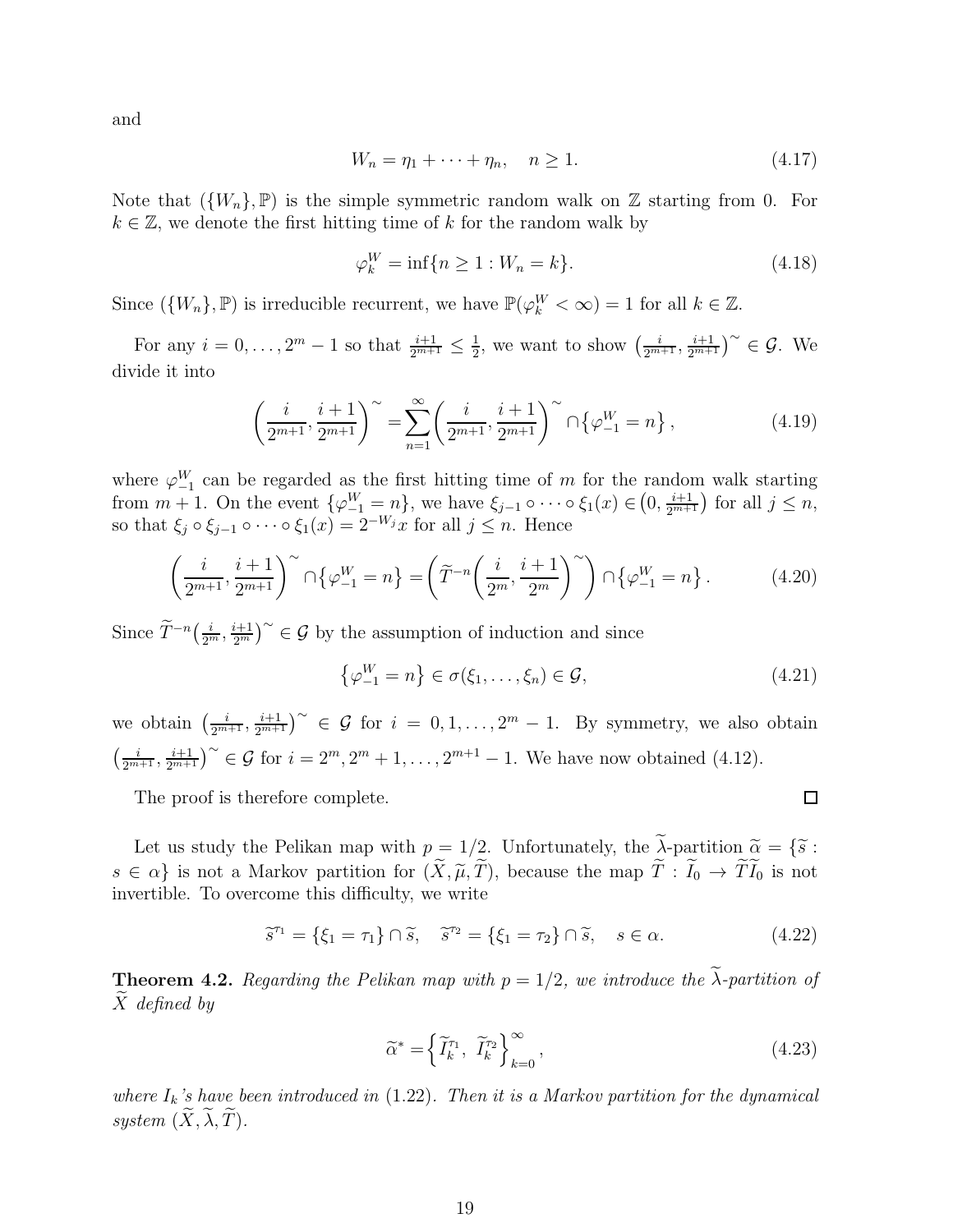and

$$
W_n = \eta_1 + \cdots + \eta_n, \quad n \geq 1. \tag{4.17}
$$

Note that $(\{W_n\}, \mathbb{P})$ is the simple symmetric random walk on $\mathbb{Z}$ starting from 0. For $k \in \mathbb{Z}$, we denote the first hitting time of $k$ for the random walk by

$$
\varphi_k^W = \inf\{n \geq 1 : W_n = k\}. \tag{4.18}
$$

Since $(\{W_n\}, \mathbb{P})$ is irreducible recurrent, we have $\mathbb{P}(\varphi_k^W < \infty) = 1$ for all $k \in \mathbb{Z}$.

For any $i = 0, \ldots, 2^m - 1$ so that $\frac{i+1}{2^{m+1}} \leq \frac{1}{2}$, we want to show $\left(\frac{i}{2^{m+1}}, \frac{i+1}{2^{m+1}}\right)^\sim \in \mathcal{G}$. We divide it into

$$
\left(\frac{i}{2^{m+1}}, \frac{i+1}{2^{m+1}}\right)^\sim = \sum_{n=1}^{\infty} \left(\frac{i}{2^{m+1}}, \frac{i+1}{2^{m+1}}\right)^\sim \cap \left\{\varphi_{-1}^W = n\right\}, \tag{4.19}
$$

where $\varphi_{-1}^W$ can be regarded as the first hitting time of $m$ for the random walk starting from $m+1$. On the event $\{\varphi_{-1}^W = n\}$, we have $\xi_{j-1} \circ \cdots \circ \xi_1(x) \in \left(0, \frac{i+1}{2^{m+1}}\right)$ for all $j \leq n$, so that $\xi_j \circ \xi_{j-1} \circ \cdots \circ \xi_1(x) = 2^{-W_j} x$ for all $j \leq n$. Hence

$$
\left(\frac{i}{2^{m+1}}, \frac{i+1}{2^{m+1}}\right)^\sim \cap \left\{\varphi_{-1}^W = n\right\} = \left(\widetilde{T}^{-n}\left(\frac{i}{2^m}, \frac{i+1}{2^m}\right)^\sim\right) \cap \left\{\varphi_{-1}^W = n\right\}. \tag{4.20}
$$

Since $\widetilde{T}^{-n}\left(\frac{i}{2^m}, \frac{i+1}{2^m}\right)^\sim \in \mathcal{G}$ by the assumption of induction and since

$$
\left\{\varphi_{-1}^W = n\right\} \in \sigma(\xi_1, \ldots, \xi_n) \in \mathcal{G}, \tag{4.21}
$$

we obtain $\left(\frac{i}{2^{m+1}}, \frac{i+1}{2^{m+1}}\right)^\sim \in \mathcal{G}$ for $i = 0, 1, \ldots, 2^m - 1$. By symmetry, we also obtain $\left(\frac{i}{2^{m+1}}, \frac{i+1}{2^{m+1}}\right)^\sim \in \mathcal{G}$ for $i = 2^m, 2^m + 1, \ldots, 2^{m+1} - 1$. We have now obtained (4.12).

The proof is therefore complete. □

Let us study the Pelikan map with $p = 1/2$. Unfortunately, the $\widetilde{\lambda}$-partition $\widetilde{\alpha} = \{\widetilde{s} : s \in \alpha\}$ is not a Markov partition for $(\widetilde{X}, \widetilde{\mu}, \widetilde{T})$, because the map $\widetilde{T} : \widetilde{I}_0 \to \widetilde{T}\widetilde{I}_0$ is not invertible. To overcome this difficulty, we write

$$
\widetilde{s}^{\tau_1} = \{\xi_1 = \tau_1\} \cap \widetilde{s}, \quad \widetilde{s}^{\tau_2} = \{\xi_1 = \tau_2\} \cap \widetilde{s}, \quad s \in \alpha. \tag{4.22}
$$

**Theorem 4.2.** *Regarding the Pelikan map with $p = 1/2$, we introduce the $\widetilde{\lambda}$-partition of $\widetilde{X}$ defined by*

$$
\widetilde{\alpha}^* = \left\{\widetilde{I}_k^{\tau_1}, \ \widetilde{I}_k^{\tau_2}\right\}_{k=0}^{\infty}, \tag{4.23}
$$

*where $I_k$'s have been introduced in (1.22). Then it is a Markov partition for the dynamical system $(\widetilde{X}, \widetilde{\lambda}, \widetilde{T})$.*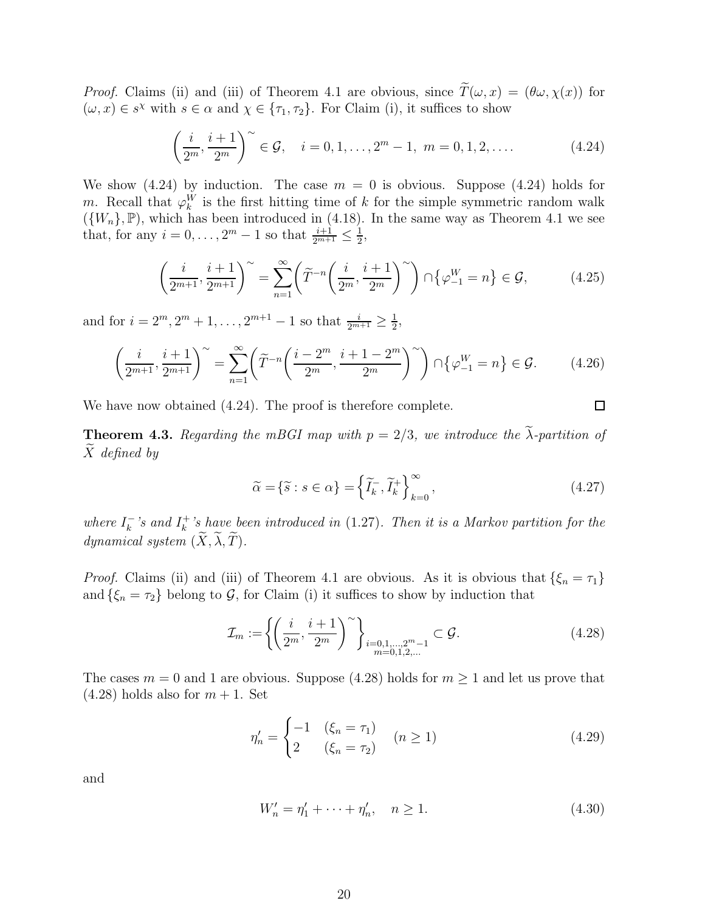*Proof.* Claims (ii) and (iii) of Theorem 4.1 are obvious, since $\widetilde{T}(\omega, x) = (\theta\omega, \chi(x))$ for $(\omega, x) \in s^\chi$ with $s \in \alpha$ and $\chi \in \{\tau_1, \tau_2\}$. For Claim (i), it suffices to show

$$\left(\frac{i}{2^m}, \frac{i+1}{2^m}\right)^{\sim} \in \mathcal{G}, \quad i = 0, 1, \ldots, 2^m - 1, \ m = 0, 1, 2, \ldots. \tag{4.24}$$

We show (4.24) by induction. The case $m = 0$ is obvious. Suppose (4.24) holds for $m$. Recall that $\varphi_k^W$ is the first hitting time of $k$ for the simple symmetric random walk $(\{W_n\}, \mathbb{P})$, which has been introduced in (4.18). In the same way as Theorem 4.1 we see that, for any $i = 0, \ldots, 2^m - 1$ so that $\frac{i+1}{2^{m+1}} \leq \frac{1}{2}$,

$$\left(\frac{i}{2^{m+1}}, \frac{i+1}{2^{m+1}}\right)^{\sim} = \sum_{n=1}^{\infty} \left(\widetilde{T}^{-n}\left(\frac{i}{2^m}, \frac{i+1}{2^m}\right)^{\sim}\right) \cap \left\{\varphi_{-1}^W = n\right\} \in \mathcal{G}, \tag{4.25}$$

and for $i = 2^m, 2^m + 1, \ldots, 2^{m+1} - 1$ so that $\frac{i}{2^{m+1}} \geq \frac{1}{2}$,

$$\left(\frac{i}{2^{m+1}}, \frac{i+1}{2^{m+1}}\right)^{\sim} = \sum_{n=1}^{\infty} \left(\widetilde{T}^{-n}\left(\frac{i - 2^m}{2^m}, \frac{i+1-2^m}{2^m}\right)^{\sim}\right) \cap \left\{\varphi_{-1}^W = n\right\} \in \mathcal{G}. \tag{4.26}$$

We have now obtained (4.24). The proof is therefore complete. $\square$

**Theorem 4.3.** *Regarding the mBGI map with $p = 2/3$, we introduce the $\widetilde{\lambda}$-partition of $\widetilde{X}$ defined by*

$$\widetilde{\alpha} = \{\widetilde{s} : s \in \alpha\} = \left\{\widetilde{I}_k^-, \widetilde{I}_k^+\right\}_{k=0}^{\infty}, \tag{4.27}$$

*where $I_k^-$'s and $I_k^+$'s have been introduced in* (1.27)*. Then it is a Markov partition for the dynamical system $(\widetilde{X}, \widetilde{\lambda}, \widetilde{T})$.*

*Proof.* Claims (ii) and (iii) of Theorem 4.1 are obvious. As it is obvious that $\{\xi_n = \tau_1\}$ and $\{\xi_n = \tau_2\}$ belong to $\mathcal{G}$, for Claim (i) it suffices to show by induction that

$$\mathcal{I}_m := \left\{\left(\frac{i}{2^m}, \frac{i+1}{2^m}\right)^{\sim}\right\}_{\substack{i=0,1,\ldots,2^m-1 \\ m=0,1,2,\ldots}} \subset \mathcal{G}. \tag{4.28}$$

The cases $m = 0$ and $1$ are obvious. Suppose (4.28) holds for $m \geq 1$ and let us prove that (4.28) holds also for $m + 1$. Set

$$\eta_n' = \begin{cases} -1 & (\xi_n = \tau_1) \\ 2 & (\xi_n = \tau_2) \end{cases} \quad (n \geq 1) \tag{4.29}$$

and

$$W_n' = \eta_1' + \cdots + \eta_n', \quad n \geq 1. \tag{4.30}$$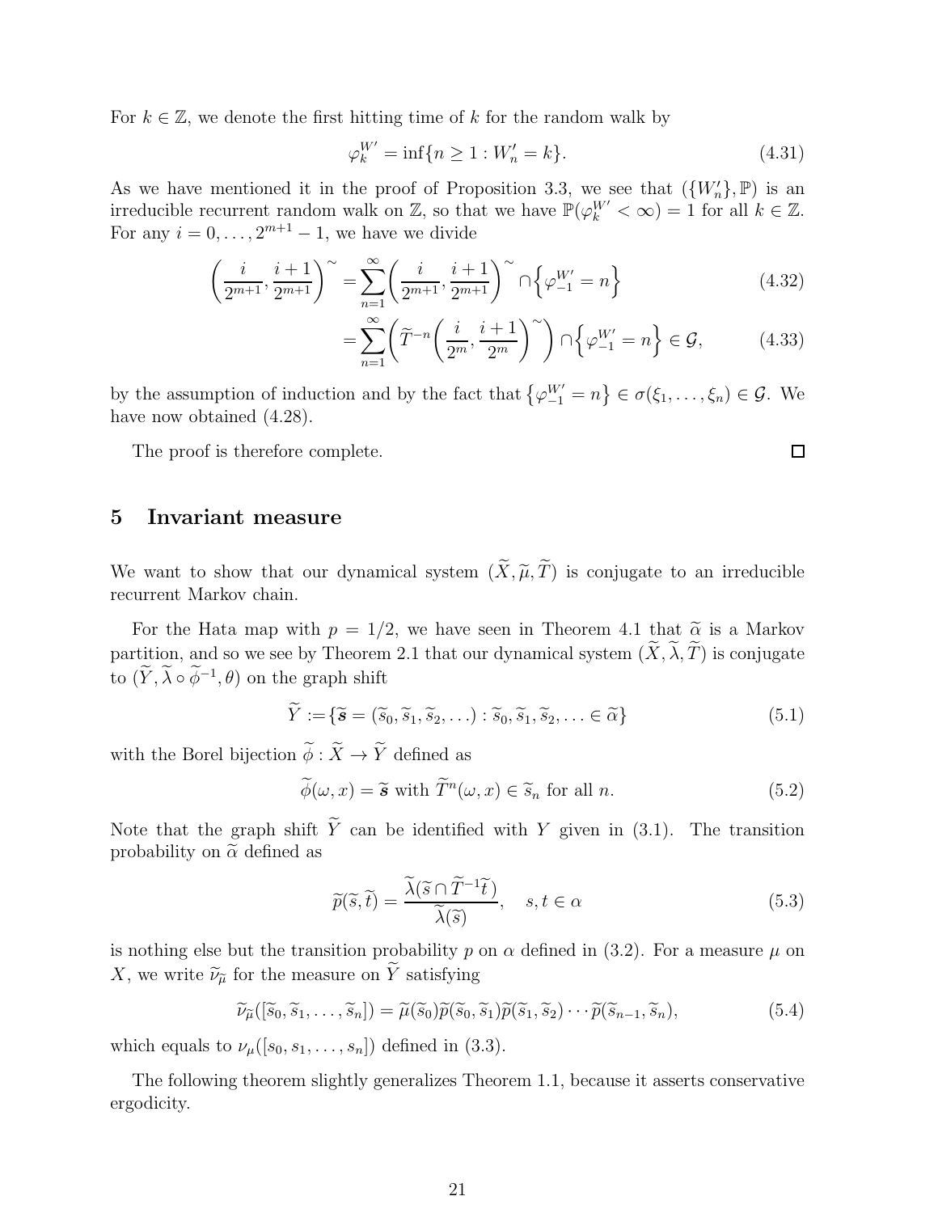For $k \in \mathbb{Z}$, we denote the first hitting time of $k$ for the random walk by

$$\varphi_k^{W'} = \inf\{n \geq 1 : W'_n = k\}. \tag{4.31}$$

As we have mentioned it in the proof of Proposition 3.3, we see that $(\{W'_n\}, \mathbb{P})$ is an irreducible recurrent random walk on $\mathbb{Z}$, so that we have $\mathbb{P}(\varphi_k^{W'} < \infty) = 1$ for all $k \in \mathbb{Z}$. For any $i = 0, \dots, 2^{m+1} - 1$, we have we divide

$$\begin{aligned}\left(\frac{i}{2^{m+1}}, \frac{i+1}{2^{m+1}}\right)^{\sim} &= \sum_{n=1}^{\infty} \left(\frac{i}{2^{m+1}}, \frac{i+1}{2^{m+1}}\right)^{\sim} \cap \left\{\varphi_{-1}^{W'} = n\right\} &(4.32)\\ &= \sum_{n=1}^{\infty} \left(\widetilde{T}^{-n}\left(\frac{i}{2^{m}}, \frac{i+1}{2^{m}}\right)^{\sim}\right) \cap \left\{\varphi_{-1}^{W'} = n\right\} \in \mathcal{G}, &(4.33)\end{aligned}$$

by the assumption of induction and by the fact that $\left\{\varphi_{-1}^{W'} = n\right\} \in \sigma(\xi_1, \dots, \xi_n) \in \mathcal{G}$. We have now obtained (4.28).

The proof is therefore complete. $\square$

## 5 Invariant measure

We want to show that our dynamical system $(\widetilde{X}, \widetilde{\mu}, \widetilde{T})$ is conjugate to an irreducible recurrent Markov chain.

For the Hata map with $p = 1/2$, we have seen in Theorem 4.1 that $\widetilde{\alpha}$ is a Markov partition, and so we see by Theorem 2.1 that our dynamical system $(\widetilde{X}, \widetilde{\lambda}, \widetilde{T})$ is conjugate to $(\widetilde{Y}, \widetilde{\lambda} \circ \widetilde{\phi}^{-1}, \theta)$ on the graph shift

$$\widetilde{Y} := \{\widetilde{\boldsymbol{s}} = (\widetilde{s}_0, \widetilde{s}_1, \widetilde{s}_2, \dots) : \widetilde{s}_0, \widetilde{s}_1, \widetilde{s}_2, \dots \in \widetilde{\alpha}\} \tag{5.1}$$

with the Borel bijection $\widetilde{\phi} : \widetilde{X} \to \widetilde{Y}$ defined as

$$\widetilde{\phi}(\omega, x) = \widetilde{\boldsymbol{s}} \text{ with } \widetilde{T}^n(\omega, x) \in \widetilde{s}_n \text{ for all } n. \tag{5.2}$$

Note that the graph shift $\widetilde{Y}$ can be identified with $Y$ given in (3.1). The transition probability on $\widetilde{\alpha}$ defined as

$$\widetilde{p}(\widetilde{s}, \widetilde{t}) = \frac{\widetilde{\lambda}(\widetilde{s} \cap \widetilde{T}^{-1}\widetilde{t})}{\widetilde{\lambda}(\widetilde{s})}, \quad s, t \in \alpha \tag{5.3}$$

is nothing else but the transition probability $p$ on $\alpha$ defined in (3.2). For a measure $\mu$ on $X$, we write $\widetilde{\nu}_{\widetilde{\mu}}$ for the measure on $\widetilde{Y}$ satisfying

$$\widetilde{\nu}_{\widetilde{\mu}}([\widetilde{s}_0, \widetilde{s}_1, \dots, \widetilde{s}_n]) = \widetilde{\mu}(\widetilde{s}_0)\widetilde{p}(\widetilde{s}_0, \widetilde{s}_1)\widetilde{p}(\widetilde{s}_1, \widetilde{s}_2) \cdots \widetilde{p}(\widetilde{s}_{n-1}, \widetilde{s}_n), \tag{5.4}$$

which equals to $\nu_\mu([s_0, s_1, \dots, s_n])$ defined in (3.3).

The following theorem slightly generalizes Theorem 1.1, because it asserts conservative ergodicity.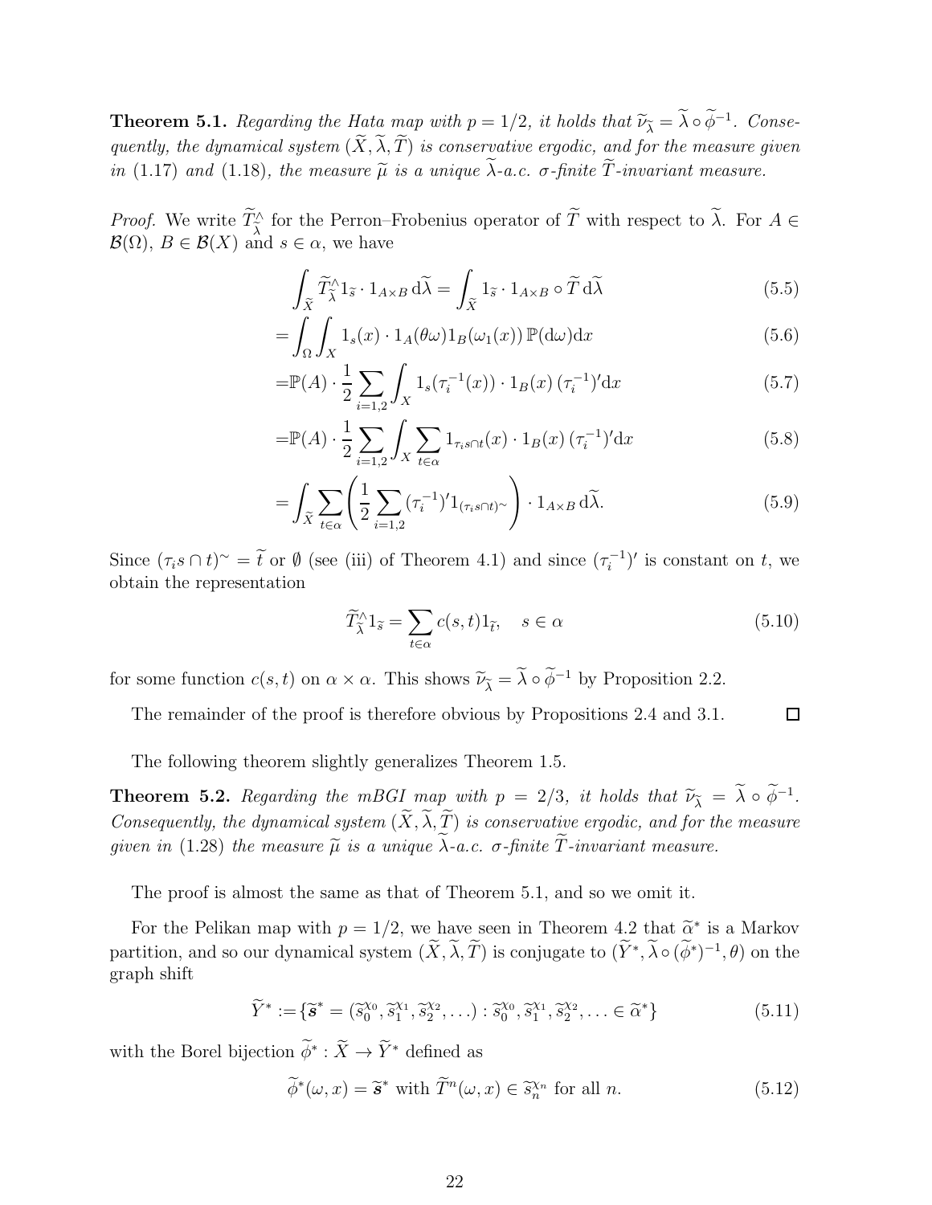**Theorem 5.1.** *Regarding the Hata map with $p = 1/2$, it holds that $\widetilde{\nu}_{\widetilde{\lambda}} = \widetilde{\lambda} \circ \widetilde{\phi}^{-1}$. Consequently, the dynamical system $(\widetilde{X}, \widetilde{\lambda}, \widetilde{T})$ is conservative ergodic, and for the measure given in* (1.17) *and* (1.18)*, the measure $\widetilde{\mu}$ is a unique $\widetilde{\lambda}$-a.c. $\sigma$-finite $\widetilde{T}$-invariant measure.*

*Proof.* We write $\widetilde{T}^{\wedge}_{\widetilde{\lambda}}$ for the Perron–Frobenius operator of $\widetilde{T}$ with respect to $\widetilde{\lambda}$. For $A \in \mathcal{B}(\Omega)$, $B \in \mathcal{B}(X)$ and $s \in \alpha$, we have

$$\int_{\widetilde{X}} \widetilde{T}^{\wedge}_{\widetilde{\lambda}} 1_{\widetilde{s}} \cdot 1_{A \times B} \, \mathrm{d}\widetilde{\lambda} = \int_{\widetilde{X}} 1_{\widetilde{s}} \cdot 1_{A \times B} \circ \widetilde{T} \, \mathrm{d}\widetilde{\lambda} \tag{5.5}$$

$$= \int_{\Omega} \int_{X} 1_s(x) \cdot 1_A(\theta\omega) 1_B(\omega_1(x)) \, \mathbb{P}(\mathrm{d}\omega) \mathrm{d}x \tag{5.6}$$

$$= \mathbb{P}(A) \cdot \frac{1}{2} \sum_{i=1,2} \int_X 1_s(\tau_i^{-1}(x)) \cdot 1_B(x) \, (\tau_i^{-1})' \mathrm{d}x \tag{5.7}$$

$$= \mathbb{P}(A) \cdot \frac{1}{2} \sum_{i=1,2} \int_X \sum_{t \in \alpha} 1_{\tau_i s \cap t}(x) \cdot 1_B(x) \, (\tau_i^{-1})' \mathrm{d}x \tag{5.8}$$

$$= \int_{\widetilde{X}} \sum_{t \in \alpha} \left( \frac{1}{2} \sum_{i=1,2} (\tau_i^{-1})' 1_{(\tau_i s \cap t)^{\sim}} \right) \cdot 1_{A \times B} \, \mathrm{d}\widetilde{\lambda}. \tag{5.9}$$

Since $(\tau_i s \cap t)^{\sim} = \widetilde{t}$ or $\emptyset$ (see (iii) of Theorem 4.1) and since $(\tau_i^{-1})'$ is constant on $t$, we obtain the representation

$$\widetilde{T}^{\wedge}_{\widetilde{\lambda}} 1_{\widetilde{s}} = \sum_{t \in \alpha} c(s,t) 1_{\widetilde{t}}, \quad s \in \alpha \tag{5.10}$$

for some function $c(s,t)$ on $\alpha \times \alpha$. This shows $\widetilde{\nu}_{\widetilde{\lambda}} = \widetilde{\lambda} \circ \widetilde{\phi}^{-1}$ by Proposition 2.2.

The remainder of the proof is therefore obvious by Propositions 2.4 and 3.1. $\square$

The following theorem slightly generalizes Theorem 1.5.

**Theorem 5.2.** *Regarding the mBGI map with $p = 2/3$, it holds that $\widetilde{\nu}_{\widetilde{\lambda}} = \widetilde{\lambda} \circ \widetilde{\phi}^{-1}$. Consequently, the dynamical system $(\widetilde{X}, \widetilde{\lambda}, \widetilde{T})$ is conservative ergodic, and for the measure given in* (1.28) *the measure $\widetilde{\mu}$ is a unique $\widetilde{\lambda}$-a.c. $\sigma$-finite $\widetilde{T}$-invariant measure.*

The proof is almost the same as that of Theorem 5.1, and so we omit it.

For the Pelikan map with $p = 1/2$, we have seen in Theorem 4.2 that $\widetilde{\alpha}^*$ is a Markov partition, and so our dynamical system $(\widetilde{X}, \widetilde{\lambda}, \widetilde{T})$ is conjugate to $(\widetilde{Y}^*, \widetilde{\lambda} \circ (\widetilde{\phi}^*)^{-1}, \theta)$ on the graph shift

$$\widetilde{Y}^* := \{ \widetilde{\boldsymbol{s}}^* = (\widetilde{s}_0^{\chi_0}, \widetilde{s}_1^{\chi_1}, \widetilde{s}_2^{\chi_2}, \ldots) : \widetilde{s}_0^{\chi_0}, \widetilde{s}_1^{\chi_1}, \widetilde{s}_2^{\chi_2}, \ldots \in \widetilde{\alpha}^* \} \tag{5.11}$$

with the Borel bijection $\widetilde{\phi}^* : \widetilde{X} \to \widetilde{Y}^*$ defined as

$$\widetilde{\phi}^*(\omega, x) = \widetilde{\boldsymbol{s}}^* \text{ with } \widetilde{T}^n(\omega, x) \in \widetilde{s}_n^{\chi_n} \text{ for all } n. \tag{5.12}$$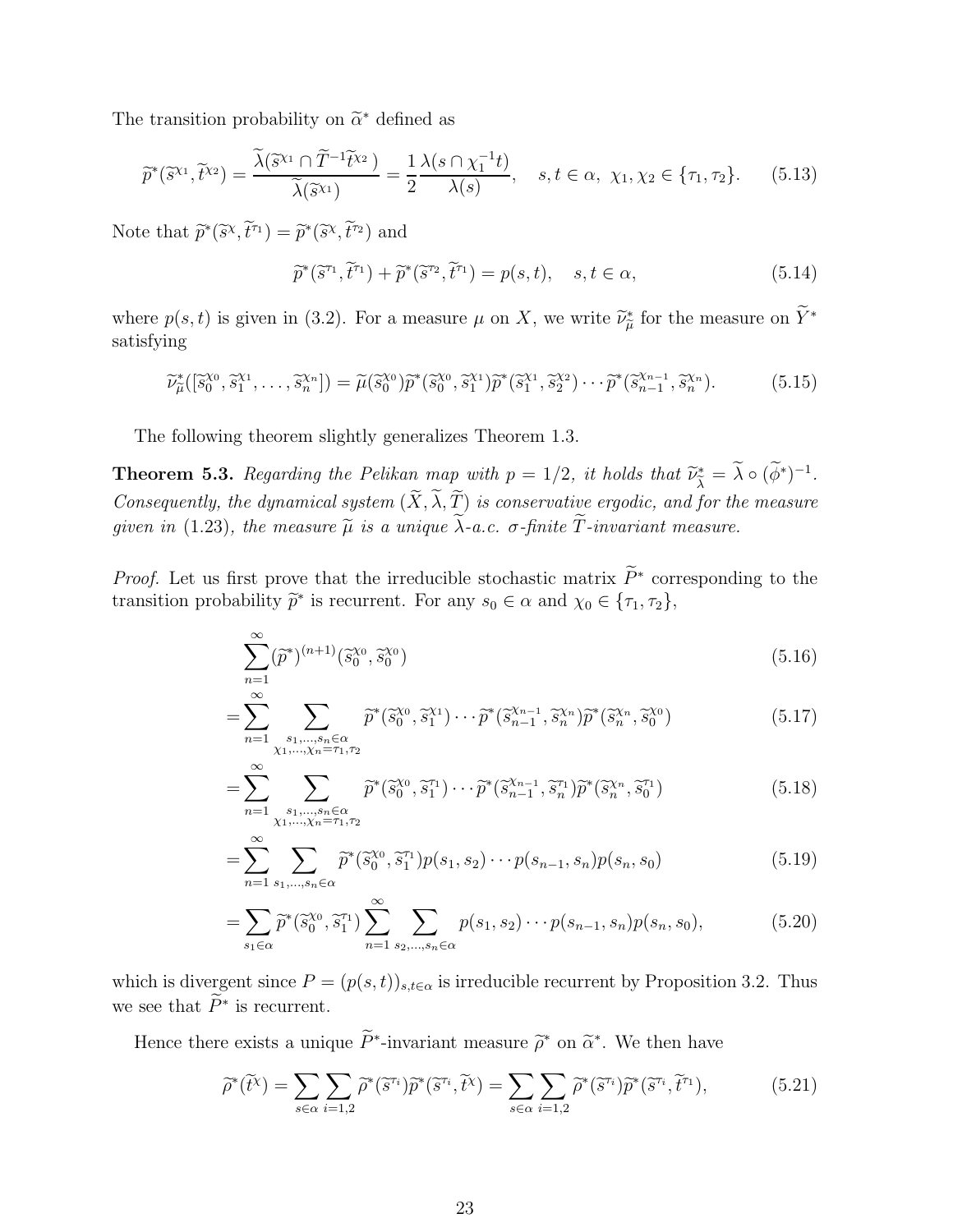The transition probability on $\widetilde{\alpha}^*$ defined as

$$\widetilde{p}^*(\widetilde{s}^{\chi_1}, \widetilde{t}^{\chi_2}) = \frac{\widetilde{\lambda}(\widetilde{s}^{\chi_1} \cap \widetilde{T}^{-1}\widetilde{t}^{\chi_2})}{\widetilde{\lambda}(\widetilde{s}^{\chi_1})} = \frac{1}{2}\frac{\lambda(s \cap \chi_1^{-1}t)}{\lambda(s)}, \quad s,t \in \alpha,\ \chi_1, \chi_2 \in \{\tau_1, \tau_2\}. \tag{5.13}$$

Note that $\widetilde{p}^*(\widetilde{s}^{\chi}, \widetilde{t}^{\tau_1}) = \widetilde{p}^*(\widetilde{s}^{\chi}, \widetilde{t}^{\tau_2})$ and

$$\widetilde{p}^*(\widetilde{s}^{\tau_1}, \widetilde{t}^{\tau_1}) + \widetilde{p}^*(\widetilde{s}^{\tau_2}, \widetilde{t}^{\tau_1}) = p(s,t), \quad s,t \in \alpha, \tag{5.14}$$

where $p(s,t)$ is given in (3.2). For a measure $\mu$ on $X$, we write $\widetilde{\nu}^*_{\widetilde{\mu}}$ for the measure on $\widetilde{Y}^*$ satisfying

$$\widetilde{\nu}^*_{\widetilde{\mu}}([\widetilde{s}_0^{\chi_0}, \widetilde{s}_1^{\chi_1}, \ldots, \widetilde{s}_n^{\chi_n}]) = \widetilde{\mu}(\widetilde{s}_0^{\chi_0})\widetilde{p}^*(\widetilde{s}_0^{\chi_0}, \widetilde{s}_1^{\chi_1})\widetilde{p}^*(\widetilde{s}_1^{\chi_1}, \widetilde{s}_2^{\chi_2}) \cdots \widetilde{p}^*(\widetilde{s}_{n-1}^{\chi_{n-1}}, \widetilde{s}_n^{\chi_n}). \tag{5.15}$$

The following theorem slightly generalizes Theorem 1.3.

**Theorem 5.3.** *Regarding the Pelikan map with $p = 1/2$, it holds that $\widetilde{\nu}^*_{\widetilde{\lambda}} = \widetilde{\lambda} \circ (\widetilde{\phi}^*)^{-1}$. Consequently, the dynamical system $(\widetilde{X}, \widetilde{\lambda}, \widetilde{T})$ is conservative ergodic, and for the measure given in (1.23), the measure $\widetilde{\mu}$ is a unique $\widetilde{\lambda}$-a.c. $\sigma$-finite $\widetilde{T}$-invariant measure.*

*Proof.* Let us first prove that the irreducible stochastic matrix $\widetilde{P}^*$ corresponding to the transition probability $\widetilde{p}^*$ is recurrent. For any $s_0 \in \alpha$ and $\chi_0 \in \{\tau_1, \tau_2\}$,

$$\sum_{n=1}^{\infty} (\widetilde{p}^*)^{(n+1)}(\widetilde{s}_0^{\chi_0}, \widetilde{s}_0^{\chi_0}) \tag{5.16}$$

$$= \sum_{n=1}^{\infty} \sum_{\substack{s_1,\ldots,s_n \in \alpha \\ \chi_1,\ldots,\chi_n = \tau_1,\tau_2}} \widetilde{p}^*(\widetilde{s}_0^{\chi_0}, \widetilde{s}_1^{\chi_1}) \cdots \widetilde{p}^*(\widetilde{s}_{n-1}^{\chi_{n-1}}, \widetilde{s}_n^{\chi_n})\widetilde{p}^*(\widetilde{s}_n^{\chi_n}, \widetilde{s}_0^{\chi_0}) \tag{5.17}$$

$$= \sum_{n=1}^{\infty} \sum_{\substack{s_1,\ldots,s_n \in \alpha \\ \chi_1,\ldots,\chi_n = \tau_1,\tau_2}} \widetilde{p}^*(\widetilde{s}_0^{\chi_0}, \widetilde{s}_1^{\tau_1}) \cdots \widetilde{p}^*(\widetilde{s}_{n-1}^{\chi_{n-1}}, \widetilde{s}_n^{\tau_1})\widetilde{p}^*(\widetilde{s}_n^{\chi_n}, \widetilde{s}_0^{\tau_1}) \tag{5.18}$$

$$= \sum_{n=1}^{\infty} \sum_{s_1,\ldots,s_n \in \alpha} \widetilde{p}^*(\widetilde{s}_0^{\chi_0}, \widetilde{s}_1^{\tau_1}) p(s_1, s_2) \cdots p(s_{n-1}, s_n) p(s_n, s_0) \tag{5.19}$$

$$= \sum_{s_1 \in \alpha} \widetilde{p}^*(\widetilde{s}_0^{\chi_0}, \widetilde{s}_1^{\tau_1}) \sum_{n=1}^{\infty} \sum_{s_2,\ldots,s_n \in \alpha} p(s_1, s_2) \cdots p(s_{n-1}, s_n) p(s_n, s_0), \tag{5.20}$$

which is divergent since $P = (p(s,t))_{s,t\in\alpha}$ is irreducible recurrent by Proposition 3.2. Thus we see that $\widetilde{P}^*$ is recurrent.

Hence there exists a unique $\widetilde{P}^*$-invariant measure $\widetilde{\rho}^*$ on $\widetilde{\alpha}^*$. We then have

$$\widetilde{\rho}^*(\widetilde{t}^{\chi}) = \sum_{s \in \alpha} \sum_{i=1,2} \widetilde{\rho}^*(\widetilde{s}^{\tau_i})\widetilde{p}^*(\widetilde{s}^{\tau_i}, \widetilde{t}^{\chi}) = \sum_{s \in \alpha} \sum_{i=1,2} \widetilde{\rho}^*(\widetilde{s}^{\tau_i})\widetilde{p}^*(\widetilde{s}^{\tau_i}, \widetilde{t}^{\tau_1}), \tag{5.21}$$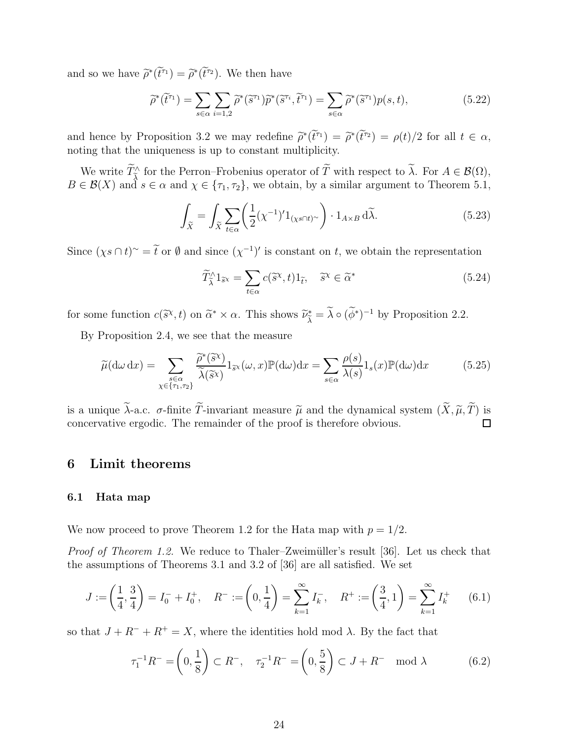and so we have $\widetilde{\rho}^*(\widetilde{t}^{\tau_1}) = \widetilde{\rho}^*(\widetilde{t}^{\tau_2})$. We then have

$$\widetilde{\rho}^*(\widetilde{t}^{\tau_1}) = \sum_{s\in\alpha}\sum_{i=1,2} \widetilde{\rho}^*(\widetilde{s}^{\tau_1})\widetilde{p}^*(\widetilde{s}^{\tau_i}, \widetilde{t}^{\tau_1}) = \sum_{s\in\alpha} \widetilde{\rho}^*(\widetilde{s}^{\tau_1})p(s,t), \tag{5.22}$$

and hence by Proposition 3.2 we may redefine $\widetilde{\rho}^*(\widetilde{t}^{\tau_1}) = \widetilde{\rho}^*(\widetilde{t}^{\tau_2}) = \rho(t)/2$ for all $t \in \alpha$, noting that the uniqueness is up to constant multiplicity.

We write $\widetilde{T}^{\wedge}_{\widetilde{\lambda}}$ for the Perron–Frobenius operator of $\widetilde{T}$ with respect to $\widetilde{\lambda}$. For $A \in \mathcal{B}(\Omega)$, $B \in \mathcal{B}(X)$ and $s \in \alpha$ and $\chi \in \{\tau_1, \tau_2\}$, we obtain, by a similar argument to Theorem 5.1,

$$\int_{\widetilde{X}} = \int_{\widetilde{X}} \sum_{t\in\alpha} \left( \frac{1}{2}(\chi^{-1})' 1_{(\chi s \cap t)^{\sim}} \right) \cdot 1_{A\times B}\, \mathrm{d}\widetilde{\lambda}. \tag{5.23}$$

Since $(\chi s \cap t)^{\sim} = \widetilde{t}$ or $\emptyset$ and since $(\chi^{-1})'$ is constant on $t$, we obtain the representation

$$\widetilde{T}^{\wedge}_{\widetilde{\lambda}} 1_{\widetilde{s}^{\chi}} = \sum_{t\in\alpha} c(\widetilde{s}^{\chi}, t) 1_{\widetilde{t}}, \quad \widetilde{s}^{\chi} \in \widetilde{\alpha}^* \tag{5.24}$$

for some function $c(\widetilde{s}^{\chi}, t)$ on $\widetilde{\alpha}^* \times \alpha$. This shows $\widetilde{\nu}^*_{\widetilde{\lambda}} = \widetilde{\lambda} \circ (\widetilde{\phi}^*)^{-1}$ by Proposition 2.2.

By Proposition 2.4, we see that the measure

$$\widetilde{\mu}(\mathrm{d}\omega\,\mathrm{d}x) = \sum_{\substack{s\in\alpha \\ \chi\in\{\tau_1,\tau_2\}}} \frac{\widetilde{\rho}^*(\widetilde{s}^{\chi})}{\widetilde{\lambda}(\widetilde{s}^{\chi})} 1_{\widetilde{s}^{\chi}}(\omega, x)\mathbb{P}(\mathrm{d}\omega)\mathrm{d}x = \sum_{s\in\alpha} \frac{\rho(s)}{\lambda(s)} 1_s(x)\mathbb{P}(\mathrm{d}\omega)\mathrm{d}x \tag{5.25}$$

is a unique $\widetilde{\lambda}$-a.c. $\sigma$-finite $\widetilde{T}$-invariant measure $\widetilde{\mu}$ and the dynamical system $(\widetilde{X}, \widetilde{\mu}, \widetilde{T})$ is concervative ergodic. The remainder of the proof is therefore obvious. $\square$

# 6 Limit theorems

## 6.1 Hata map

We now proceed to prove Theorem 1.2 for the Hata map with $p = 1/2$.

*Proof of Theorem 1.2.* We reduce to Thaler–Zweimüller's result [36]. Let us check that the assumptions of Theorems 3.1 and 3.2 of [36] are all satisfied. We set

$$J := \left(\frac{1}{4}, \frac{3}{4}\right) = I_0^- + I_0^+, \quad R^- := \left(0, \frac{1}{4}\right) = \sum_{k=1}^{\infty} I_k^-, \quad R^+ := \left(\frac{3}{4}, 1\right) = \sum_{k=1}^{\infty} I_k^+ \tag{6.1}$$

so that $J + R^- + R^+ = X$, where the identities hold mod $\lambda$. By the fact that

$$\tau_1^{-1}R^- = \left(0, \frac{1}{8}\right) \subset R^-, \quad \tau_2^{-1}R^- = \left(0, \frac{5}{8}\right) \subset J + R^- \mod \lambda \tag{6.2}$$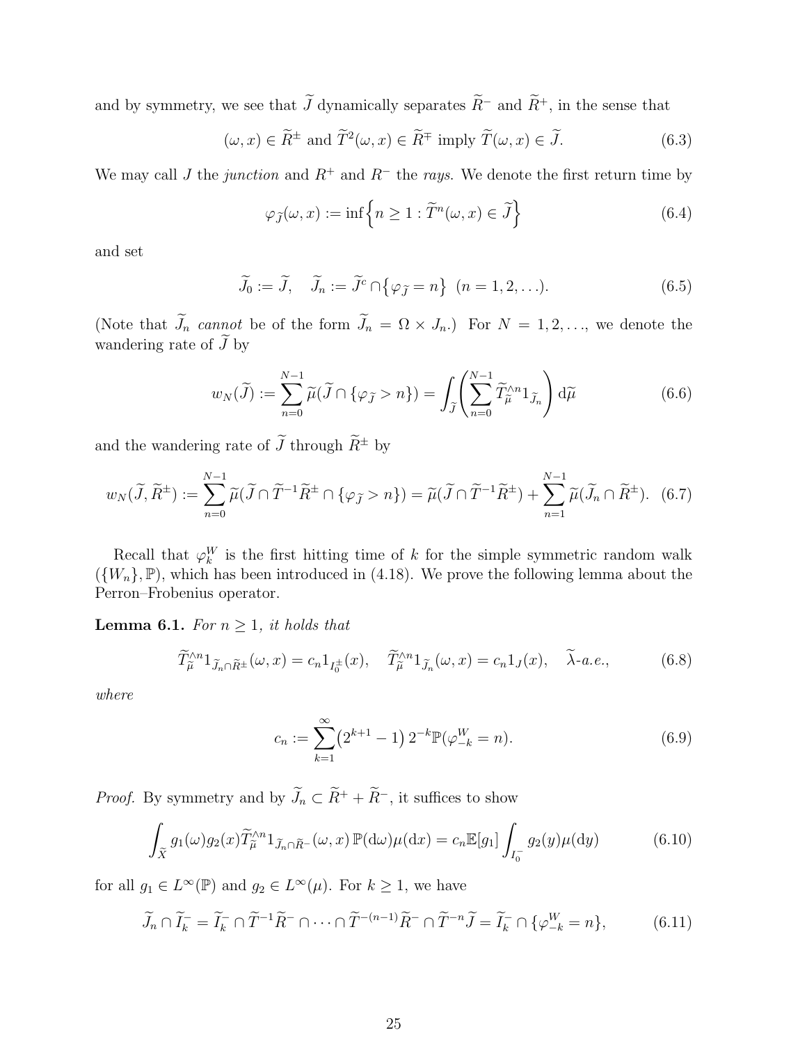and by symmetry, we see that $\widetilde{J}$ dynamically separates $\widetilde{R}^-$ and $\widetilde{R}^+$, in the sense that

$$(\omega, x) \in \widetilde{R}^\pm \text{ and } \widetilde{T}^2(\omega, x) \in \widetilde{R}^\mp \text{ imply } \widetilde{T}(\omega, x) \in \widetilde{J}. \tag{6.3}$$

We may call $J$ the *junction* and $R^+$ and $R^-$ the *rays*. We denote the first return time by

$$\varphi_{\widetilde{J}}(\omega, x) := \inf\left\{n \geq 1 : \widetilde{T}^n(\omega, x) \in \widetilde{J}\right\} \tag{6.4}$$

and set

$$\widetilde{J}_0 := \widetilde{J}, \quad \widetilde{J}_n := \widetilde{J}^c \cap \left\{\varphi_{\widetilde{J}} = n\right\} \ (n = 1, 2, \ldots). \tag{6.5}$$

(Note that $\widetilde{J}_n$ *cannot* be of the form $\widetilde{J}_n = \Omega \times J_n$.) For $N = 1, 2, \ldots$, we denote the wandering rate of $\widetilde{J}$ by

$$w_N(\widetilde{J}) := \sum_{n=0}^{N-1} \widetilde{\mu}(\widetilde{J} \cap \{\varphi_{\widetilde{J}} > n\}) = \int_{\widetilde{J}} \left( \sum_{n=0}^{N-1} \widetilde{T}_{\widetilde{\mu}}^{\wedge n} 1_{\widetilde{J}_n} \right) \mathrm{d}\widetilde{\mu} \tag{6.6}$$

and the wandering rate of $\widetilde{J}$ through $\widetilde{R}^\pm$ by

$$w_N(\widetilde{J}, \widetilde{R}^\pm) := \sum_{n=0}^{N-1} \widetilde{\mu}(\widetilde{J} \cap \widetilde{T}^{-1}\widetilde{R}^\pm \cap \{\varphi_{\widetilde{J}} > n\}) = \widetilde{\mu}(\widetilde{J} \cap \widetilde{T}^{-1}\widetilde{R}^\pm) + \sum_{n=1}^{N-1} \widetilde{\mu}(\widetilde{J}_n \cap \widetilde{R}^\pm). \tag{6.7}$$

Recall that $\varphi_k^W$ is the first hitting time of $k$ for the simple symmetric random walk $(\{W_n\}, \mathbb{P})$, which has been introduced in (4.18). We prove the following lemma about the Perron–Frobenius operator.

**Lemma 6.1.** *For $n \geq 1$, it holds that*

$$\widetilde{T}_{\widetilde{\mu}}^{\wedge n} 1_{\widetilde{J}_n \cap \widetilde{R}^\pm}(\omega, x) = c_n 1_{I_0^\pm}(x), \quad \widetilde{T}_{\widetilde{\mu}}^{\wedge n} 1_{\widetilde{J}_n}(\omega, x) = c_n 1_J(x), \quad \widetilde{\lambda}\text{-a.e.}, \tag{6.8}$$

*where*

$$c_n := \sum_{k=1}^{\infty} \left(2^{k+1} - 1\right) 2^{-k} \mathbb{P}(\varphi_{-k}^W = n). \tag{6.9}$$

*Proof.* By symmetry and by $\widetilde{J}_n \subset \widetilde{R}^+ + \widetilde{R}^-$, it suffices to show

$$\int_{\widetilde{X}} g_1(\omega) g_2(x) \widetilde{T}_{\widetilde{\mu}}^{\wedge n} 1_{\widetilde{J}_n \cap \widetilde{R}^-}(\omega, x) \, \mathbb{P}(\mathrm{d}\omega) \mu(\mathrm{d}x) = c_n \mathbb{E}[g_1] \int_{I_0^-} g_2(y) \mu(\mathrm{d}y) \tag{6.10}$$

for all $g_1 \in L^\infty(\mathbb{P})$ and $g_2 \in L^\infty(\mu)$. For $k \geq 1$, we have

$$\widetilde{J}_n \cap \widetilde{I}_k^- = \widetilde{I}_k^- \cap \widetilde{T}^{-1}\widetilde{R}^- \cap \cdots \cap \widetilde{T}^{-(n-1)}\widetilde{R}^- \cap \widetilde{T}^{-n}\widetilde{J} = \widetilde{I}_k^- \cap \{\varphi_{-k}^W = n\}, \tag{6.11}$$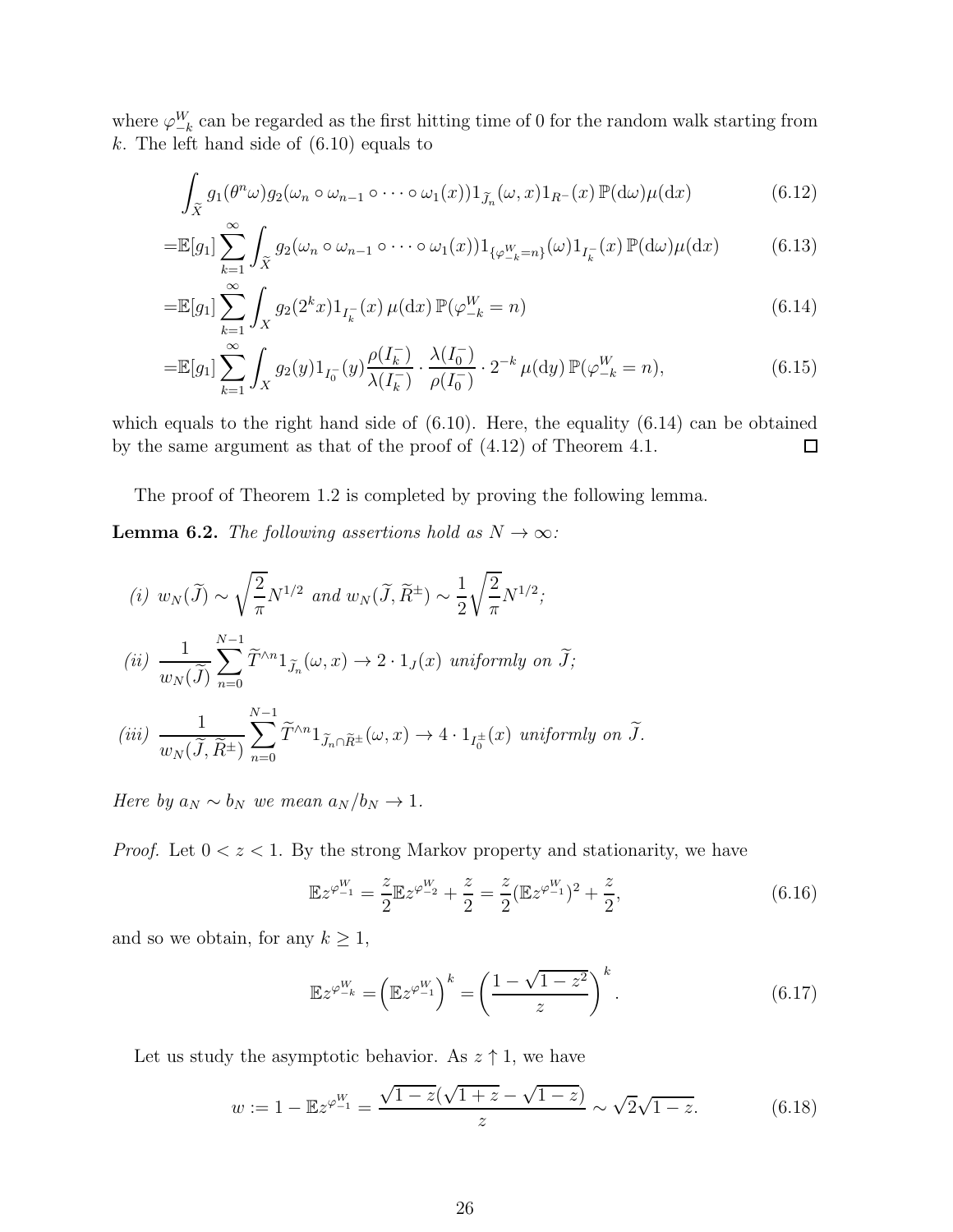where $\varphi_{-k}^W$ can be regarded as the first hitting time of 0 for the random walk starting from $k$. The left hand side of (6.10) equals to

$$
\int_{\widetilde{X}} g_1(\theta^n\omega) g_2(\omega_n \circ \omega_{n-1} \circ \cdots \circ \omega_1(x)) 1_{\widetilde{J}_n}(\omega, x) 1_{R^-}(x)\, \mathbb{P}(\mathrm{d}\omega)\mu(\mathrm{d}x) \tag{6.12}
$$

$$
= \mathbb{E}[g_1] \sum_{k=1}^{\infty} \int_{\widetilde{X}} g_2(\omega_n \circ \omega_{n-1} \circ \cdots \circ \omega_1(x)) 1_{\{\varphi_{-k}^W = n\}}(\omega) 1_{I_k^-}(x)\, \mathbb{P}(\mathrm{d}\omega)\mu(\mathrm{d}x) \tag{6.13}
$$

$$
= \mathbb{E}[g_1] \sum_{k=1}^{\infty} \int_X g_2(2^k x) 1_{I_k^-}(x)\, \mu(\mathrm{d}x)\, \mathbb{P}(\varphi_{-k}^W = n) \tag{6.14}
$$

$$
= \mathbb{E}[g_1] \sum_{k=1}^{\infty} \int_X g_2(y) 1_{I_0^-}(y) \frac{\rho(I_k^-)}{\lambda(I_k^-)} \cdot \frac{\lambda(I_0^-)}{\rho(I_0^-)} \cdot 2^{-k}\, \mu(\mathrm{d}y)\, \mathbb{P}(\varphi_{-k}^W = n), \tag{6.15}
$$

which equals to the right hand side of (6.10). Here, the equality (6.14) can be obtained by the same argument as that of the proof of (4.12) of Theorem 4.1. $\square$

The proof of Theorem 1.2 is completed by proving the following lemma.

**Lemma 6.2.** *The following assertions hold as $N \to \infty$:*

*(i)* $w_N(\widetilde{J}) \sim \sqrt{\dfrac{2}{\pi}} N^{1/2}$ *and* $w_N(\widetilde{J}, \widetilde{R}^{\pm}) \sim \dfrac{1}{2}\sqrt{\dfrac{2}{\pi}} N^{1/2}$;

*(ii)* $\dfrac{1}{w_N(\widetilde{J})} \displaystyle\sum_{n=0}^{N-1} \widetilde{T}^{\wedge n} 1_{\widetilde{J}_n}(\omega, x) \to 2 \cdot 1_J(x)$ *uniformly on* $\widetilde{J}$;

*(iii)* $\dfrac{1}{w_N(\widetilde{J}, \widetilde{R}^{\pm})} \displaystyle\sum_{n=0}^{N-1} \widetilde{T}^{\wedge n} 1_{\widetilde{J}_n \cap \widetilde{R}^{\pm}}(\omega, x) \to 4 \cdot 1_{I_0^{\pm}}(x)$ *uniformly on* $\widetilde{J}$.

*Here by $a_N \sim b_N$ we mean $a_N / b_N \to 1$.*

*Proof.* Let $0 < z < 1$. By the strong Markov property and stationarity, we have

$$
\mathbb{E} z^{\varphi_{-1}^W} = \frac{z}{2} \mathbb{E} z^{\varphi_{-2}^W} + \frac{z}{2} = \frac{z}{2} (\mathbb{E} z^{\varphi_{-1}^W})^2 + \frac{z}{2}, \tag{6.16}
$$

and so we obtain, for any $k \geq 1$,

$$
\mathbb{E} z^{\varphi_{-k}^W} = \left( \mathbb{E} z^{\varphi_{-1}^W} \right)^k = \left( \frac{1 - \sqrt{1 - z^2}}{z} \right)^k. \tag{6.17}
$$

Let us study the asymptotic behavior. As $z \uparrow 1$, we have

$$
w := 1 - \mathbb{E} z^{\varphi_{-1}^W} = \frac{\sqrt{1-z}(\sqrt{1+z} - \sqrt{1-z})}{z} \sim \sqrt{2}\sqrt{1-z}. \tag{6.18}
$$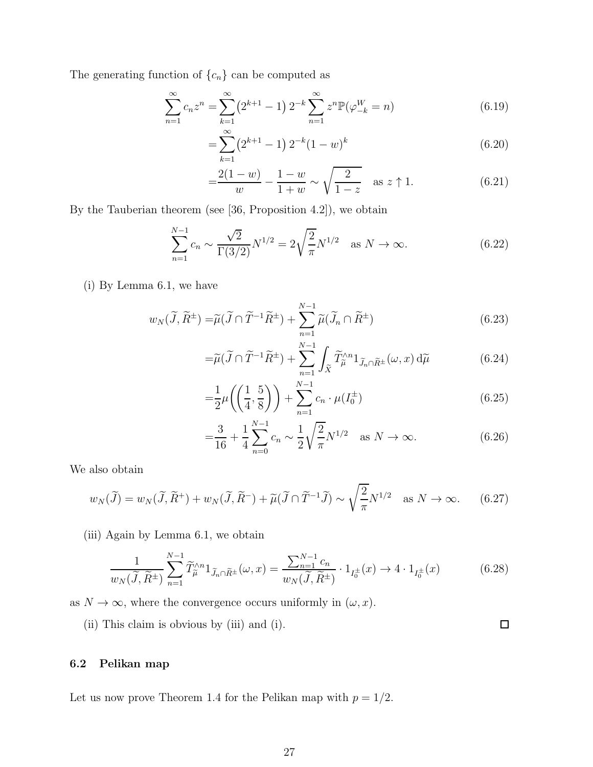The generating function of $\{c_n\}$ can be computed as

$$\sum_{n=1}^{\infty} c_n z^n = \sum_{k=1}^{\infty} \left(2^{k+1}-1\right) 2^{-k} \sum_{n=1}^{\infty} z^n \mathbb{P}(\varphi^W_{-k} = n) \tag{6.19}$$

$$= \sum_{k=1}^{\infty} \left(2^{k+1}-1\right) 2^{-k} (1-w)^k \tag{6.20}$$

$$= \frac{2(1-w)}{w} - \frac{1-w}{1+w} \sim \sqrt{\frac{2}{1-z}} \quad \text{as } z \uparrow 1. \tag{6.21}$$

By the Tauberian theorem (see [36, Proposition 4.2]), we obtain

$$\sum_{n=1}^{N-1} c_n \sim \frac{\sqrt{2}}{\Gamma(3/2)} N^{1/2} = 2\sqrt{\frac{2}{\pi}} N^{1/2} \quad \text{as } N \to \infty. \tag{6.22}$$

(i) By Lemma 6.1, we have

$$w_N(\widetilde{J}, \widetilde{R}^{\pm}) = \widetilde{\mu}(\widetilde{J} \cap \widetilde{T}^{-1}\widetilde{R}^{\pm}) + \sum_{n=1}^{N-1} \widetilde{\mu}(\widetilde{J}_n \cap \widetilde{R}^{\pm}) \tag{6.23}$$

$$= \widetilde{\mu}(\widetilde{J} \cap \widetilde{T}^{-1}\widetilde{R}^{\pm}) + \sum_{n=1}^{N-1} \int_{\widetilde{X}} \widetilde{T}^{\wedge n}_{\widetilde{\mu}} 1_{\widetilde{J}_n \cap \widetilde{R}^{\pm}}(\omega, x) \, \mathrm{d}\widetilde{\mu} \tag{6.24}$$

$$= \frac{1}{2}\mu\left(\left(\frac{1}{4}, \frac{5}{8}\right)\right) + \sum_{n=1}^{N-1} c_n \cdot \mu(I_0^{\pm}) \tag{6.25}$$

$$= \frac{3}{16} + \frac{1}{4}\sum_{n=0}^{N-1} c_n \sim \frac{1}{2}\sqrt{\frac{2}{\pi}} N^{1/2} \quad \text{as } N \to \infty. \tag{6.26}$$

We also obtain

$$w_N(\widetilde{J}) = w_N(\widetilde{J}, \widetilde{R}^{+}) + w_N(\widetilde{J}, \widetilde{R}^{-}) + \widetilde{\mu}(\widetilde{J} \cap \widetilde{T}^{-1}\widetilde{J}) \sim \sqrt{\frac{2}{\pi}} N^{1/2} \quad \text{as } N \to \infty. \tag{6.27}$$

(iii) Again by Lemma 6.1, we obtain

$$\frac{1}{w_N(\widetilde{J}, \widetilde{R}^{\pm})} \sum_{n=1}^{N-1} \widetilde{T}^{\wedge n}_{\widetilde{\mu}} 1_{\widetilde{J}_n \cap \widetilde{R}^{\pm}}(\omega, x) = \frac{\sum_{n=1}^{N-1} c_n}{w_N(\widetilde{J}, \widetilde{R}^{\pm})} \cdot 1_{I_0^{\pm}}(x) \to 4 \cdot 1_{I_0^{\pm}}(x) \tag{6.28}$$

as $N \to \infty$, where the convergence occurs uniformly in $(\omega, x)$.

(ii) This claim is obvious by (iii) and (i). □

## 6.2 Pelikan map

Let us now prove Theorem 1.4 for the Pelikan map with $p = 1/2$.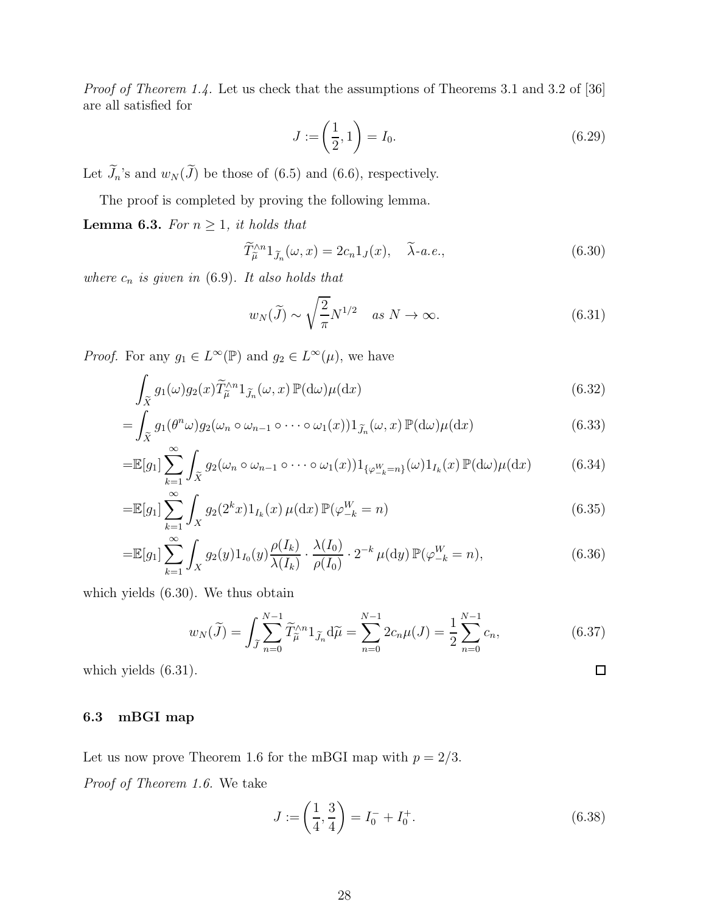*Proof of Theorem 1.4.* Let us check that the assumptions of Theorems 3.1 and 3.2 of [36] are all satisfied for

$$J := \left(\frac{1}{2}, 1\right) = I_0. \tag{6.29}$$

Let $\widetilde{J}_n$'s and $w_N(\widetilde{J})$ be those of (6.5) and (6.6), respectively.

The proof is completed by proving the following lemma.

**Lemma 6.3.** *For $n \geq 1$, it holds that*

$$\widetilde{T}_{\widetilde{\mu}}^{\wedge n} 1_{\widetilde{J}_n}(\omega, x) = 2c_n 1_J(x), \quad \widetilde{\lambda}\text{-a.e.}, \tag{6.30}$$

*where $c_n$ is given in* (6.9)*. It also holds that*

$$w_N(\widetilde{J}) \sim \sqrt{\frac{2}{\pi}} N^{1/2} \quad \text{as } N \to \infty. \tag{6.31}$$

*Proof.* For any $g_1 \in L^\infty(\mathbb{P})$ and $g_2 \in L^\infty(\mu)$, we have

$$\int_{\widetilde{X}} g_1(\omega) g_2(x) \widetilde{T}_{\widetilde{\mu}}^{\wedge n} 1_{\widetilde{J}_n}(\omega, x) \, \mathbb{P}(\mathrm{d}\omega)\mu(\mathrm{d}x) \tag{6.32}$$

$$= \int_{\widetilde{X}} g_1(\theta^n \omega) g_2(\omega_n \circ \omega_{n-1} \circ \cdots \circ \omega_1(x)) 1_{\widetilde{J}_n}(\omega, x) \, \mathbb{P}(\mathrm{d}\omega)\mu(\mathrm{d}x) \tag{6.33}$$

$$= \mathbb{E}[g_1] \sum_{k=1}^{\infty} \int_{\widetilde{X}} g_2(\omega_n \circ \omega_{n-1} \circ \cdots \circ \omega_1(x)) 1_{\{\varphi_{-k}^W = n\}}(\omega) 1_{I_k}(x) \, \mathbb{P}(\mathrm{d}\omega)\mu(\mathrm{d}x) \tag{6.34}$$

$$= \mathbb{E}[g_1] \sum_{k=1}^{\infty} \int_X g_2(2^k x) 1_{I_k}(x) \, \mu(\mathrm{d}x) \, \mathbb{P}(\varphi_{-k}^W = n) \tag{6.35}$$

$$= \mathbb{E}[g_1] \sum_{k=1}^{\infty} \int_X g_2(y) 1_{I_0}(y) \frac{\rho(I_k)}{\lambda(I_k)} \cdot \frac{\lambda(I_0)}{\rho(I_0)} \cdot 2^{-k} \, \mu(\mathrm{d}y) \, \mathbb{P}(\varphi_{-k}^W = n), \tag{6.36}$$

which yields (6.30). We thus obtain

$$w_N(\widetilde{J}) = \int_{\widetilde{J}} \sum_{n=0}^{N-1} \widetilde{T}_{\widetilde{\mu}}^{\wedge n} 1_{\widetilde{J}_n} \mathrm{d}\widetilde{\mu} = \sum_{n=0}^{N-1} 2c_n \mu(J) = \frac{1}{2} \sum_{n=0}^{N-1} c_n, \tag{6.37}$$

which yields (6.31). □

### 6.3 mBGI map

Let us now prove Theorem 1.6 for the mBGI map with $p = 2/3$.

*Proof of Theorem 1.6.* We take

$$J := \left(\frac{1}{4}, \frac{3}{4}\right) = I_0^- + I_0^+. \tag{6.38}$$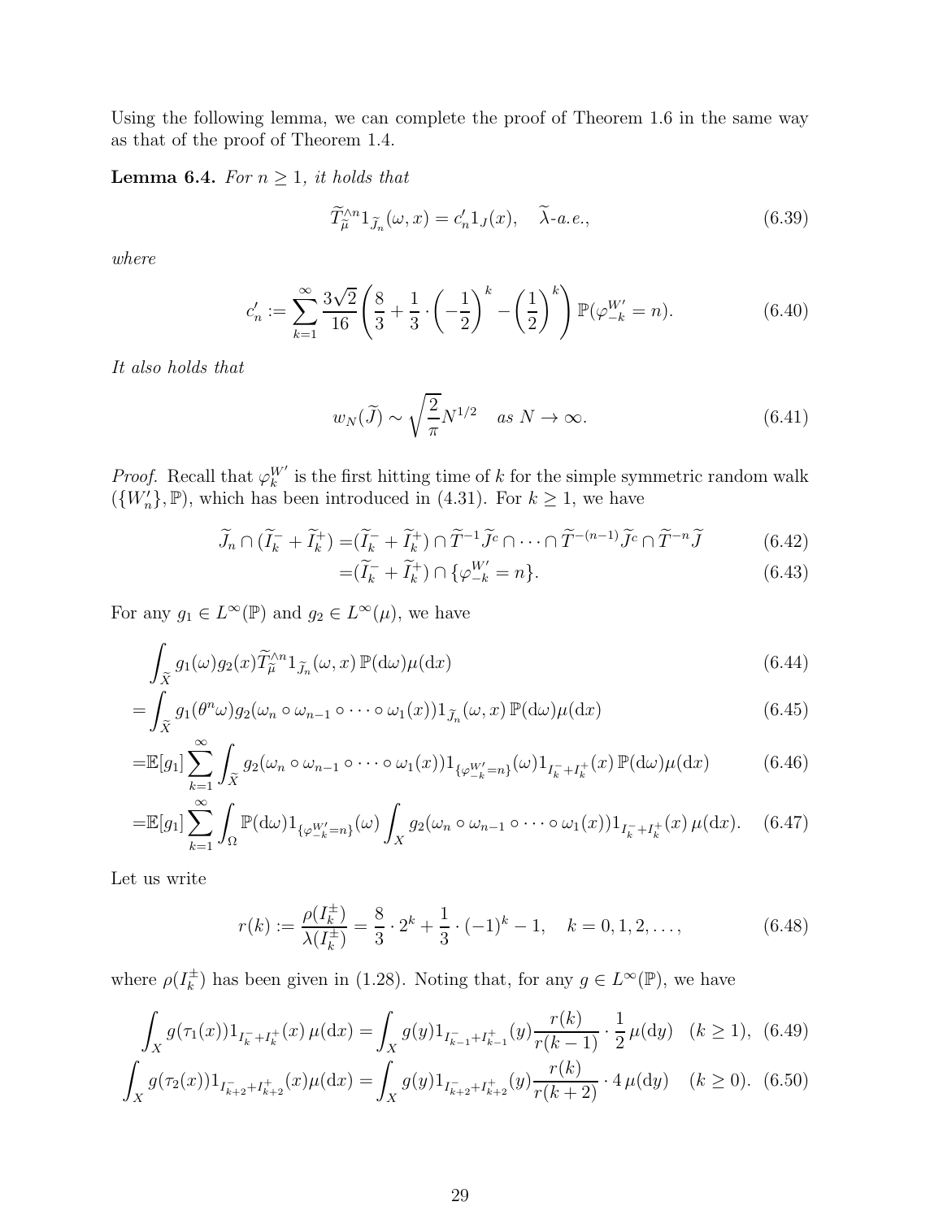Using the following lemma, we can complete the proof of Theorem 1.6 in the same way as that of the proof of Theorem 1.4.

**Lemma 6.4.** *For $n \geq 1$, it holds that*

$$\widetilde{T}^{\wedge n}_{\widetilde{\mu}} 1_{\widetilde{J}_n}(\omega, x) = c'_n 1_J(x), \quad \widetilde{\lambda}\text{-a.e.}, \tag{6.39}$$

*where*

$$c'_n := \sum_{k=1}^{\infty} \frac{3\sqrt{2}}{16} \left( \frac{8}{3} + \frac{1}{3} \cdot \left(-\frac{1}{2}\right)^k - \left(\frac{1}{2}\right)^k \right) \mathbb{P}(\varphi^{W'}_{-k} = n). \tag{6.40}$$

*It also holds that*

$$w_N(\widetilde{J}) \sim \sqrt{\frac{2}{\pi}} N^{1/2} \quad \text{as } N \to \infty. \tag{6.41}$$

*Proof.* Recall that $\varphi^{W'}_k$ is the first hitting time of $k$ for the simple symmetric random walk $(\{W'_n\}, \mathbb{P})$, which has been introduced in (4.31). For $k \geq 1$, we have

$$\begin{aligned} \widetilde{J}_n \cap (\widetilde{I}^-_k + \widetilde{I}^+_k) =& (\widetilde{I}^-_k + \widetilde{I}^+_k) \cap \widetilde{T}^{-1} \widetilde{J}^c \cap \cdots \cap \widetilde{T}^{-(n-1)} \widetilde{J}^c \cap \widetilde{T}^{-n} \widetilde{J} \qquad (6.42)\\ =& (\widetilde{I}^-_k + \widetilde{I}^+_k) \cap \{\varphi^{W'}_{-k} = n\}. \qquad (6.43)\end{aligned}$$

For any $g_1 \in L^\infty(\mathbb{P})$ and $g_2 \in L^\infty(\mu)$, we have

$$\begin{aligned} &\int_{\widetilde{X}} g_1(\omega) g_2(x) \widetilde{T}^{\wedge n}_{\widetilde{\mu}} 1_{\widetilde{J}_n}(\omega, x) \, \mathbb{P}(\mathrm{d}\omega) \mu(\mathrm{d}x) \qquad (6.44)\\ =& \int_{\widetilde{X}} g_1(\theta^n \omega) g_2(\omega_n \circ \omega_{n-1} \circ \cdots \circ \omega_1(x)) 1_{\widetilde{J}_n}(\omega, x) \, \mathbb{P}(\mathrm{d}\omega) \mu(\mathrm{d}x) \qquad (6.45)\\ =& \mathbb{E}[g_1] \sum_{k=1}^{\infty} \int_{\widetilde{X}} g_2(\omega_n \circ \omega_{n-1} \circ \cdots \circ \omega_1(x)) 1_{\{\varphi^{W'}_{-k} = n\}}(\omega) 1_{I^-_k + I^+_k}(x) \, \mathbb{P}(\mathrm{d}\omega) \mu(\mathrm{d}x) \qquad (6.46)\\ =& \mathbb{E}[g_1] \sum_{k=1}^{\infty} \int_{\Omega} \mathbb{P}(\mathrm{d}\omega) 1_{\{\varphi^{W'}_{-k} = n\}}(\omega) \int_X g_2(\omega_n \circ \omega_{n-1} \circ \cdots \circ \omega_1(x)) 1_{I^-_k + I^+_k}(x) \, \mu(\mathrm{d}x). \qquad (6.47)\end{aligned}$$

Let us write

$$r(k) := \frac{\rho(I^\pm_k)}{\lambda(I^\pm_k)} = \frac{8}{3} \cdot 2^k + \frac{1}{3} \cdot (-1)^k - 1, \quad k = 0, 1, 2, \ldots, \tag{6.48}$$

where $\rho(I^\pm_k)$ has been given in (1.28). Noting that, for any $g \in L^\infty(\mathbb{P})$, we have

$$\int_X g(\tau_1(x)) 1_{I^-_k + I^+_k}(x) \, \mu(\mathrm{d}x) = \int_X g(y) 1_{I^-_{k-1} + I^+_{k-1}}(y) \frac{r(k)}{r(k-1)} \cdot \frac{1}{2} \, \mu(\mathrm{d}y) \quad (k \geq 1), \tag{6.49}$$

$$\int_X g(\tau_2(x)) 1_{I^-_{k+2} + I^+_{k+2}}(x) \mu(\mathrm{d}x) = \int_X g(y) 1_{I^-_{k+2} + I^+_{k+2}}(y) \frac{r(k)}{r(k+2)} \cdot 4 \, \mu(\mathrm{d}y) \quad (k \geq 0). \tag{6.50}$$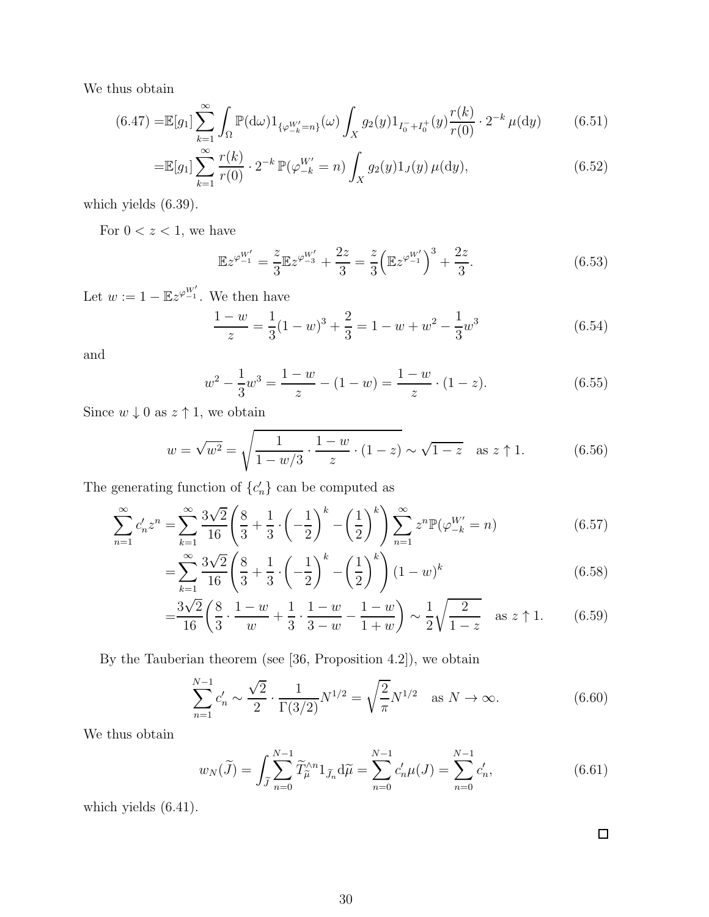We thus obtain

$$(6.47) = \mathbb{E}[g_1] \sum_{k=1}^{\infty} \int_{\Omega} \mathbb{P}(\mathrm{d}\omega) 1_{\{\varphi_{-k}^{W'}=n\}}(\omega) \int_X g_2(y) 1_{I_0^- + I_0^+}(y) \frac{r(k)}{r(0)} \cdot 2^{-k} \, \mu(\mathrm{d}y) \tag{6.51}$$

$$= \mathbb{E}[g_1] \sum_{k=1}^{\infty} \frac{r(k)}{r(0)} \cdot 2^{-k} \, \mathbb{P}(\varphi_{-k}^{W'} = n) \int_X g_2(y) 1_J(y) \, \mu(\mathrm{d}y), \tag{6.52}$$

which yields (6.39).

For $0 < z < 1$, we have

$$\mathbb{E} z^{\varphi_{-1}^{W'}} = \frac{z}{3} \mathbb{E} z^{\varphi_{-3}^{W'}} + \frac{2z}{3} = \frac{z}{3} \Big( \mathbb{E} z^{\varphi_{-1}^{W'}} \Big)^3 + \frac{2z}{3}. \tag{6.53}$$

Let $w := 1 - \mathbb{E} z^{\varphi_{-1}^{W'}}$. We then have

$$\frac{1-w}{z} = \frac{1}{3}(1-w)^3 + \frac{2}{3} = 1 - w + w^2 - \frac{1}{3} w^3 \tag{6.54}$$

and

$$w^2 - \frac{1}{3} w^3 = \frac{1-w}{z} - (1-w) = \frac{1-w}{z} \cdot (1-z). \tag{6.55}$$

Since $w \downarrow 0$ as $z \uparrow 1$, we obtain

$$w = \sqrt{w^2} = \sqrt{\frac{1}{1 - w/3} \cdot \frac{1-w}{z} \cdot (1-z)} \sim \sqrt{1-z} \quad \text{as } z \uparrow 1. \tag{6.56}$$

The generating function of $\{c_n'\}$ can be computed as

$$\sum_{n=1}^{\infty} c_n' z^n = \sum_{k=1}^{\infty} \frac{3\sqrt{2}}{16} \left( \frac{8}{3} + \frac{1}{3} \cdot \left( -\frac{1}{2} \right)^k - \left( \frac{1}{2} \right)^k \right) \sum_{n=1}^{\infty} z^n \mathbb{P}(\varphi_{-k}^{W'} = n) \tag{6.57}$$

$$= \sum_{k=1}^{\infty} \frac{3\sqrt{2}}{16} \left( \frac{8}{3} + \frac{1}{3} \cdot \left( -\frac{1}{2} \right)^k - \left( \frac{1}{2} \right)^k \right) (1-w)^k \tag{6.58}$$

$$= \frac{3\sqrt{2}}{16} \left( \frac{8}{3} \cdot \frac{1-w}{w} + \frac{1}{3} \cdot \frac{1-w}{3-w} - \frac{1-w}{1+w} \right) \sim \frac{1}{2} \sqrt{\frac{2}{1-z}} \quad \text{as } z \uparrow 1. \tag{6.59}$$

By the Tauberian theorem (see [36, Proposition 4.2]), we obtain

$$\sum_{n=1}^{N-1} c_n' \sim \frac{\sqrt{2}}{2} \cdot \frac{1}{\Gamma(3/2)} N^{1/2} = \sqrt{\frac{2}{\pi}} N^{1/2} \quad \text{as } N \to \infty. \tag{6.60}$$

We thus obtain

$$w_N(\widetilde{J}) = \int_{\widetilde{J}} \sum_{n=0}^{N-1} \widetilde{T}_{\widetilde{\mu}}^{\wedge n} 1_{\widetilde{J}_n} \mathrm{d}\widetilde{\mu} = \sum_{n=0}^{N-1} c_n' \mu(J) = \sum_{n=0}^{N-1} c_n', \tag{6.61}$$

which yields (6.41).

$\square$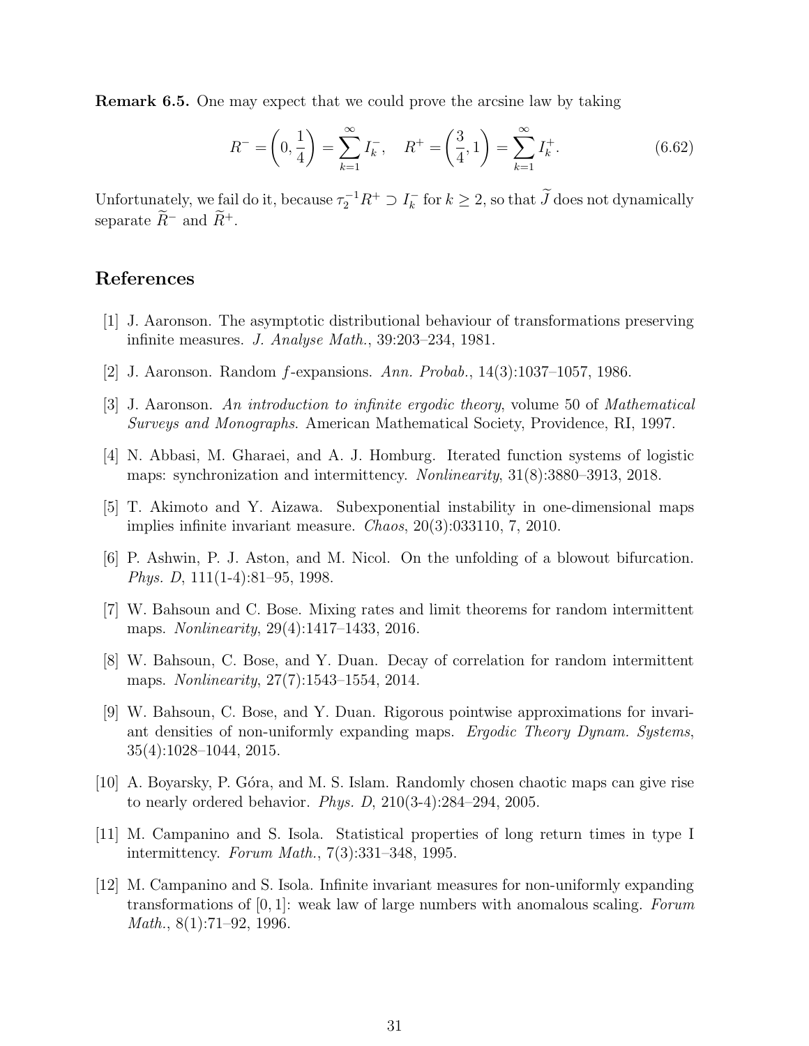**Remark 6.5.** One may expect that we could prove the arcsine law by taking

$$R^- = \left(0, \frac{1}{4}\right) = \sum_{k=1}^{\infty} I_k^-, \quad R^+ = \left(\frac{3}{4}, 1\right) = \sum_{k=1}^{\infty} I_k^+. \tag{6.62}$$

Unfortunately, we fail do it, because $\tau_2^{-1} R^+ \supset I_k^-$ for $k \geq 2$, so that $\widetilde{J}$ does not dynamically separate $\widetilde{R}^-$ and $\widetilde{R}^+$.

## References

[1] J. Aaronson. The asymptotic distributional behaviour of transformations preserving infinite measures. *J. Analyse Math.*, 39:203–234, 1981.

[2] J. Aaronson. Random $f$-expansions. *Ann. Probab.*, 14(3):1037–1057, 1986.

[3] J. Aaronson. *An introduction to infinite ergodic theory*, volume 50 of *Mathematical Surveys and Monographs*. American Mathematical Society, Providence, RI, 1997.

[4] N. Abbasi, M. Gharaei, and A. J. Homburg. Iterated function systems of logistic maps: synchronization and intermittency. *Nonlinearity*, 31(8):3880–3913, 2018.

[5] T. Akimoto and Y. Aizawa. Subexponential instability in one-dimensional maps implies infinite invariant measure. *Chaos*, 20(3):033110, 7, 2010.

[6] P. Ashwin, P. J. Aston, and M. Nicol. On the unfolding of a blowout bifurcation. *Phys. D*, 111(1-4):81–95, 1998.

[7] W. Bahsoun and C. Bose. Mixing rates and limit theorems for random intermittent maps. *Nonlinearity*, 29(4):1417–1433, 2016.

[8] W. Bahsoun, C. Bose, and Y. Duan. Decay of correlation for random intermittent maps. *Nonlinearity*, 27(7):1543–1554, 2014.

[9] W. Bahsoun, C. Bose, and Y. Duan. Rigorous pointwise approximations for invariant densities of non-uniformly expanding maps. *Ergodic Theory Dynam. Systems*, 35(4):1028–1044, 2015.

[10] A. Boyarsky, P. Góra, and M. S. Islam. Randomly chosen chaotic maps can give rise to nearly ordered behavior. *Phys. D*, 210(3-4):284–294, 2005.

[11] M. Campanino and S. Isola. Statistical properties of long return times in type I intermittency. *Forum Math.*, 7(3):331–348, 1995.

[12] M. Campanino and S. Isola. Infinite invariant measures for non-uniformly expanding transformations of $[0, 1]$: weak law of large numbers with anomalous scaling. *Forum Math.*, 8(1):71–92, 1996.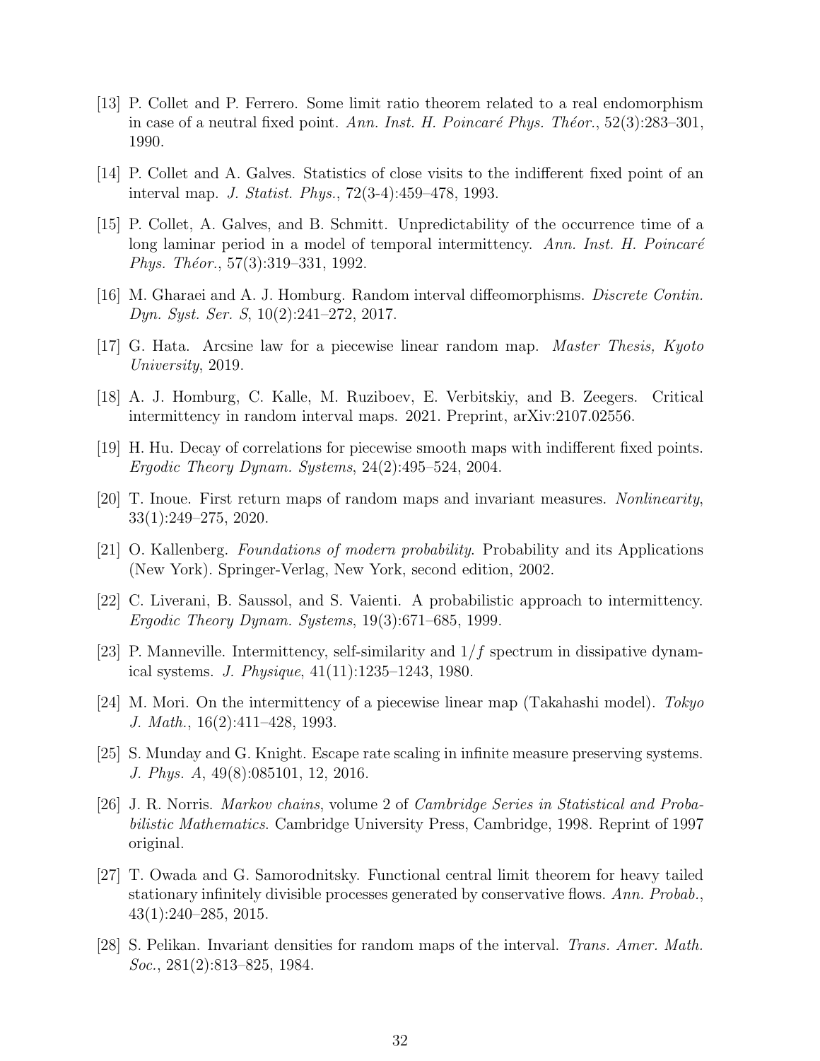[13] P. Collet and P. Ferrero. Some limit ratio theorem related to a real endomorphism in case of a neutral fixed point. *Ann. Inst. H. Poincaré Phys. Théor.*, 52(3):283–301, 1990.

[14] P. Collet and A. Galves. Statistics of close visits to the indifferent fixed point of an interval map. *J. Statist. Phys.*, 72(3-4):459–478, 1993.

[15] P. Collet, A. Galves, and B. Schmitt. Unpredictability of the occurrence time of a long laminar period in a model of temporal intermittency. *Ann. Inst. H. Poincaré Phys. Théor.*, 57(3):319–331, 1992.

[16] M. Gharaei and A. J. Homburg. Random interval diffeomorphisms. *Discrete Contin. Dyn. Syst. Ser. S*, 10(2):241–272, 2017.

[17] G. Hata. Arcsine law for a piecewise linear random map. *Master Thesis, Kyoto University*, 2019.

[18] A. J. Homburg, C. Kalle, M. Ruziboev, E. Verbitskiy, and B. Zeegers. Critical intermittency in random interval maps. 2021. Preprint, arXiv:2107.02556.

[19] H. Hu. Decay of correlations for piecewise smooth maps with indifferent fixed points. *Ergodic Theory Dynam. Systems*, 24(2):495–524, 2004.

[20] T. Inoue. First return maps of random maps and invariant measures. *Nonlinearity*, 33(1):249–275, 2020.

[21] O. Kallenberg. *Foundations of modern probability*. Probability and its Applications (New York). Springer-Verlag, New York, second edition, 2002.

[22] C. Liverani, B. Saussol, and S. Vaienti. A probabilistic approach to intermittency. *Ergodic Theory Dynam. Systems*, 19(3):671–685, 1999.

[23] P. Manneville. Intermittency, self-similarity and $1/f$ spectrum in dissipative dynamical systems. *J. Physique*, 41(11):1235–1243, 1980.

[24] M. Mori. On the intermittency of a piecewise linear map (Takahashi model). *Tokyo J. Math.*, 16(2):411–428, 1993.

[25] S. Munday and G. Knight. Escape rate scaling in infinite measure preserving systems. *J. Phys. A*, 49(8):085101, 12, 2016.

[26] J. R. Norris. *Markov chains*, volume 2 of *Cambridge Series in Statistical and Probabilistic Mathematics*. Cambridge University Press, Cambridge, 1998. Reprint of 1997 original.

[27] T. Owada and G. Samorodnitsky. Functional central limit theorem for heavy tailed stationary infinitely divisible processes generated by conservative flows. *Ann. Probab.*, 43(1):240–285, 2015.

[28] S. Pelikan. Invariant densities for random maps of the interval. *Trans. Amer. Math. Soc.*, 281(2):813–825, 1984.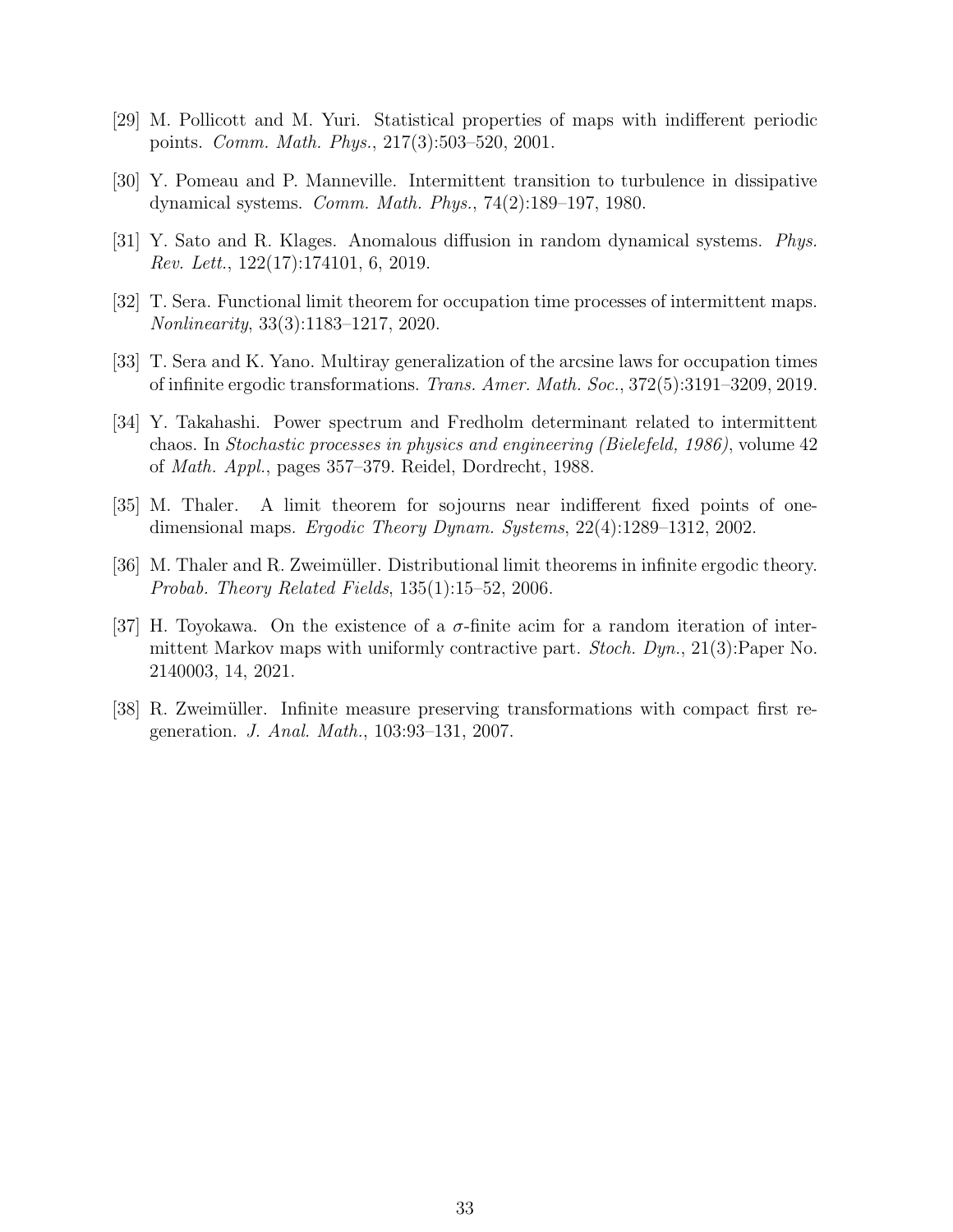[29] M. Pollicott and M. Yuri. Statistical properties of maps with indifferent periodic points. *Comm. Math. Phys.*, 217(3):503–520, 2001.

[30] Y. Pomeau and P. Manneville. Intermittent transition to turbulence in dissipative dynamical systems. *Comm. Math. Phys.*, 74(2):189–197, 1980.

[31] Y. Sato and R. Klages. Anomalous diffusion in random dynamical systems. *Phys. Rev. Lett.*, 122(17):174101, 6, 2019.

[32] T. Sera. Functional limit theorem for occupation time processes of intermittent maps. *Nonlinearity*, 33(3):1183–1217, 2020.

[33] T. Sera and K. Yano. Multiray generalization of the arcsine laws for occupation times of infinite ergodic transformations. *Trans. Amer. Math. Soc.*, 372(5):3191–3209, 2019.

[34] Y. Takahashi. Power spectrum and Fredholm determinant related to intermittent chaos. In *Stochastic processes in physics and engineering (Bielefeld, 1986)*, volume 42 of *Math. Appl.*, pages 357–379. Reidel, Dordrecht, 1988.

[35] M. Thaler. A limit theorem for sojourns near indifferent fixed points of one-dimensional maps. *Ergodic Theory Dynam. Systems*, 22(4):1289–1312, 2002.

[36] M. Thaler and R. Zweimüller. Distributional limit theorems in infinite ergodic theory. *Probab. Theory Related Fields*, 135(1):15–52, 2006.

[37] H. Toyokawa. On the existence of a $\sigma$-finite acim for a random iteration of intermittent Markov maps with uniformly contractive part. *Stoch. Dyn.*, 21(3):Paper No. 2140003, 14, 2021.

[38] R. Zweimüller. Infinite measure preserving transformations with compact first regeneration. *J. Anal. Math.*, 103:93–131, 2007.